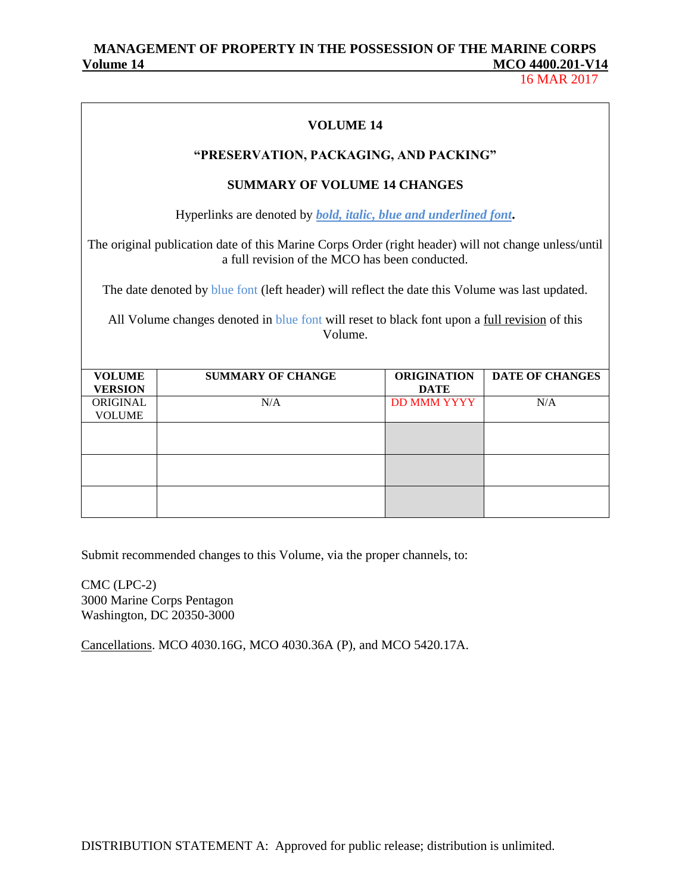# VOLUME 14

## "PRESERVATION, PACKAGING, AND PACKING"

## SUMMARY OF VOLUME 14 CHANGES

Hyperlinks are denoted by ***bold, italic, blue and underlined font*****.**

The original publication date of this Marine Corps Order (right header) will not change unless/until a full revision of the MCO has been conducted.

The date denoted by blue font (left header) will reflect the date this Volume was last updated.

All Volume changes denoted in blue font will reset to black font upon a full revision of this Volume.

| VOLUME VERSION | SUMMARY OF CHANGE | ORIGINATION DATE | DATE OF CHANGES |
|---|---|---|---|
| ORIGINAL VOLUME | N/A | DD MMM YYYY | N/A |
| | | | |
| | | | |
| | | | |

Submit recommended changes to this Volume, via the proper channels, to:

CMC (LPC-2)
3000 Marine Corps Pentagon
Washington, DC 20350-3000

Cancellations. MCO 4030.16G, MCO 4030.36A (P), and MCO 5420.17A.

DISTRIBUTION STATEMENT A: Approved for public release; distribution is unlimited.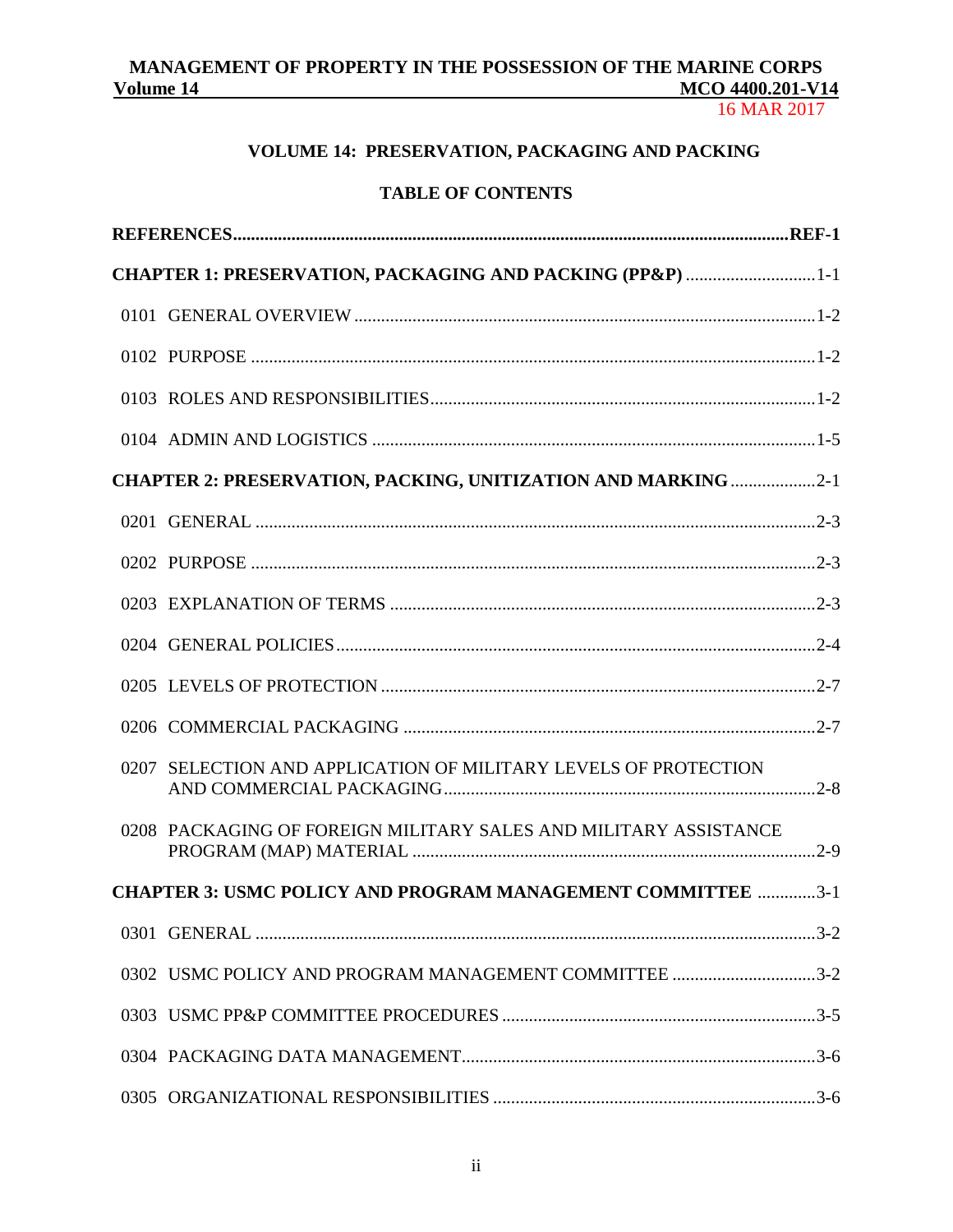## VOLUME 14: PRESERVATION, PACKAGING AND PACKING

### TABLE OF CONTENTS

**REFERENCES ........................................................................ REF-1**

**CHAPTER 1: PRESERVATION, PACKAGING AND PACKING (PP&P) ........................ 1-1**

0101 GENERAL OVERVIEW ........................................................ 1-2

0102 PURPOSE .................................................................. 1-2

0103 ROLES AND RESPONSIBILITIES ............................................... 1-2

0104 ADMIN AND LOGISTICS ...................................................... 1-5

**CHAPTER 2: PRESERVATION, PACKING, UNITIZATION AND MARKING ...................... 2-1**

0201 GENERAL .................................................................. 2-3

0202 PURPOSE .................................................................. 2-3

0203 EXPLANATION OF TERMS ..................................................... 2-3

0204 GENERAL POLICIES ......................................................... 2-4

0205 LEVELS OF PROTECTION ..................................................... 2-7

0206 COMMERCIAL PACKAGING ..................................................... 2-7

0207 SELECTION AND APPLICATION OF MILITARY LEVELS OF PROTECTION AND COMMERCIAL PACKAGING ........................................................ 2-8

0208 PACKAGING OF FOREIGN MILITARY SALES AND MILITARY ASSISTANCE PROGRAM (MAP) MATERIAL ..................................................... 2-9

**CHAPTER 3: USMC POLICY AND PROGRAM MANAGEMENT COMMITTEE ........................ 3-1**

0301 GENERAL .................................................................. 3-2

0302 USMC POLICY AND PROGRAM MANAGEMENT COMMITTEE ............................. 3-2

0303 USMC PP&P COMMITTEE PROCEDURES ........................................... 3-5

0304 PACKAGING DATA MANAGEMENT ................................................ 3-6

0305 ORGANIZATIONAL RESPONSIBILITIES .......................................... 3-6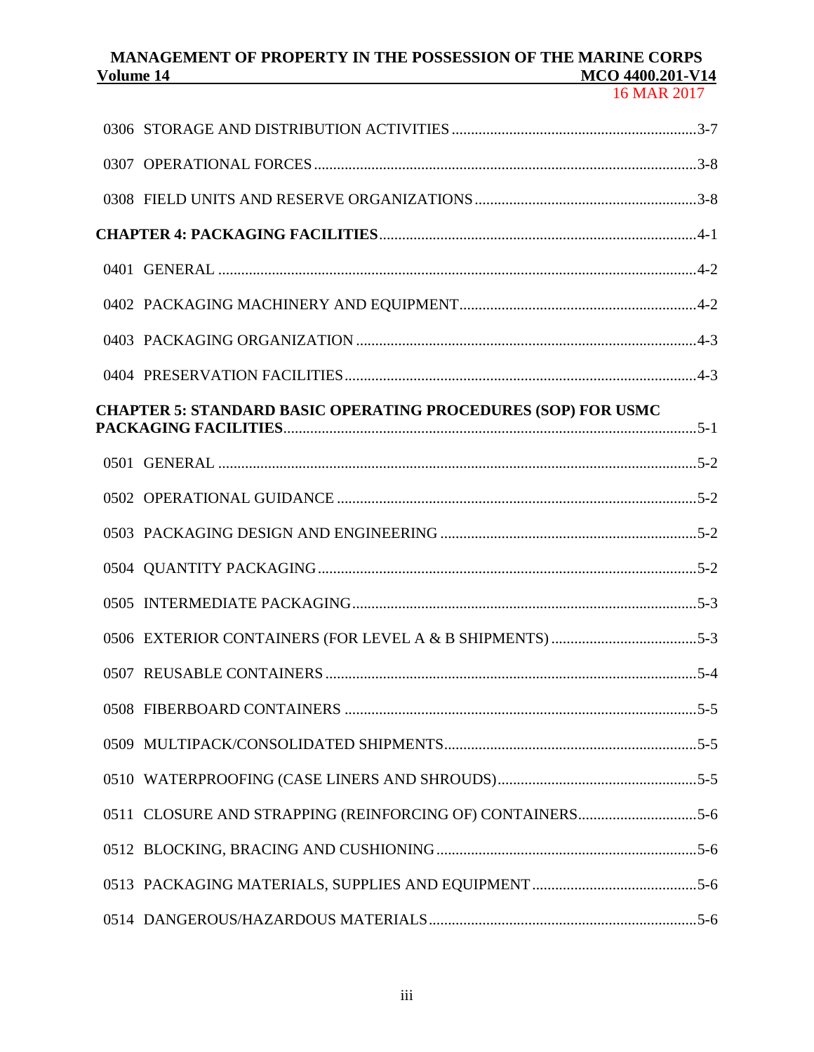0306 STORAGE AND DISTRIBUTION ACTIVITIES ....................................................................3-7

0307 OPERATIONAL FORCES ......................................................................................................3-8

0308 FIELD UNITS AND RESERVE ORGANIZATIONS ..............................................................3-8

**CHAPTER 4: PACKAGING FACILITIES** .......................................................................................4-1

0401 GENERAL ...............................................................................................................................4-2

0402 PACKAGING MACHINERY AND EQUIPMENT .................................................................4-2

0403 PACKAGING ORGANIZATION ............................................................................................4-3

0404 PRESERVATION FACILITIES ...............................................................................................4-3

**CHAPTER 5: STANDARD BASIC OPERATING PROCEDURES (SOP) FOR USMC PACKAGING FACILITIES** .......................................................................................................5-1

0501 GENERAL ...............................................................................................................................5-2

0502 OPERATIONAL GUIDANCE .................................................................................................5-2

0503 PACKAGING DESIGN AND ENGINEERING ......................................................................5-2

0504 QUANTITY PACKAGING ......................................................................................................5-2

0505 INTERMEDIATE PACKAGING .............................................................................................5-3

0506 EXTERIOR CONTAINERS (FOR LEVEL A & B SHIPMENTS) ..........................................5-3

0507 REUSABLE CONTAINERS ....................................................................................................5-4

0508 FIBERBOARD CONTAINERS ...............................................................................................5-5

0509 MULTIPACK/CONSOLIDATED SHIPMENTS .....................................................................5-5

0510 WATERPROOFING (CASE LINERS AND SHROUDS) .......................................................5-5

0511 CLOSURE AND STRAPPING (REINFORCING OF) CONTAINERS ..................................5-6

0512 BLOCKING, BRACING AND CUSHIONING .......................................................................5-6

0513 PACKAGING MATERIALS, SUPPLIES AND EQUIPMENT ...............................................5-6

0514 DANGEROUS/HAZARDOUS MATERIALS .........................................................................5-6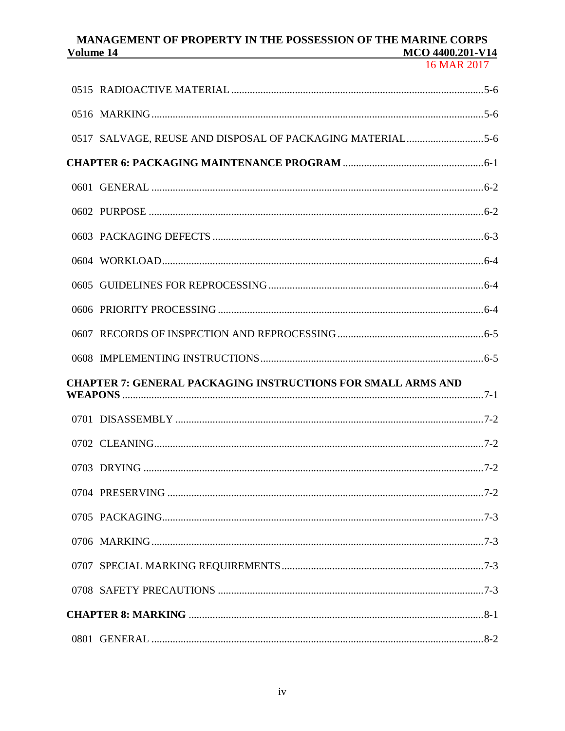0515 RADIOACTIVE MATERIAL .....5-6

0516 MARKING .....5-6

0517 SALVAGE, REUSE AND DISPOSAL OF PACKAGING MATERIAL .....5-6

**CHAPTER 6: PACKAGING MAINTENANCE PROGRAM** .....6-1

0601 GENERAL .....6-2

0602 PURPOSE .....6-2

0603 PACKAGING DEFECTS .....6-3

0604 WORKLOAD .....6-4

0605 GUIDELINES FOR REPROCESSING .....6-4

0606 PRIORITY PROCESSING .....6-4

0607 RECORDS OF INSPECTION AND REPROCESSING .....6-5

0608 IMPLEMENTING INSTRUCTIONS .....6-5

**CHAPTER 7: GENERAL PACKAGING INSTRUCTIONS FOR SMALL ARMS AND WEAPONS** .....7-1

0701 DISASSEMBLY .....7-2

0702 CLEANING .....7-2

0703 DRYING .....7-2

0704 PRESERVING .....7-2

0705 PACKAGING .....7-3

0706 MARKING .....7-3

0707 SPECIAL MARKING REQUIREMENTS .....7-3

0708 SAFETY PRECAUTIONS .....7-3

**CHAPTER 8: MARKING** .....8-1

0801 GENERAL .....8-2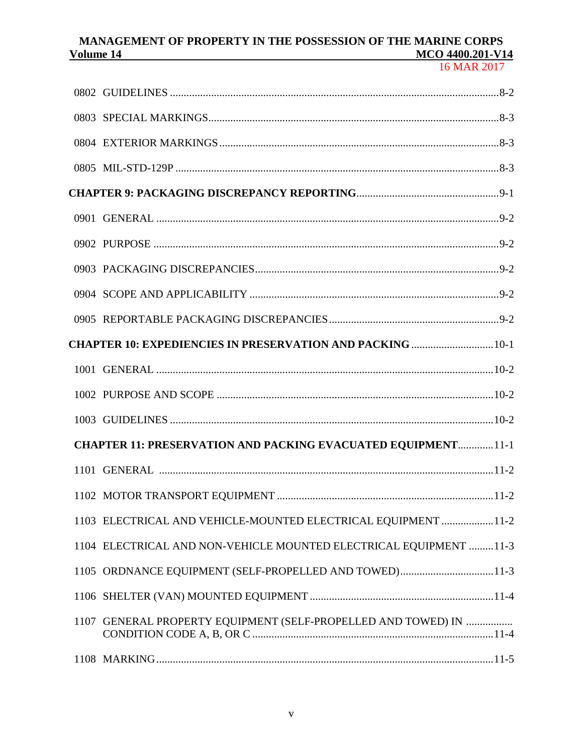0802 GUIDELINES ....................................................................................................................8-2

0803 SPECIAL MARKINGS.......................................................................................................8-3

0804 EXTERIOR MARKINGS ...................................................................................................8-3

0805 MIL-STD-129P ...................................................................................................................8-3

**CHAPTER 9: PACKAGING DISCREPANCY REPORTING**.................................................9-1

0901 GENERAL ..........................................................................................................................9-2

0902 PURPOSE ...........................................................................................................................9-2

0903 PACKAGING DISCREPANCIES......................................................................................9-2

0904 SCOPE AND APPLICABILITY ........................................................................................9-2

0905 REPORTABLE PACKAGING DISCREPANCIES............................................................9-2

**CHAPTER 10: EXPEDIENCIES IN PRESERVATION AND PACKING** ..........................10-1

1001 GENERAL ........................................................................................................................10-2

1002 PURPOSE AND SCOPE ..................................................................................................10-2

1003 GUIDELINES ...................................................................................................................10-2

**CHAPTER 11: PRESERVATION AND PACKING EVACUATED EQUIPMENT**.............11-1

1101 GENERAL .......................................................................................................................11-2

1102 MOTOR TRANSPORT EQUIPMENT ............................................................................11-2

1103 ELECTRICAL AND VEHICLE-MOUNTED ELECTRICAL EQUIPMENT ..................11-2

1104 ELECTRICAL AND NON-VEHICLE MOUNTED ELECTRICAL EQUIPMENT .........11-3

1105 ORDNANCE EQUIPMENT (SELF-PROPELLED AND TOWED).................................11-3

1106 SHELTER (VAN) MOUNTED EQUIPMENT .................................................................11-4

1107 GENERAL PROPERTY EQUIPMENT (SELF-PROPELLED AND TOWED) IN CONDITION CODE A, B, OR C .....................................................................................11-4

1108 MARKING........................................................................................................................11-5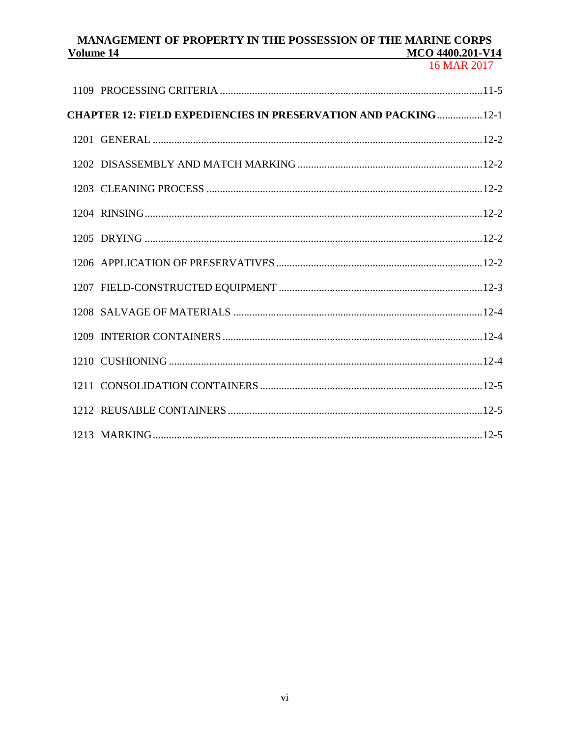1109 PROCESSING CRITERIA ........................................................................................................11-5

**CHAPTER 12: FIELD EXPEDIENCIES IN PRESERVATION AND PACKING**.................12-1

1201 GENERAL ........................................................................................................12-2

1202 DISASSEMBLY AND MATCH MARKING ........................................................................12-2

1203 CLEANING PROCESS ..........................................................................................12-2

1204 RINSING........................................................................................................12-2

1205 DRYING .........................................................................................................12-2

1206 APPLICATION OF PRESERVATIVES.............................................................................12-2

1207 FIELD-CONSTRUCTED EQUIPMENT ............................................................................12-3

1208 SALVAGE OF MATERIALS ......................................................................................12-4

1209 INTERIOR CONTAINERS........................................................................................12-4

1210 CUSHIONING ...................................................................................................12-4

1211 CONSOLIDATION CONTAINERS ................................................................................12-5

1212 REUSABLE CONTAINERS .......................................................................................12-5

1213 MARKING........................................................................................................12-5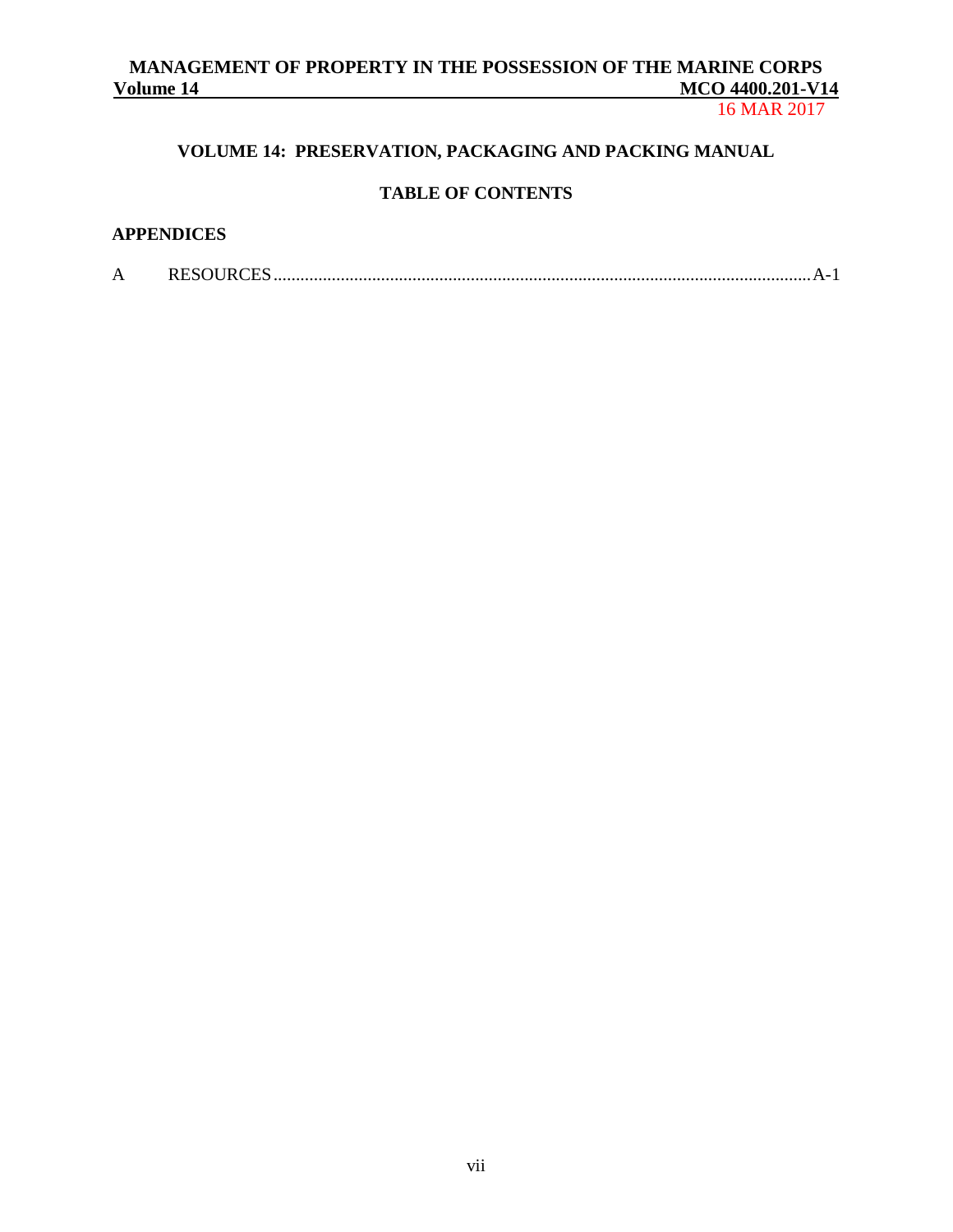## VOLUME 14: PRESERVATION, PACKAGING AND PACKING MANUAL

### TABLE OF CONTENTS

**APPENDICES**

A RESOURCES.......................................................................................................................A-1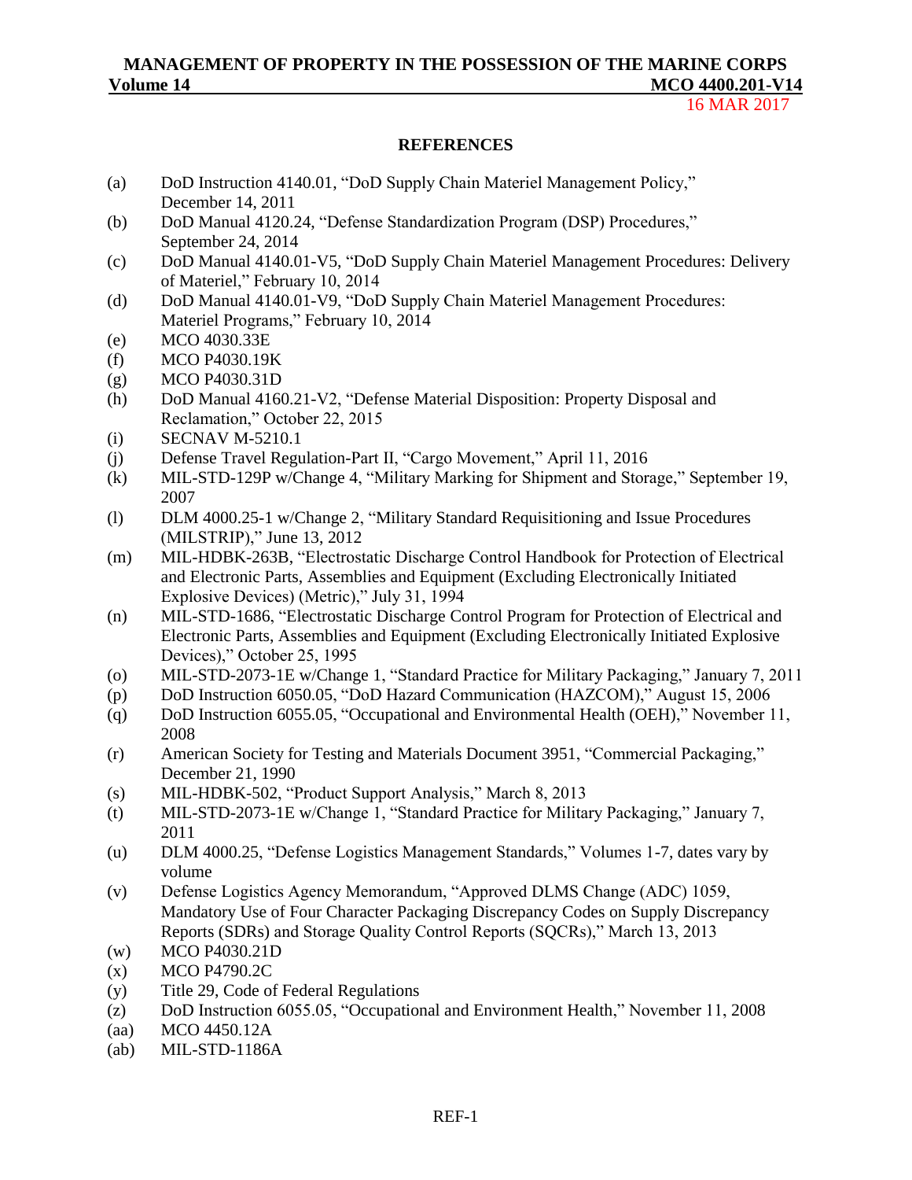## REFERENCES

(a) DoD Instruction 4140.01, "DoD Supply Chain Materiel Management Policy," December 14, 2011

(b) DoD Manual 4120.24, "Defense Standardization Program (DSP) Procedures," September 24, 2014

(c) DoD Manual 4140.01-V5, "DoD Supply Chain Materiel Management Procedures: Delivery of Materiel," February 10, 2014

(d) DoD Manual 4140.01-V9, "DoD Supply Chain Materiel Management Procedures: Materiel Programs," February 10, 2014

(e) MCO 4030.33E

(f) MCO P4030.19K

(g) MCO P4030.31D

(h) DoD Manual 4160.21-V2, "Defense Material Disposition: Property Disposal and Reclamation," October 22, 2015

(i) SECNAV M-5210.1

(j) Defense Travel Regulation-Part II, "Cargo Movement," April 11, 2016

(k) MIL-STD-129P w/Change 4, "Military Marking for Shipment and Storage," September 19, 2007

(l) DLM 4000.25-1 w/Change 2, "Military Standard Requisitioning and Issue Procedures (MILSTRIP)," June 13, 2012

(m) MIL-HDBK-263B, "Electrostatic Discharge Control Handbook for Protection of Electrical and Electronic Parts, Assemblies and Equipment (Excluding Electronically Initiated Explosive Devices) (Metric)," July 31, 1994

(n) MIL-STD-1686, "Electrostatic Discharge Control Program for Protection of Electrical and Electronic Parts, Assemblies and Equipment (Excluding Electronically Initiated Explosive Devices)," October 25, 1995

(o) MIL-STD-2073-1E w/Change 1, "Standard Practice for Military Packaging," January 7, 2011

(p) DoD Instruction 6050.05, "DoD Hazard Communication (HAZCOM)," August 15, 2006

(q) DoD Instruction 6055.05, "Occupational and Environmental Health (OEH)," November 11, 2008

(r) American Society for Testing and Materials Document 3951, "Commercial Packaging," December 21, 1990

(s) MIL-HDBK-502, "Product Support Analysis," March 8, 2013

(t) MIL-STD-2073-1E w/Change 1, "Standard Practice for Military Packaging," January 7, 2011

(u) DLM 4000.25, "Defense Logistics Management Standards," Volumes 1-7, dates vary by volume

(v) Defense Logistics Agency Memorandum, "Approved DLMS Change (ADC) 1059, Mandatory Use of Four Character Packaging Discrepancy Codes on Supply Discrepancy Reports (SDRs) and Storage Quality Control Reports (SQCRs)," March 13, 2013

(w) MCO P4030.21D

(x) MCO P4790.2C

(y) Title 29, Code of Federal Regulations

(z) DoD Instruction 6055.05, "Occupational and Environment Health," November 11, 2008

(aa) MCO 4450.12A

(ab) MIL-STD-1186A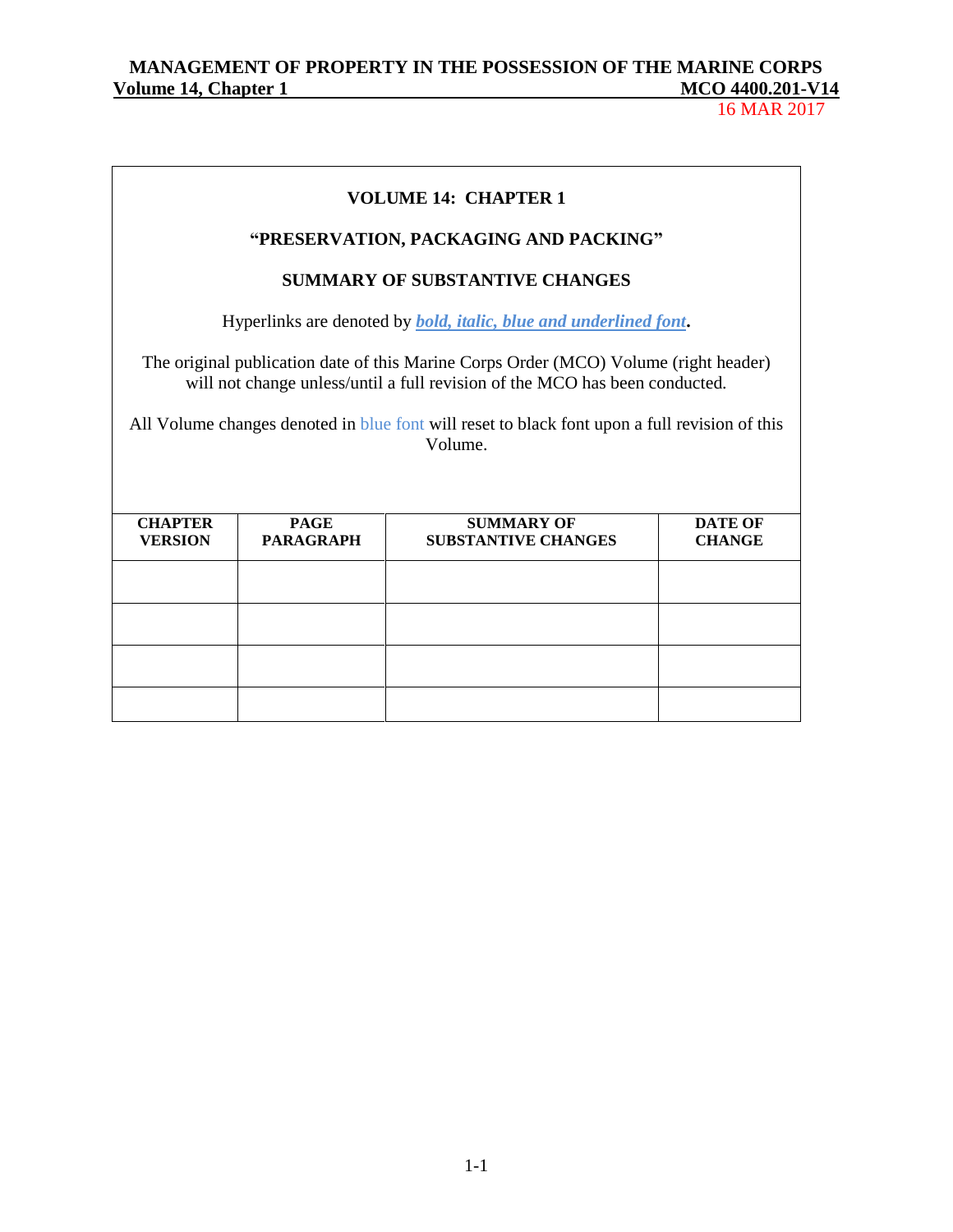**VOLUME 14: CHAPTER 1**

**"PRESERVATION, PACKAGING AND PACKING"**

**SUMMARY OF SUBSTANTIVE CHANGES**

Hyperlinks are denoted by ***bold, italic, blue and underlined font*****.**

The original publication date of this Marine Corps Order (MCO) Volume (right header) will not change unless/until a full revision of the MCO has been conducted.

All Volume changes denoted in blue font will reset to black font upon a full revision of this Volume.

| CHAPTER VERSION | PAGE PARAGRAPH | SUMMARY OF SUBSTANTIVE CHANGES | DATE OF CHANGE |
|---|---|---|---|
| | | | |
| | | | |
| | | | |
| | | | |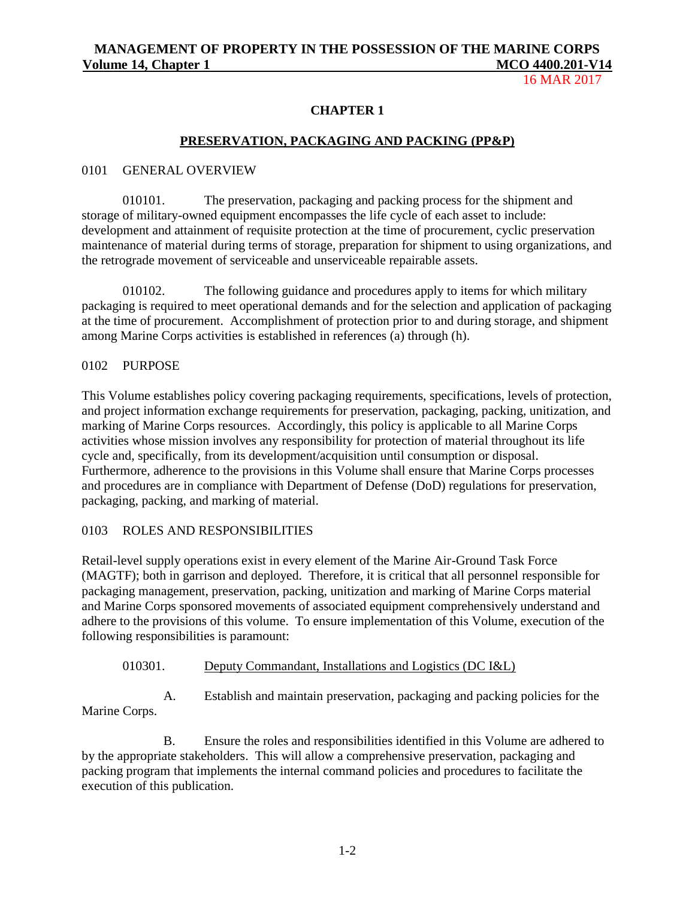## CHAPTER 1

## PRESERVATION, PACKAGING AND PACKING (PP&P)

### 0101 GENERAL OVERVIEW

010101. The preservation, packaging and packing process for the shipment and storage of military-owned equipment encompasses the life cycle of each asset to include: development and attainment of requisite protection at the time of procurement, cyclic preservation maintenance of material during terms of storage, preparation for shipment to using organizations, and the retrograde movement of serviceable and unserviceable repairable assets.

010102. The following guidance and procedures apply to items for which military packaging is required to meet operational demands and for the selection and application of packaging at the time of procurement. Accomplishment of protection prior to and during storage, and shipment among Marine Corps activities is established in references (a) through (h).

### 0102 PURPOSE

This Volume establishes policy covering packaging requirements, specifications, levels of protection, and project information exchange requirements for preservation, packaging, packing, unitization, and marking of Marine Corps resources. Accordingly, this policy is applicable to all Marine Corps activities whose mission involves any responsibility for protection of material throughout its life cycle and, specifically, from its development/acquisition until consumption or disposal. Furthermore, adherence to the provisions in this Volume shall ensure that Marine Corps processes and procedures are in compliance with Department of Defense (DoD) regulations for preservation, packaging, packing, and marking of material.

### 0103 ROLES AND RESPONSIBILITIES

Retail-level supply operations exist in every element of the Marine Air-Ground Task Force (MAGTF); both in garrison and deployed. Therefore, it is critical that all personnel responsible for packaging management, preservation, packing, unitization and marking of Marine Corps material and Marine Corps sponsored movements of associated equipment comprehensively understand and adhere to the provisions of this volume. To ensure implementation of this Volume, execution of the following responsibilities is paramount:

010301. Deputy Commandant, Installations and Logistics (DC I&L)

A. Establish and maintain preservation, packaging and packing policies for the Marine Corps.

B. Ensure the roles and responsibilities identified in this Volume are adhered to by the appropriate stakeholders. This will allow a comprehensive preservation, packaging and packing program that implements the internal command policies and procedures to facilitate the execution of this publication.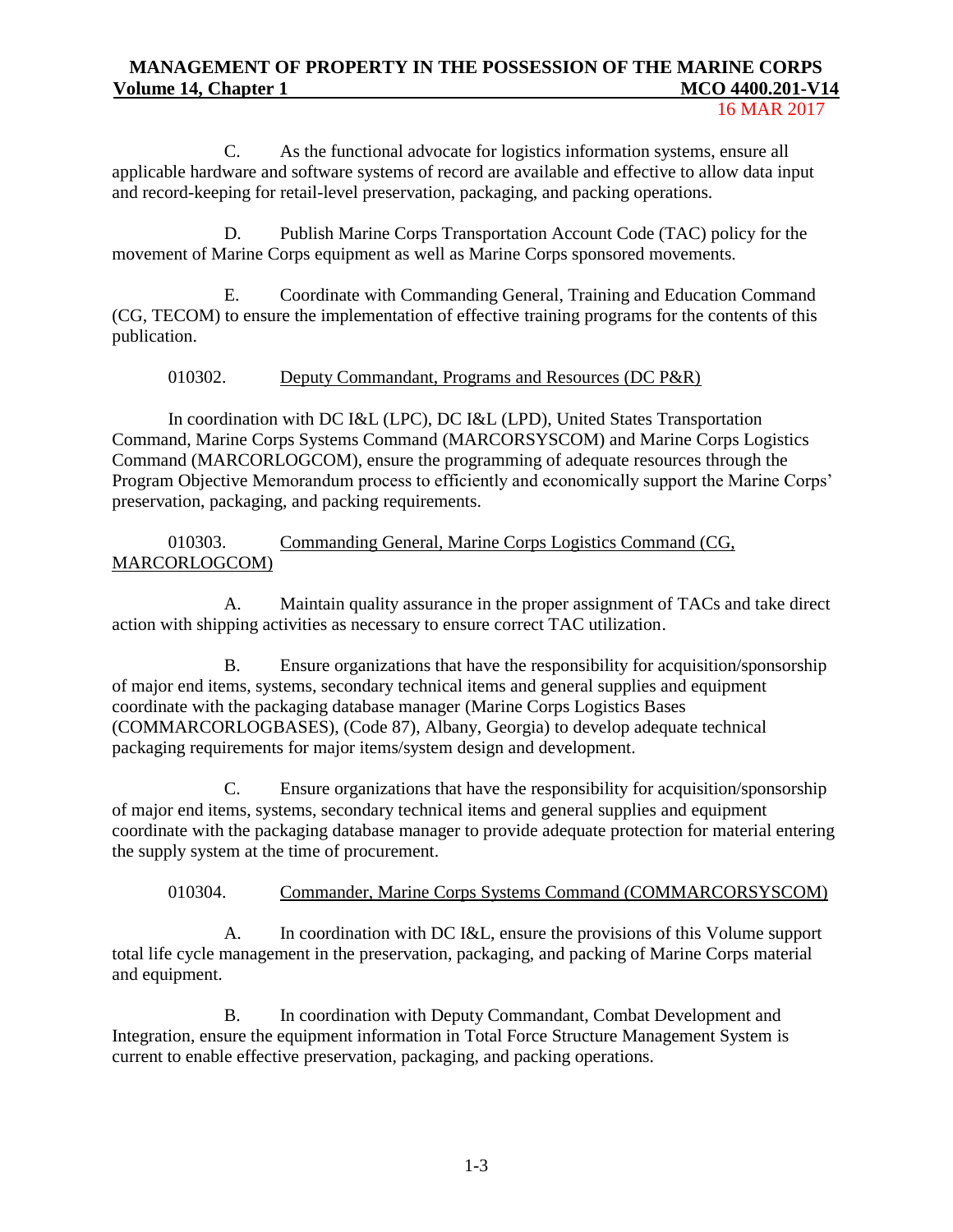C. As the functional advocate for logistics information systems, ensure all applicable hardware and software systems of record are available and effective to allow data input and record-keeping for retail-level preservation, packaging, and packing operations.

D. Publish Marine Corps Transportation Account Code (TAC) policy for the movement of Marine Corps equipment as well as Marine Corps sponsored movements.

E. Coordinate with Commanding General, Training and Education Command (CG, TECOM) to ensure the implementation of effective training programs for the contents of this publication.

010302. Deputy Commandant, Programs and Resources (DC P&R)

In coordination with DC I&L (LPC), DC I&L (LPD), United States Transportation Command, Marine Corps Systems Command (MARCORSYSCOM) and Marine Corps Logistics Command (MARCORLOGCOM), ensure the programming of adequate resources through the Program Objective Memorandum process to efficiently and economically support the Marine Corps' preservation, packaging, and packing requirements.

010303. Commanding General, Marine Corps Logistics Command (CG, MARCORLOGCOM)

A. Maintain quality assurance in the proper assignment of TACs and take direct action with shipping activities as necessary to ensure correct TAC utilization.

B. Ensure organizations that have the responsibility for acquisition/sponsorship of major end items, systems, secondary technical items and general supplies and equipment coordinate with the packaging database manager (Marine Corps Logistics Bases (COMMARCORLOGBASES), (Code 87), Albany, Georgia) to develop adequate technical packaging requirements for major items/system design and development.

C. Ensure organizations that have the responsibility for acquisition/sponsorship of major end items, systems, secondary technical items and general supplies and equipment coordinate with the packaging database manager to provide adequate protection for material entering the supply system at the time of procurement.

010304. Commander, Marine Corps Systems Command (COMMARCORSYSCOM)

A. In coordination with DC I&L, ensure the provisions of this Volume support total life cycle management in the preservation, packaging, and packing of Marine Corps material and equipment.

B. In coordination with Deputy Commandant, Combat Development and Integration, ensure the equipment information in Total Force Structure Management System is current to enable effective preservation, packaging, and packing operations.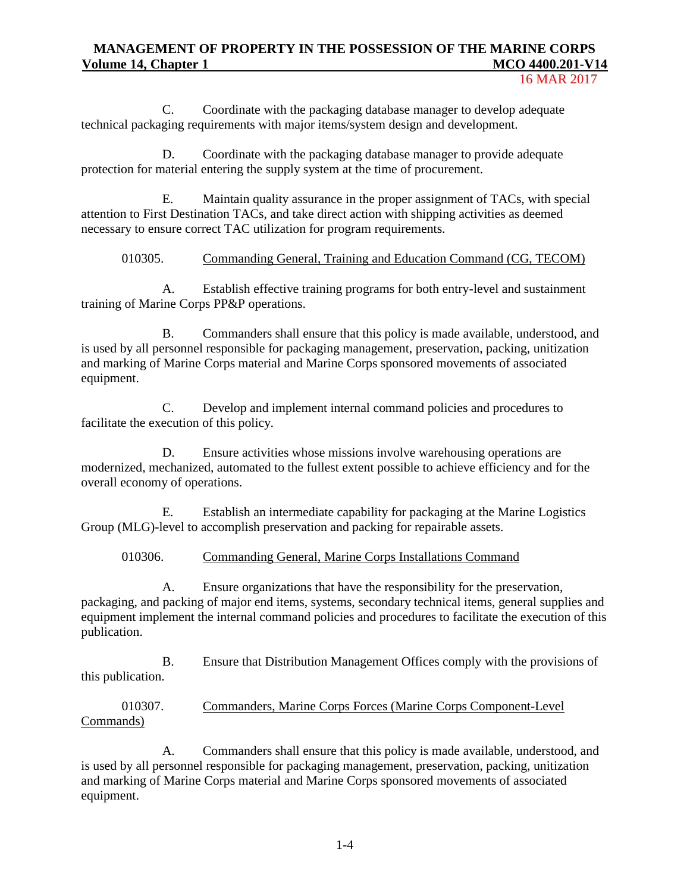C. Coordinate with the packaging database manager to develop adequate technical packaging requirements with major items/system design and development.

D. Coordinate with the packaging database manager to provide adequate protection for material entering the supply system at the time of procurement.

E. Maintain quality assurance in the proper assignment of TACs, with special attention to First Destination TACs, and take direct action with shipping activities as deemed necessary to ensure correct TAC utilization for program requirements.

010305. Commanding General, Training and Education Command (CG, TECOM)

A. Establish effective training programs for both entry-level and sustainment training of Marine Corps PP&P operations.

B. Commanders shall ensure that this policy is made available, understood, and is used by all personnel responsible for packaging management, preservation, packing, unitization and marking of Marine Corps material and Marine Corps sponsored movements of associated equipment.

C. Develop and implement internal command policies and procedures to facilitate the execution of this policy.

D. Ensure activities whose missions involve warehousing operations are modernized, mechanized, automated to the fullest extent possible to achieve efficiency and for the overall economy of operations.

E. Establish an intermediate capability for packaging at the Marine Logistics Group (MLG)-level to accomplish preservation and packing for repairable assets.

010306. Commanding General, Marine Corps Installations Command

A. Ensure organizations that have the responsibility for the preservation, packaging, and packing of major end items, systems, secondary technical items, general supplies and equipment implement the internal command policies and procedures to facilitate the execution of this publication.

B. Ensure that Distribution Management Offices comply with the provisions of this publication.

010307. Commanders, Marine Corps Forces (Marine Corps Component-Level Commands)

A. Commanders shall ensure that this policy is made available, understood, and is used by all personnel responsible for packaging management, preservation, packing, unitization and marking of Marine Corps material and Marine Corps sponsored movements of associated equipment.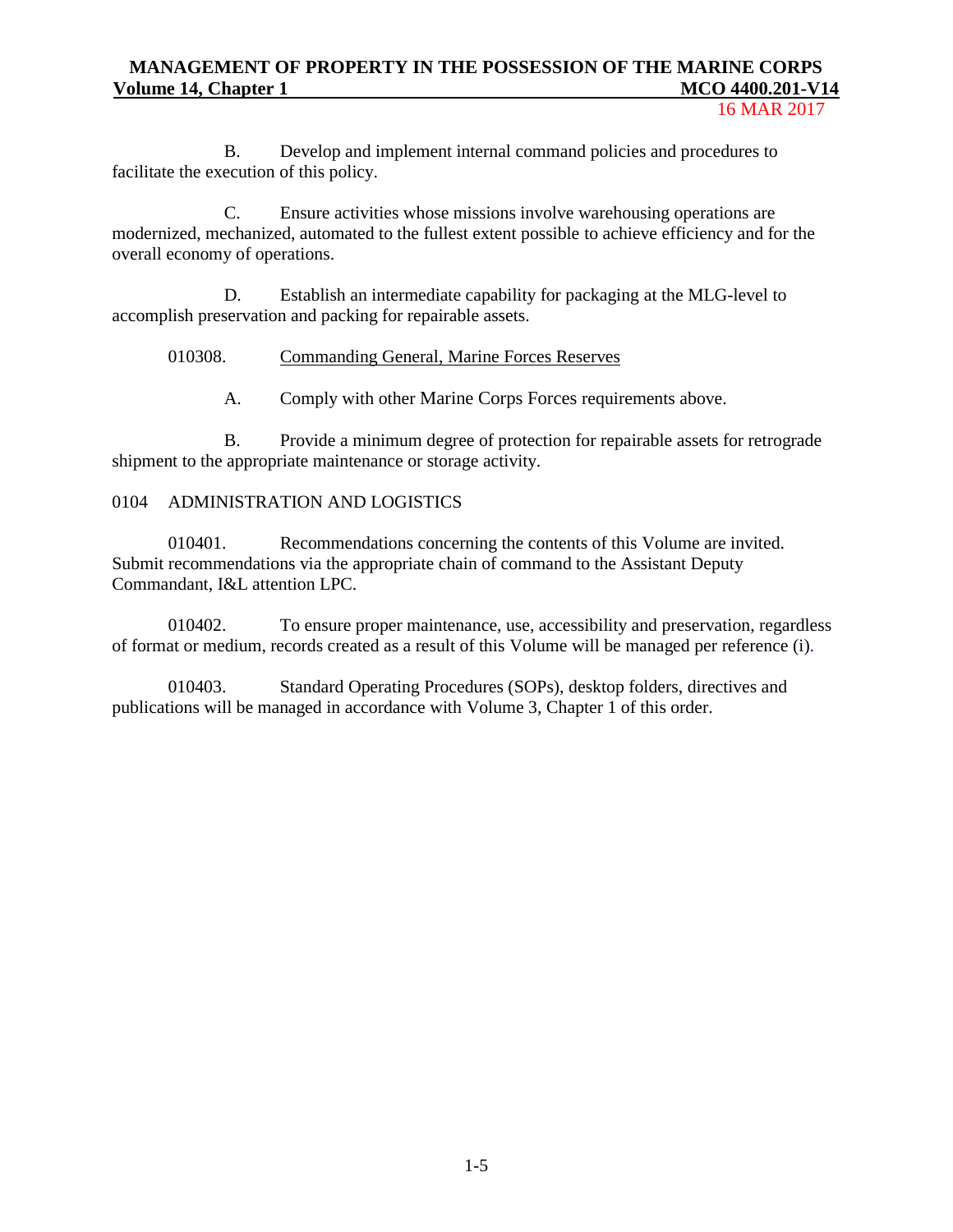B. Develop and implement internal command policies and procedures to facilitate the execution of this policy.

C. Ensure activities whose missions involve warehousing operations are modernized, mechanized, automated to the fullest extent possible to achieve efficiency and for the overall economy of operations.

D. Establish an intermediate capability for packaging at the MLG-level to accomplish preservation and packing for repairable assets.

010308. <u>Commanding General, Marine Forces Reserves</u>

A. Comply with other Marine Corps Forces requirements above.

B. Provide a minimum degree of protection for repairable assets for retrograde shipment to the appropriate maintenance or storage activity.

## 0104 ADMINISTRATION AND LOGISTICS

010401. Recommendations concerning the contents of this Volume are invited. Submit recommendations via the appropriate chain of command to the Assistant Deputy Commandant, I&L attention LPC.

010402. To ensure proper maintenance, use, accessibility and preservation, regardless of format or medium, records created as a result of this Volume will be managed per reference (i).

010403. Standard Operating Procedures (SOPs), desktop folders, directives and publications will be managed in accordance with Volume 3, Chapter 1 of this order.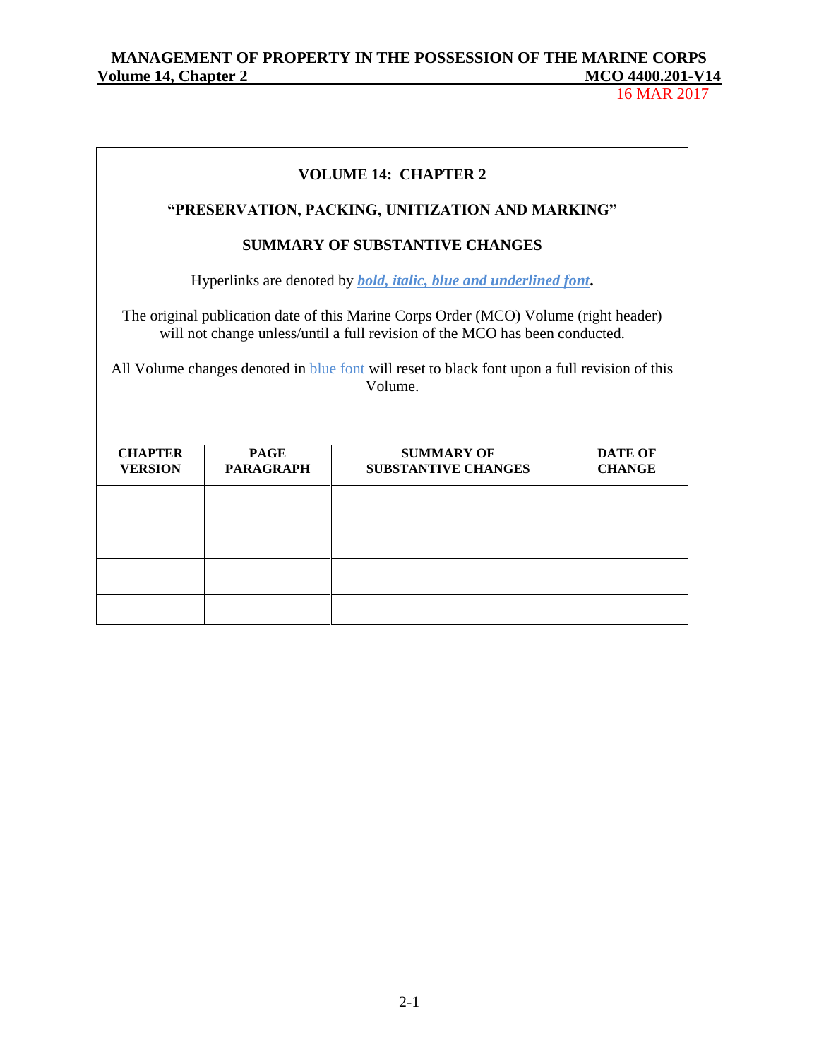**VOLUME 14: CHAPTER 2**

**"PRESERVATION, PACKING, UNITIZATION AND MARKING"**

**SUMMARY OF SUBSTANTIVE CHANGES**

Hyperlinks are denoted by ***bold, italic, blue and underlined font***.

The original publication date of this Marine Corps Order (MCO) Volume (right header) will not change unless/until a full revision of the MCO has been conducted.

All Volume changes denoted in blue font will reset to black font upon a full revision of this Volume.

| CHAPTER VERSION | PAGE PARAGRAPH | SUMMARY OF SUBSTANTIVE CHANGES | DATE OF CHANGE |
|---|---|---|---|
| | | | |
| | | | |
| | | | |
| | | | |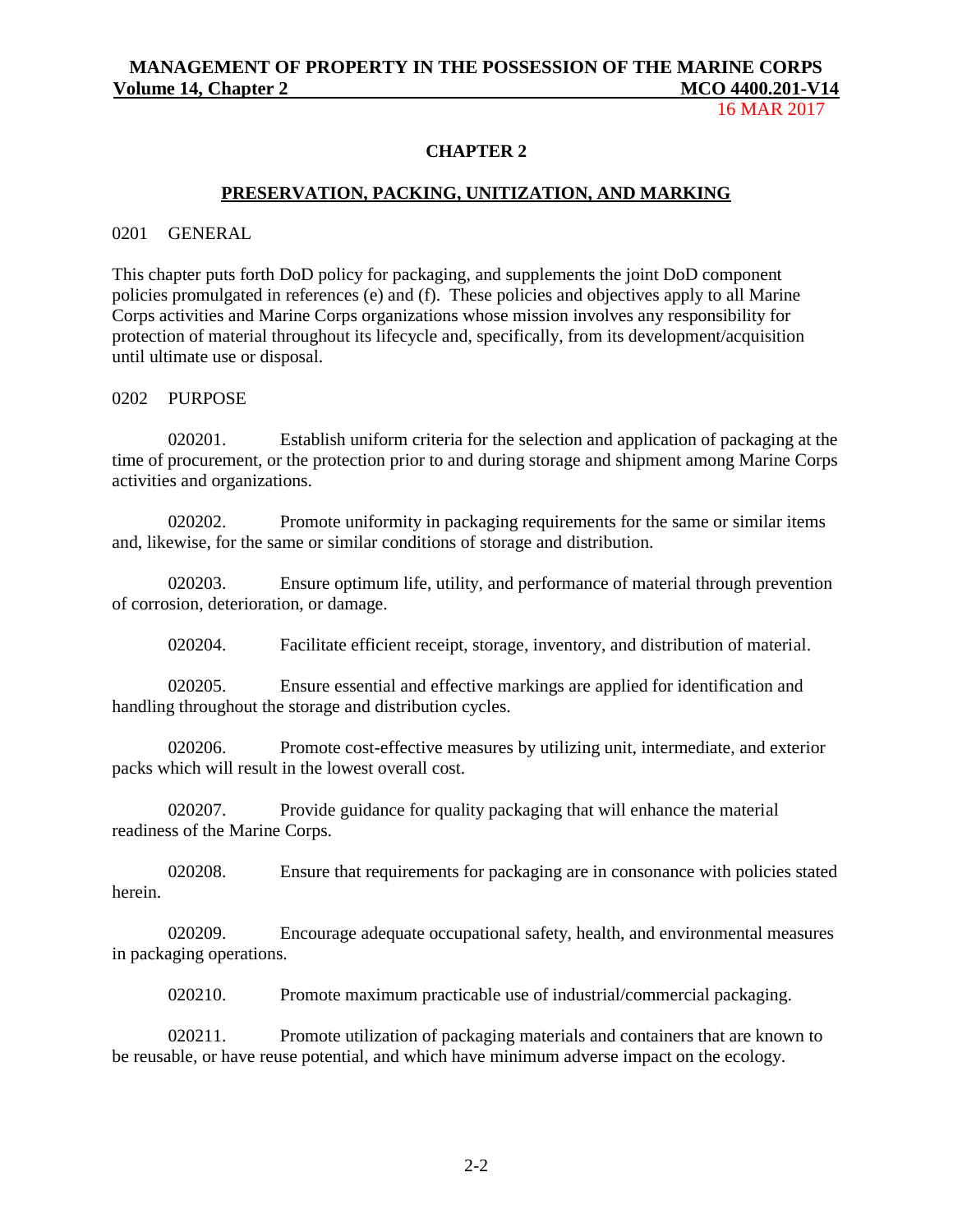## CHAPTER 2

## PRESERVATION, PACKING, UNITIZATION, AND MARKING

### 0201 GENERAL

This chapter puts forth DoD policy for packaging, and supplements the joint DoD component policies promulgated in references (e) and (f). These policies and objectives apply to all Marine Corps activities and Marine Corps organizations whose mission involves any responsibility for protection of material throughout its lifecycle and, specifically, from its development/acquisition until ultimate use or disposal.

### 0202 PURPOSE

020201. Establish uniform criteria for the selection and application of packaging at the time of procurement, or the protection prior to and during storage and shipment among Marine Corps activities and organizations.

020202. Promote uniformity in packaging requirements for the same or similar items and, likewise, for the same or similar conditions of storage and distribution.

020203. Ensure optimum life, utility, and performance of material through prevention of corrosion, deterioration, or damage.

020204. Facilitate efficient receipt, storage, inventory, and distribution of material.

020205. Ensure essential and effective markings are applied for identification and handling throughout the storage and distribution cycles.

020206. Promote cost-effective measures by utilizing unit, intermediate, and exterior packs which will result in the lowest overall cost.

020207. Provide guidance for quality packaging that will enhance the material readiness of the Marine Corps.

020208. Ensure that requirements for packaging are in consonance with policies stated herein.

020209. Encourage adequate occupational safety, health, and environmental measures in packaging operations.

020210. Promote maximum practicable use of industrial/commercial packaging.

020211. Promote utilization of packaging materials and containers that are known to be reusable, or have reuse potential, and which have minimum adverse impact on the ecology.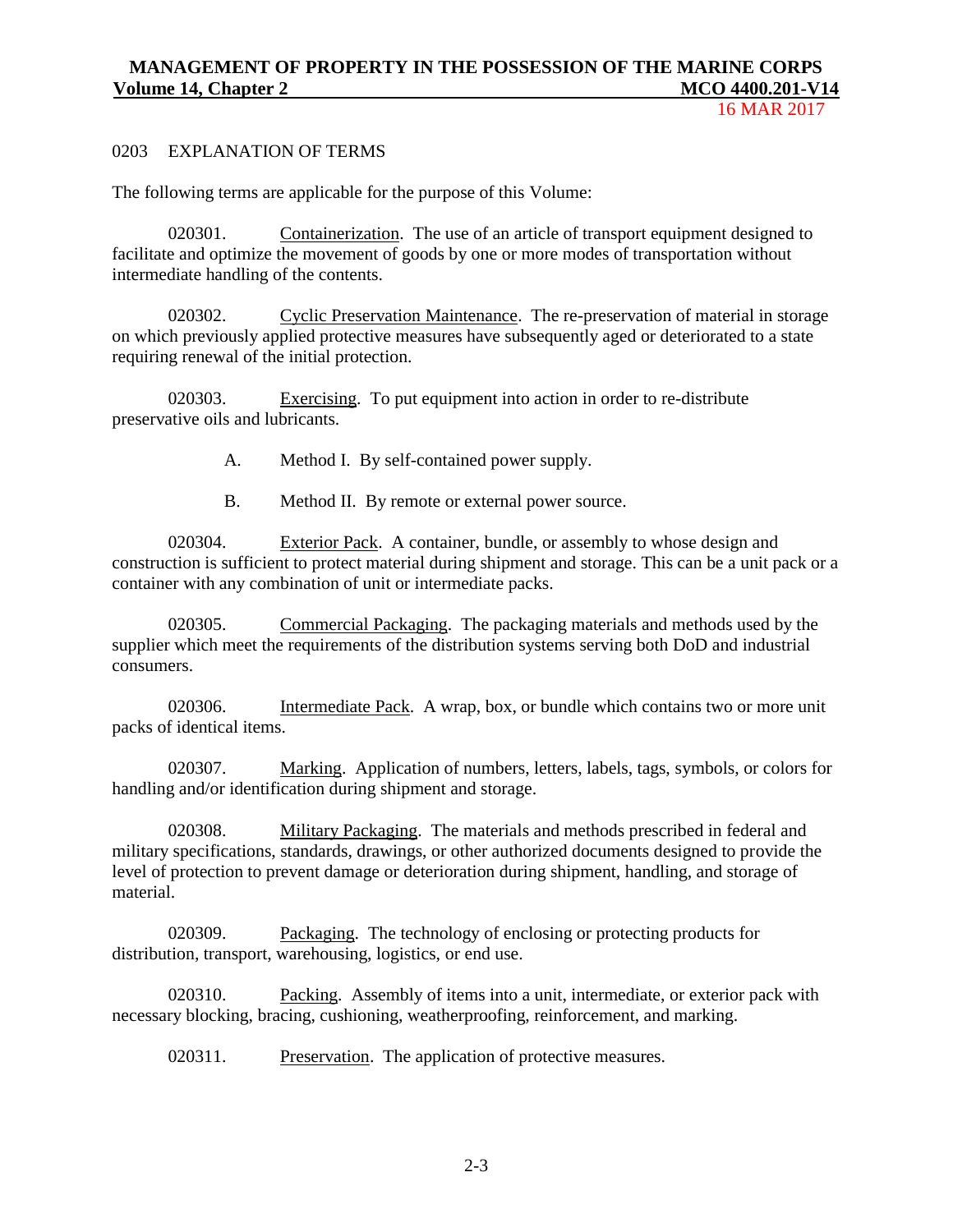## 0203 EXPLANATION OF TERMS

The following terms are applicable for the purpose of this Volume:

020301. Containerization. The use of an article of transport equipment designed to facilitate and optimize the movement of goods by one or more modes of transportation without intermediate handling of the contents.

020302. Cyclic Preservation Maintenance. The re-preservation of material in storage on which previously applied protective measures have subsequently aged or deteriorated to a state requiring renewal of the initial protection.

020303. Exercising. To put equipment into action in order to re-distribute preservative oils and lubricants.

A. Method I. By self-contained power supply.

B. Method II. By remote or external power source.

020304. Exterior Pack. A container, bundle, or assembly to whose design and construction is sufficient to protect material during shipment and storage. This can be a unit pack or a container with any combination of unit or intermediate packs.

020305. Commercial Packaging. The packaging materials and methods used by the supplier which meet the requirements of the distribution systems serving both DoD and industrial consumers.

020306. Intermediate Pack. A wrap, box, or bundle which contains two or more unit packs of identical items.

020307. Marking. Application of numbers, letters, labels, tags, symbols, or colors for handling and/or identification during shipment and storage.

020308. Military Packaging. The materials and methods prescribed in federal and military specifications, standards, drawings, or other authorized documents designed to provide the level of protection to prevent damage or deterioration during shipment, handling, and storage of material.

020309. Packaging. The technology of enclosing or protecting products for distribution, transport, warehousing, logistics, or end use.

020310. Packing. Assembly of items into a unit, intermediate, or exterior pack with necessary blocking, bracing, cushioning, weatherproofing, reinforcement, and marking.

020311. Preservation. The application of protective measures.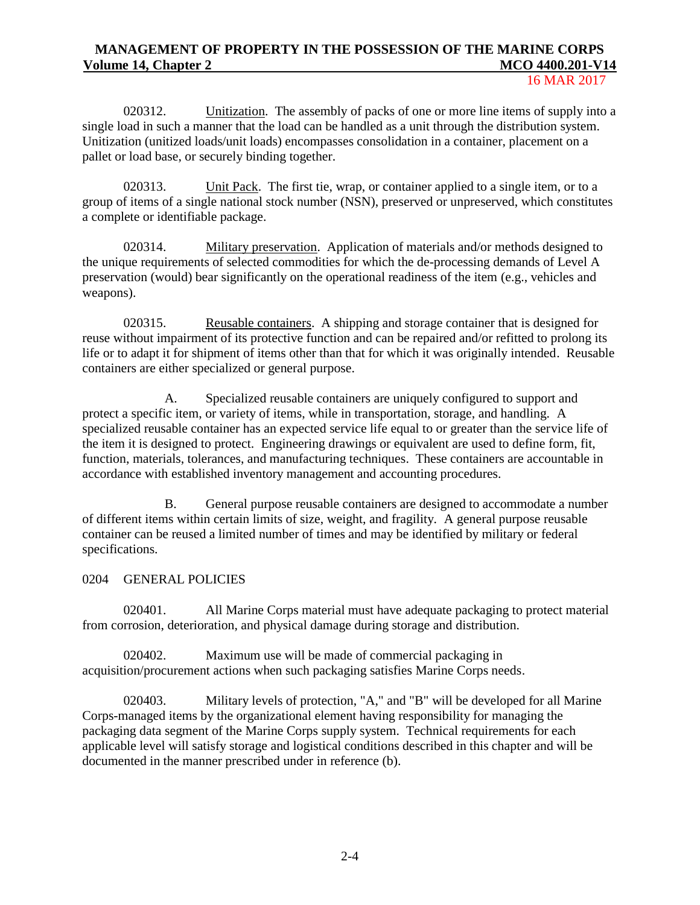020312. Unitization. The assembly of packs of one or more line items of supply into a single load in such a manner that the load can be handled as a unit through the distribution system. Unitization (unitized loads/unit loads) encompasses consolidation in a container, placement on a pallet or load base, or securely binding together.

020313. Unit Pack. The first tie, wrap, or container applied to a single item, or to a group of items of a single national stock number (NSN), preserved or unpreserved, which constitutes a complete or identifiable package.

020314. Military preservation. Application of materials and/or methods designed to the unique requirements of selected commodities for which the de-processing demands of Level A preservation (would) bear significantly on the operational readiness of the item (e.g., vehicles and weapons).

020315. Reusable containers. A shipping and storage container that is designed for reuse without impairment of its protective function and can be repaired and/or refitted to prolong its life or to adapt it for shipment of items other than that for which it was originally intended. Reusable containers are either specialized or general purpose.

A. Specialized reusable containers are uniquely configured to support and protect a specific item, or variety of items, while in transportation, storage, and handling. A specialized reusable container has an expected service life equal to or greater than the service life of the item it is designed to protect. Engineering drawings or equivalent are used to define form, fit, function, materials, tolerances, and manufacturing techniques. These containers are accountable in accordance with established inventory management and accounting procedures.

B. General purpose reusable containers are designed to accommodate a number of different items within certain limits of size, weight, and fragility. A general purpose reusable container can be reused a limited number of times and may be identified by military or federal specifications.

## 0204 GENERAL POLICIES

020401. All Marine Corps material must have adequate packaging to protect material from corrosion, deterioration, and physical damage during storage and distribution.

020402. Maximum use will be made of commercial packaging in acquisition/procurement actions when such packaging satisfies Marine Corps needs.

020403. Military levels of protection, "A," and "B" will be developed for all Marine Corps-managed items by the organizational element having responsibility for managing the packaging data segment of the Marine Corps supply system. Technical requirements for each applicable level will satisfy storage and logistical conditions described in this chapter and will be documented in the manner prescribed under in reference (b).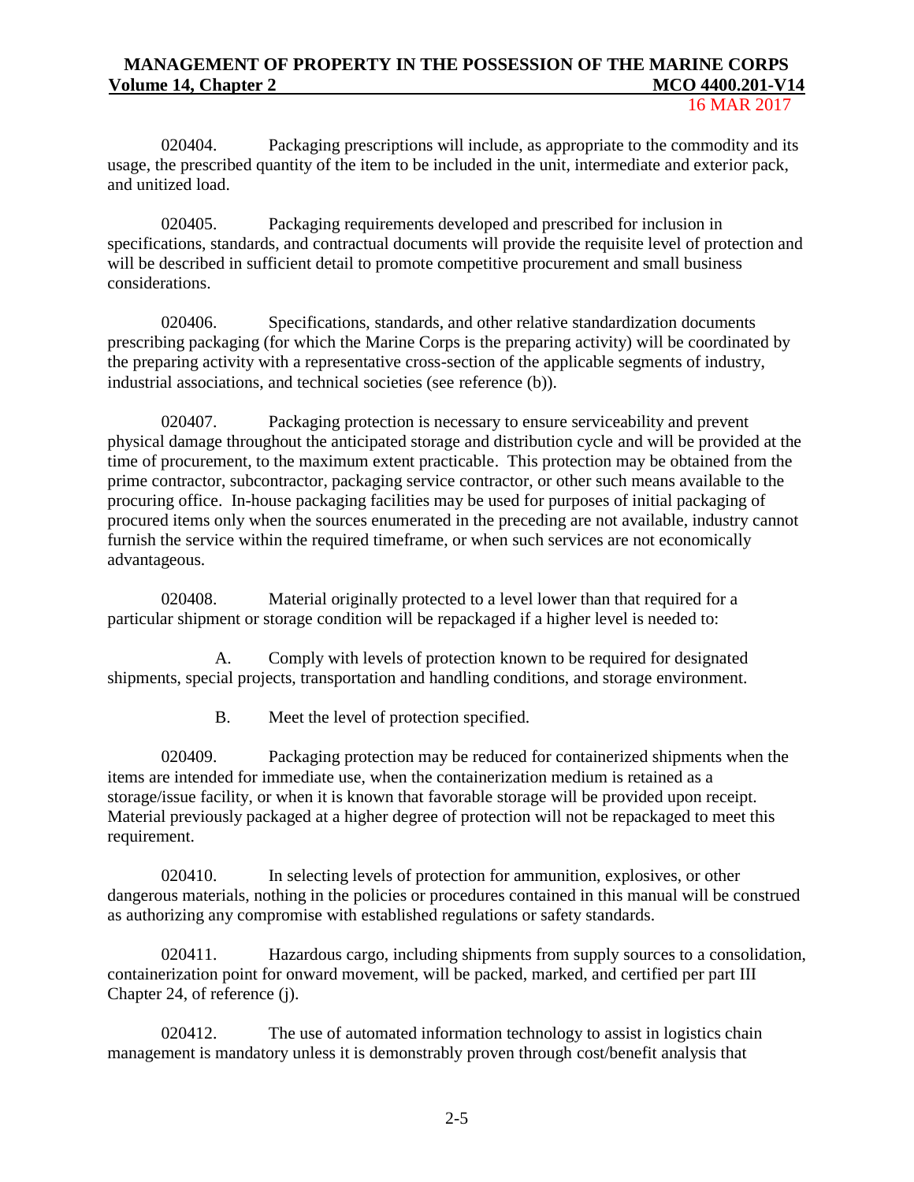020404. Packaging prescriptions will include, as appropriate to the commodity and its usage, the prescribed quantity of the item to be included in the unit, intermediate and exterior pack, and unitized load.

020405. Packaging requirements developed and prescribed for inclusion in specifications, standards, and contractual documents will provide the requisite level of protection and will be described in sufficient detail to promote competitive procurement and small business considerations.

020406. Specifications, standards, and other relative standardization documents prescribing packaging (for which the Marine Corps is the preparing activity) will be coordinated by the preparing activity with a representative cross-section of the applicable segments of industry, industrial associations, and technical societies (see reference (b)).

020407. Packaging protection is necessary to ensure serviceability and prevent physical damage throughout the anticipated storage and distribution cycle and will be provided at the time of procurement, to the maximum extent practicable. This protection may be obtained from the prime contractor, subcontractor, packaging service contractor, or other such means available to the procuring office. In-house packaging facilities may be used for purposes of initial packaging of procured items only when the sources enumerated in the preceding are not available, industry cannot furnish the service within the required timeframe, or when such services are not economically advantageous.

020408. Material originally protected to a level lower than that required for a particular shipment or storage condition will be repackaged if a higher level is needed to:

A. Comply with levels of protection known to be required for designated shipments, special projects, transportation and handling conditions, and storage environment.

B. Meet the level of protection specified.

020409. Packaging protection may be reduced for containerized shipments when the items are intended for immediate use, when the containerization medium is retained as a storage/issue facility, or when it is known that favorable storage will be provided upon receipt. Material previously packaged at a higher degree of protection will not be repackaged to meet this requirement.

020410. In selecting levels of protection for ammunition, explosives, or other dangerous materials, nothing in the policies or procedures contained in this manual will be construed as authorizing any compromise with established regulations or safety standards.

020411. Hazardous cargo, including shipments from supply sources to a consolidation, containerization point for onward movement, will be packed, marked, and certified per part III Chapter 24, of reference (j).

020412. The use of automated information technology to assist in logistics chain management is mandatory unless it is demonstrably proven through cost/benefit analysis that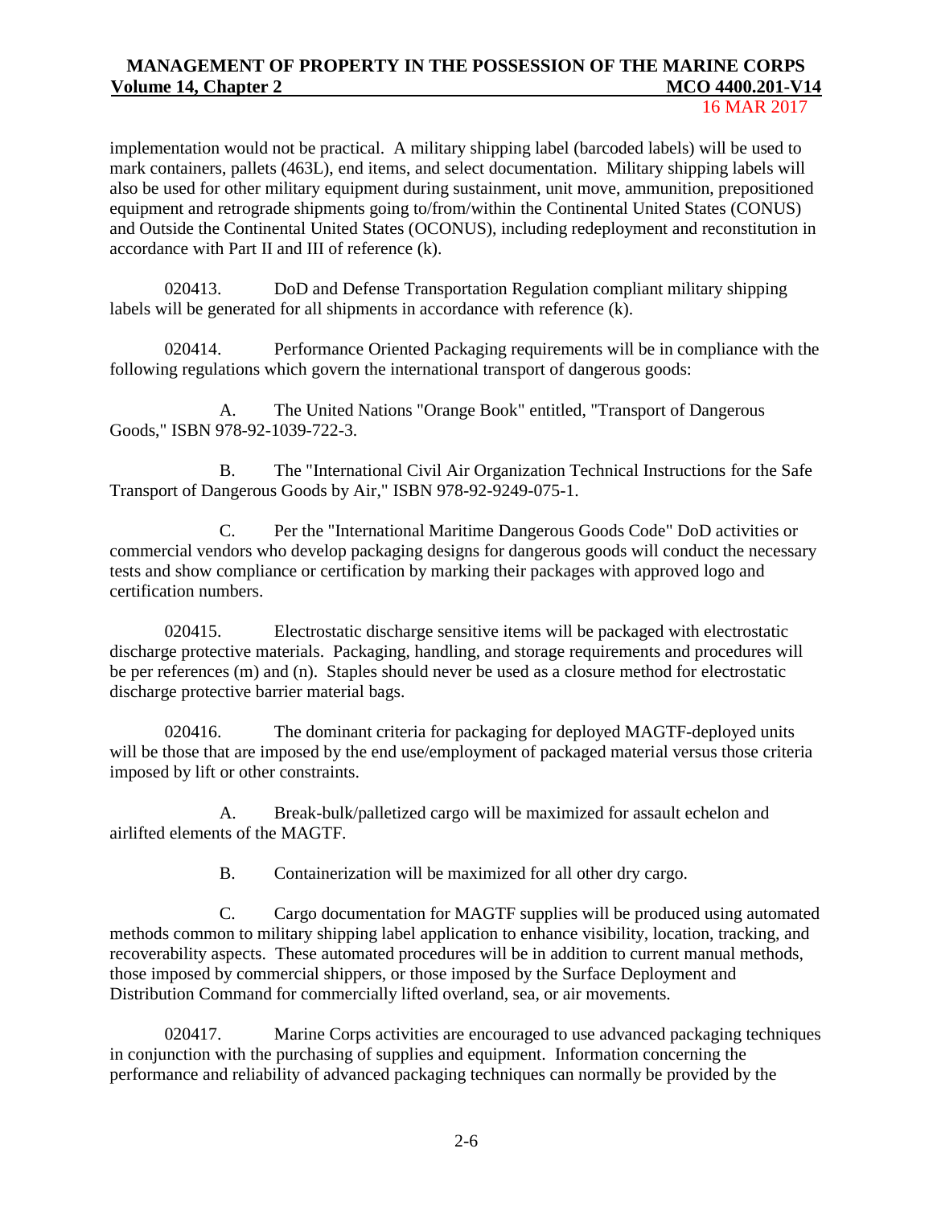implementation would not be practical. A military shipping label (barcoded labels) will be used to mark containers, pallets (463L), end items, and select documentation. Military shipping labels will also be used for other military equipment during sustainment, unit move, ammunition, prepositioned equipment and retrograde shipments going to/from/within the Continental United States (CONUS) and Outside the Continental United States (OCONUS), including redeployment and reconstitution in accordance with Part II and III of reference (k).

020413. DoD and Defense Transportation Regulation compliant military shipping labels will be generated for all shipments in accordance with reference (k).

020414. Performance Oriented Packaging requirements will be in compliance with the following regulations which govern the international transport of dangerous goods:

A. The United Nations "Orange Book" entitled, "Transport of Dangerous Goods," ISBN 978-92-1039-722-3.

B. The "International Civil Air Organization Technical Instructions for the Safe Transport of Dangerous Goods by Air," ISBN 978-92-9249-075-1.

C. Per the "International Maritime Dangerous Goods Code" DoD activities or commercial vendors who develop packaging designs for dangerous goods will conduct the necessary tests and show compliance or certification by marking their packages with approved logo and certification numbers.

020415. Electrostatic discharge sensitive items will be packaged with electrostatic discharge protective materials. Packaging, handling, and storage requirements and procedures will be per references (m) and (n). Staples should never be used as a closure method for electrostatic discharge protective barrier material bags.

020416. The dominant criteria for packaging for deployed MAGTF-deployed units will be those that are imposed by the end use/employment of packaged material versus those criteria imposed by lift or other constraints.

A. Break-bulk/palletized cargo will be maximized for assault echelon and airlifted elements of the MAGTF.

B. Containerization will be maximized for all other dry cargo.

C. Cargo documentation for MAGTF supplies will be produced using automated methods common to military shipping label application to enhance visibility, location, tracking, and recoverability aspects. These automated procedures will be in addition to current manual methods, those imposed by commercial shippers, or those imposed by the Surface Deployment and Distribution Command for commercially lifted overland, sea, or air movements.

020417. Marine Corps activities are encouraged to use advanced packaging techniques in conjunction with the purchasing of supplies and equipment. Information concerning the performance and reliability of advanced packaging techniques can normally be provided by the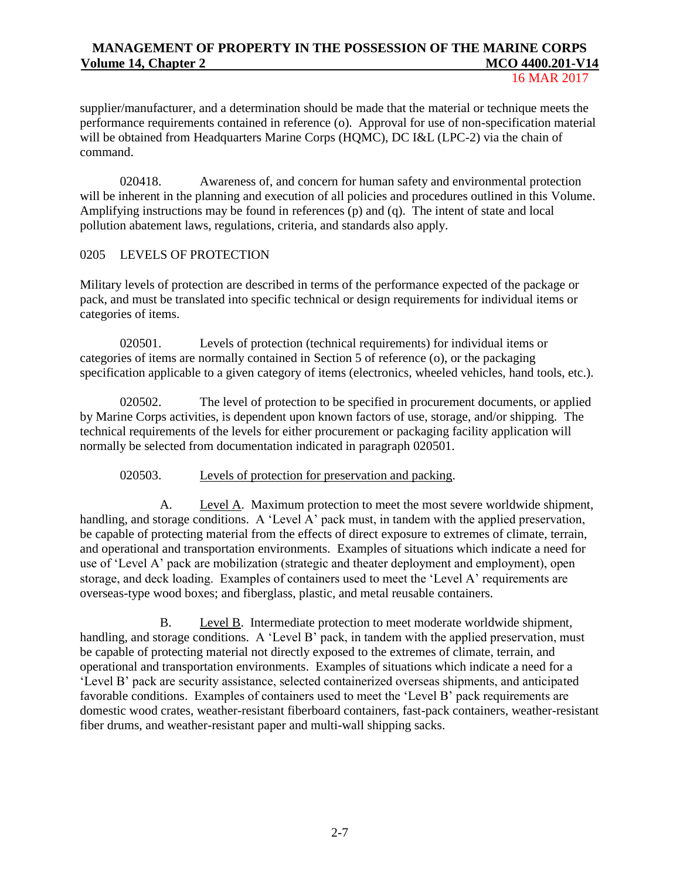supplier/manufacturer, and a determination should be made that the material or technique meets the performance requirements contained in reference (o). Approval for use of non-specification material will be obtained from Headquarters Marine Corps (HQMC), DC I&L (LPC-2) via the chain of command.

020418. Awareness of, and concern for human safety and environmental protection will be inherent in the planning and execution of all policies and procedures outlined in this Volume. Amplifying instructions may be found in references (p) and (q). The intent of state and local pollution abatement laws, regulations, criteria, and standards also apply.

## 0205 LEVELS OF PROTECTION

Military levels of protection are described in terms of the performance expected of the package or pack, and must be translated into specific technical or design requirements for individual items or categories of items.

020501. Levels of protection (technical requirements) for individual items or categories of items are normally contained in Section 5 of reference (o), or the packaging specification applicable to a given category of items (electronics, wheeled vehicles, hand tools, etc.).

020502. The level of protection to be specified in procurement documents, or applied by Marine Corps activities, is dependent upon known factors of use, storage, and/or shipping. The technical requirements of the levels for either procurement or packaging facility application will normally be selected from documentation indicated in paragraph 020501.

020503. Levels of protection for preservation and packing.

A. Level A. Maximum protection to meet the most severe worldwide shipment, handling, and storage conditions. A 'Level A' pack must, in tandem with the applied preservation, be capable of protecting material from the effects of direct exposure to extremes of climate, terrain, and operational and transportation environments. Examples of situations which indicate a need for use of 'Level A' pack are mobilization (strategic and theater deployment and employment), open storage, and deck loading. Examples of containers used to meet the 'Level A' requirements are overseas-type wood boxes; and fiberglass, plastic, and metal reusable containers.

B. Level B. Intermediate protection to meet moderate worldwide shipment, handling, and storage conditions. A 'Level B' pack, in tandem with the applied preservation, must be capable of protecting material not directly exposed to the extremes of climate, terrain, and operational and transportation environments. Examples of situations which indicate a need for a 'Level B' pack are security assistance, selected containerized overseas shipments, and anticipated favorable conditions. Examples of containers used to meet the 'Level B' pack requirements are domestic wood crates, weather-resistant fiberboard containers, fast-pack containers, weather-resistant fiber drums, and weather-resistant paper and multi-wall shipping sacks.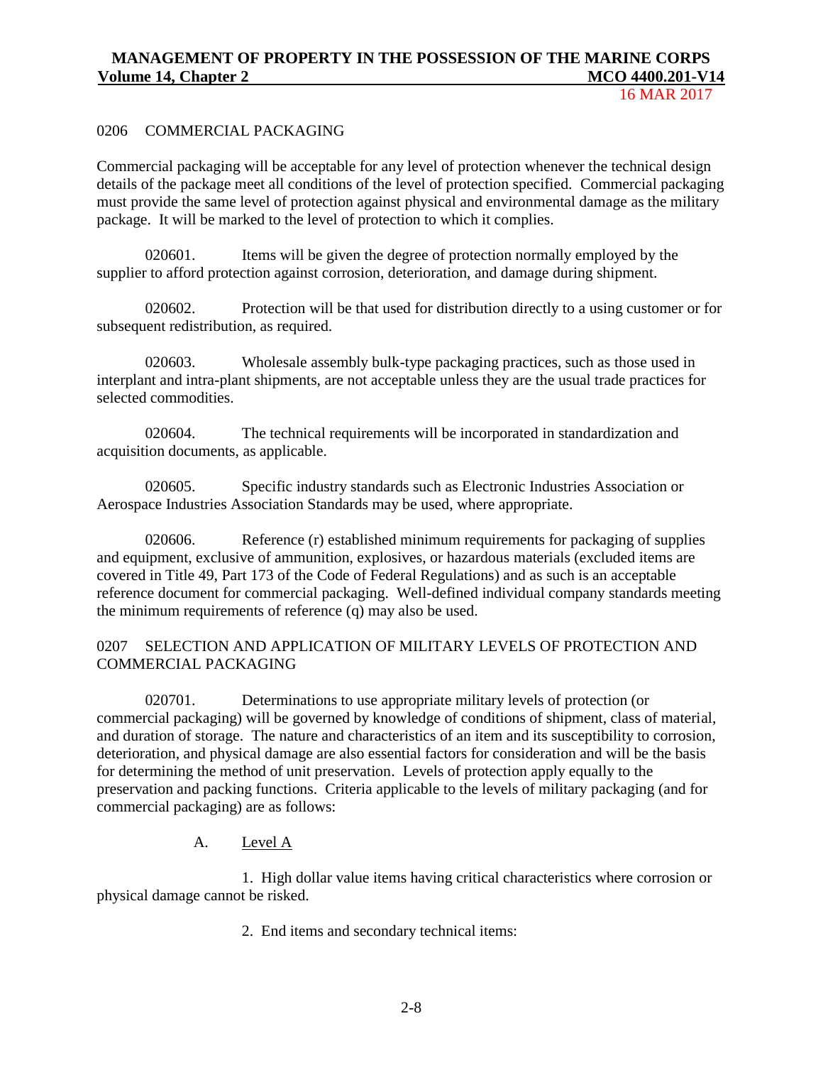## 0206 COMMERCIAL PACKAGING

Commercial packaging will be acceptable for any level of protection whenever the technical design details of the package meet all conditions of the level of protection specified. Commercial packaging must provide the same level of protection against physical and environmental damage as the military package. It will be marked to the level of protection to which it complies.

020601. Items will be given the degree of protection normally employed by the supplier to afford protection against corrosion, deterioration, and damage during shipment.

020602. Protection will be that used for distribution directly to a using customer or for subsequent redistribution, as required.

020603. Wholesale assembly bulk-type packaging practices, such as those used in interplant and intra-plant shipments, are not acceptable unless they are the usual trade practices for selected commodities.

020604. The technical requirements will be incorporated in standardization and acquisition documents, as applicable.

020605. Specific industry standards such as Electronic Industries Association or Aerospace Industries Association Standards may be used, where appropriate.

020606. Reference (r) established minimum requirements for packaging of supplies and equipment, exclusive of ammunition, explosives, or hazardous materials (excluded items are covered in Title 49, Part 173 of the Code of Federal Regulations) and as such is an acceptable reference document for commercial packaging. Well-defined individual company standards meeting the minimum requirements of reference (q) may also be used.

## 0207 SELECTION AND APPLICATION OF MILITARY LEVELS OF PROTECTION AND COMMERCIAL PACKAGING

020701. Determinations to use appropriate military levels of protection (or commercial packaging) will be governed by knowledge of conditions of shipment, class of material, and duration of storage. The nature and characteristics of an item and its susceptibility to corrosion, deterioration, and physical damage are also essential factors for consideration and will be the basis for determining the method of unit preservation. Levels of protection apply equally to the preservation and packing functions. Criteria applicable to the levels of military packaging (and for commercial packaging) are as follows:

A. Level A

1. High dollar value items having critical characteristics where corrosion or physical damage cannot be risked.

2. End items and secondary technical items: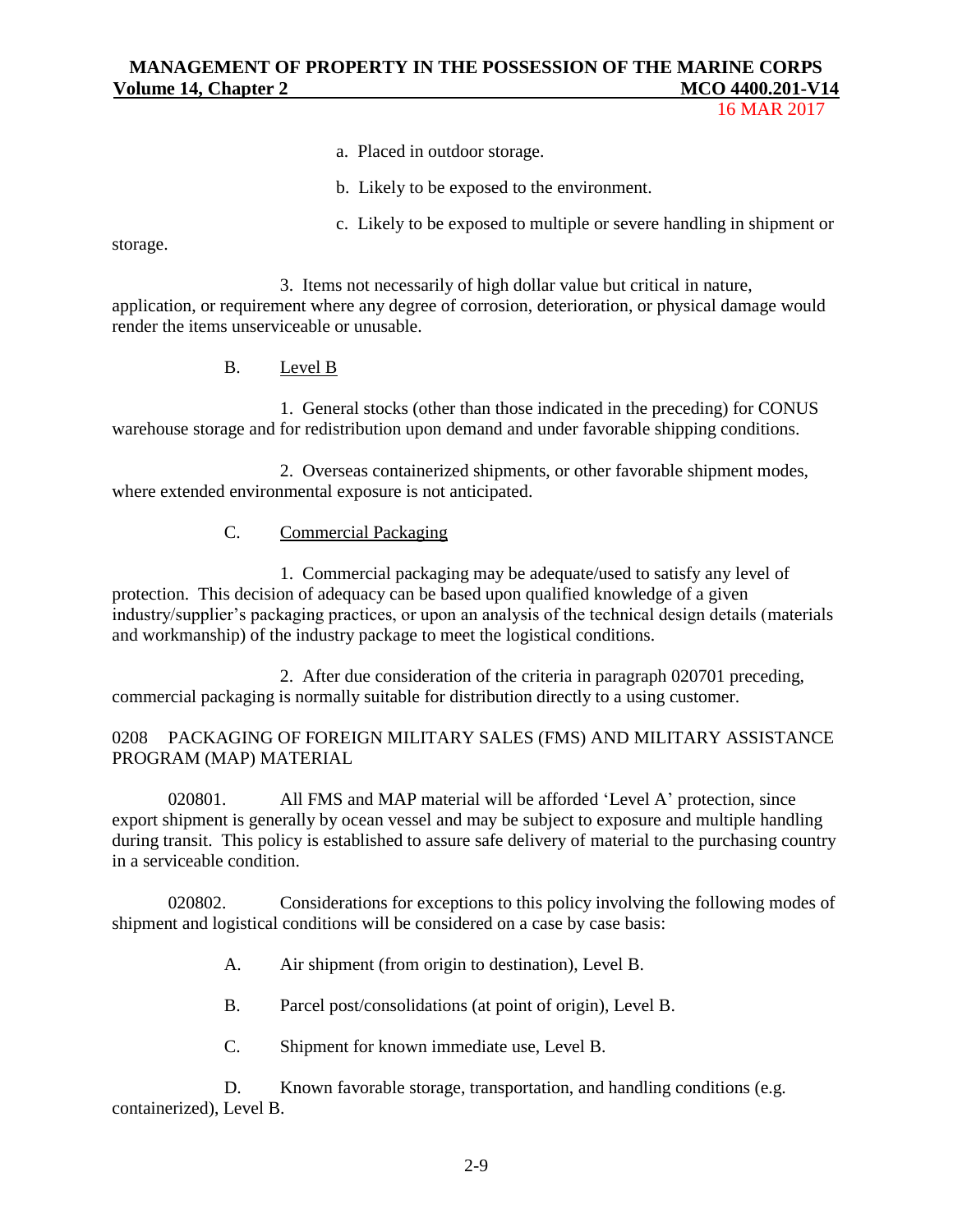a. Placed in outdoor storage.

b. Likely to be exposed to the environment.

c. Likely to be exposed to multiple or severe handling in shipment or storage.

3. Items not necessarily of high dollar value but critical in nature, application, or requirement where any degree of corrosion, deterioration, or physical damage would render the items unserviceable or unusable.

B. Level B

1. General stocks (other than those indicated in the preceding) for CONUS warehouse storage and for redistribution upon demand and under favorable shipping conditions.

2. Overseas containerized shipments, or other favorable shipment modes, where extended environmental exposure is not anticipated.

C. Commercial Packaging

1. Commercial packaging may be adequate/used to satisfy any level of protection. This decision of adequacy can be based upon qualified knowledge of a given industry/supplier's packaging practices, or upon an analysis of the technical design details (materials and workmanship) of the industry package to meet the logistical conditions.

2. After due consideration of the criteria in paragraph 020701 preceding, commercial packaging is normally suitable for distribution directly to a using customer.

## 0208 PACKAGING OF FOREIGN MILITARY SALES (FMS) AND MILITARY ASSISTANCE PROGRAM (MAP) MATERIAL

020801. All FMS and MAP material will be afforded 'Level A' protection, since export shipment is generally by ocean vessel and may be subject to exposure and multiple handling during transit. This policy is established to assure safe delivery of material to the purchasing country in a serviceable condition.

020802. Considerations for exceptions to this policy involving the following modes of shipment and logistical conditions will be considered on a case by case basis:

A. Air shipment (from origin to destination), Level B.

B. Parcel post/consolidations (at point of origin), Level B.

C. Shipment for known immediate use, Level B.

D. Known favorable storage, transportation, and handling conditions (e.g. containerized), Level B.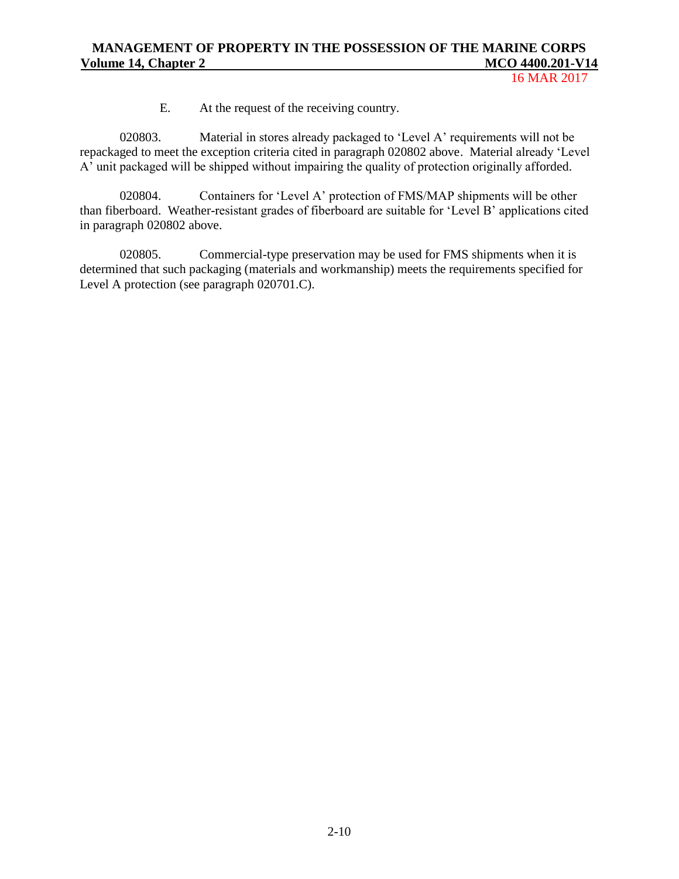E. At the request of the receiving country.

020803. Material in stores already packaged to 'Level A' requirements will not be repackaged to meet the exception criteria cited in paragraph 020802 above. Material already 'Level A' unit packaged will be shipped without impairing the quality of protection originally afforded.

020804. Containers for 'Level A' protection of FMS/MAP shipments will be other than fiberboard. Weather-resistant grades of fiberboard are suitable for 'Level B' applications cited in paragraph 020802 above.

020805. Commercial-type preservation may be used for FMS shipments when it is determined that such packaging (materials and workmanship) meets the requirements specified for Level A protection (see paragraph 020701.C).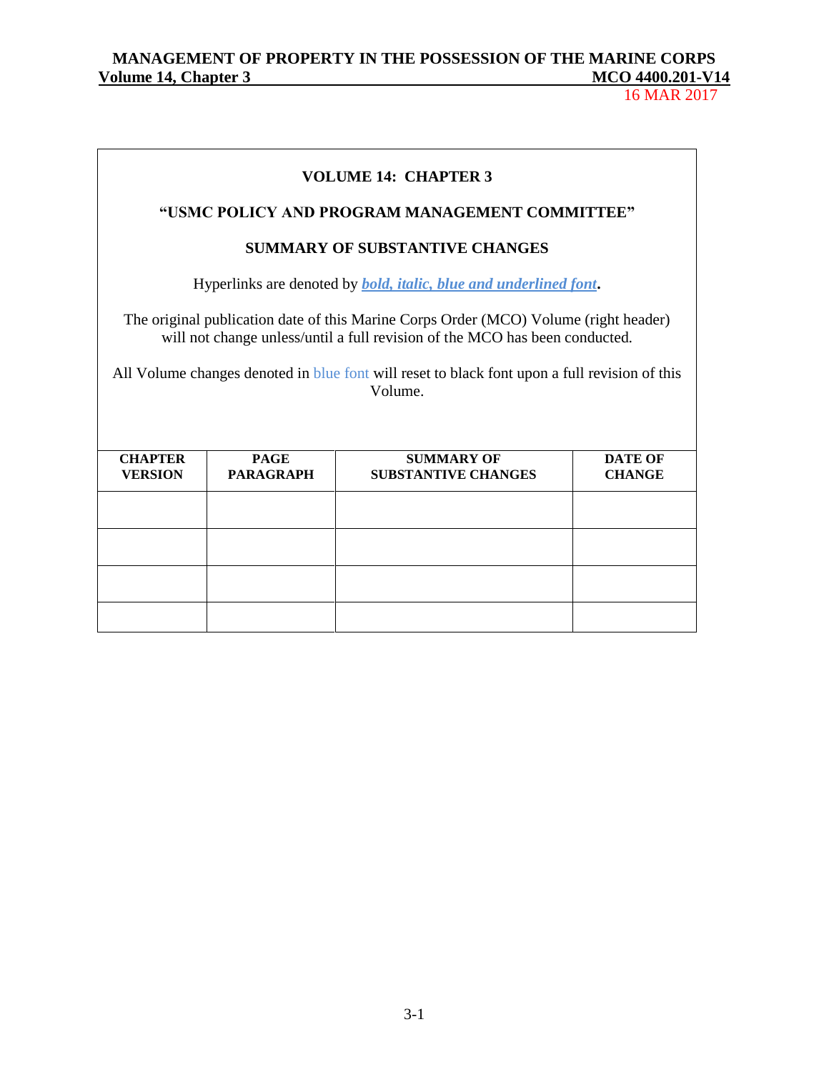**VOLUME 14: CHAPTER 3**

**"USMC POLICY AND PROGRAM MANAGEMENT COMMITTEE"**

**SUMMARY OF SUBSTANTIVE CHANGES**

Hyperlinks are denoted by ***bold, italic, blue and underlined font***.

The original publication date of this Marine Corps Order (MCO) Volume (right header) will not change unless/until a full revision of the MCO has been conducted.

All Volume changes denoted in blue font will reset to black font upon a full revision of this Volume.

| CHAPTER VERSION | PAGE PARAGRAPH | SUMMARY OF SUBSTANTIVE CHANGES | DATE OF CHANGE |
|---|---|---|---|
| | | | |
| | | | |
| | | | |
| | | | |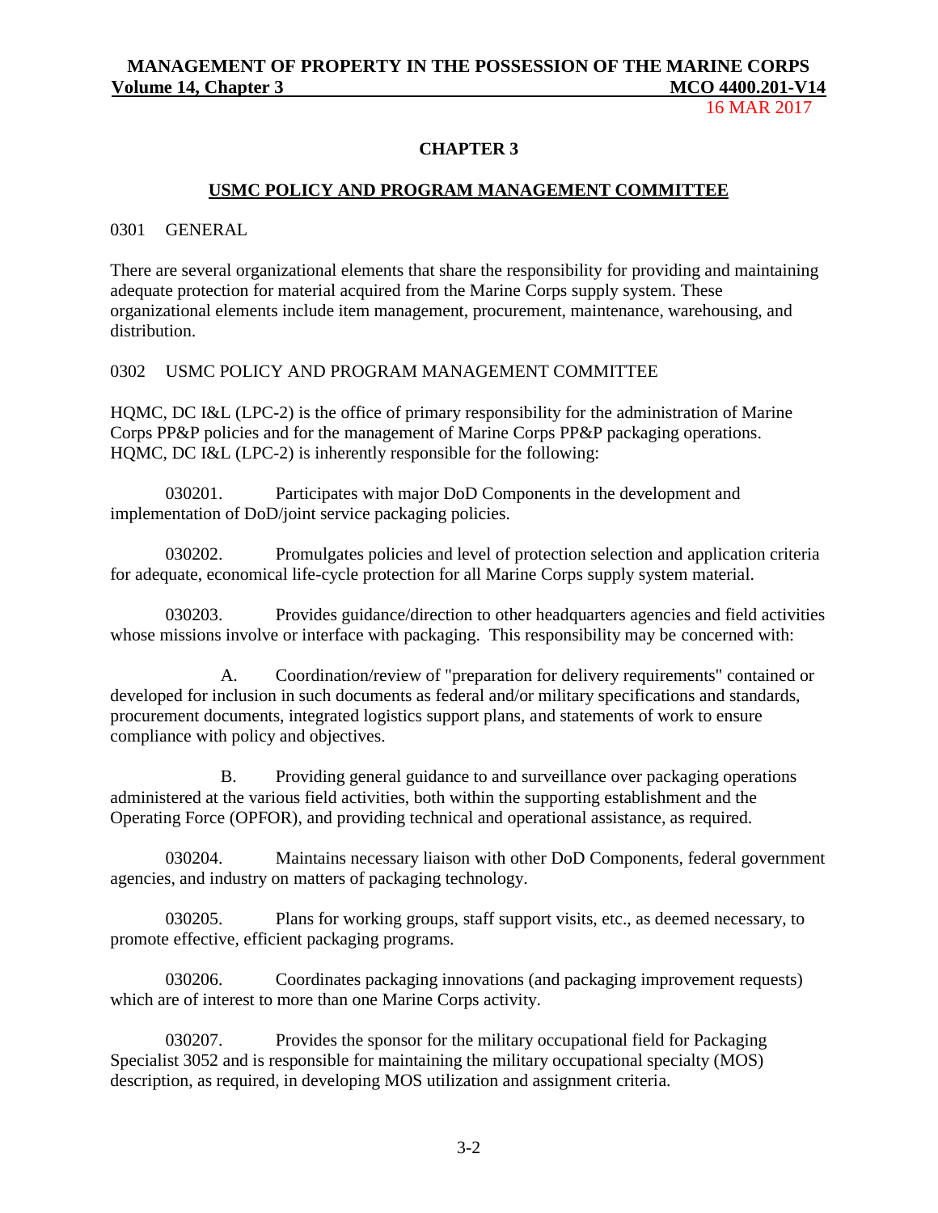## CHAPTER 3

## USMC POLICY AND PROGRAM MANAGEMENT COMMITTEE

### 0301 GENERAL

There are several organizational elements that share the responsibility for providing and maintaining adequate protection for material acquired from the Marine Corps supply system. These organizational elements include item management, procurement, maintenance, warehousing, and distribution.

### 0302 USMC POLICY AND PROGRAM MANAGEMENT COMMITTEE

HQMC, DC I&L (LPC-2) is the office of primary responsibility for the administration of Marine Corps PP&P policies and for the management of Marine Corps PP&P packaging operations. HQMC, DC I&L (LPC-2) is inherently responsible for the following:

030201. Participates with major DoD Components in the development and implementation of DoD/joint service packaging policies.

030202. Promulgates policies and level of protection selection and application criteria for adequate, economical life-cycle protection for all Marine Corps supply system material.

030203. Provides guidance/direction to other headquarters agencies and field activities whose missions involve or interface with packaging. This responsibility may be concerned with:

A. Coordination/review of "preparation for delivery requirements" contained or developed for inclusion in such documents as federal and/or military specifications and standards, procurement documents, integrated logistics support plans, and statements of work to ensure compliance with policy and objectives.

B. Providing general guidance to and surveillance over packaging operations administered at the various field activities, both within the supporting establishment and the Operating Force (OPFOR), and providing technical and operational assistance, as required.

030204. Maintains necessary liaison with other DoD Components, federal government agencies, and industry on matters of packaging technology.

030205. Plans for working groups, staff support visits, etc., as deemed necessary, to promote effective, efficient packaging programs.

030206. Coordinates packaging innovations (and packaging improvement requests) which are of interest to more than one Marine Corps activity.

030207. Provides the sponsor for the military occupational field for Packaging Specialist 3052 and is responsible for maintaining the military occupational specialty (MOS) description, as required, in developing MOS utilization and assignment criteria.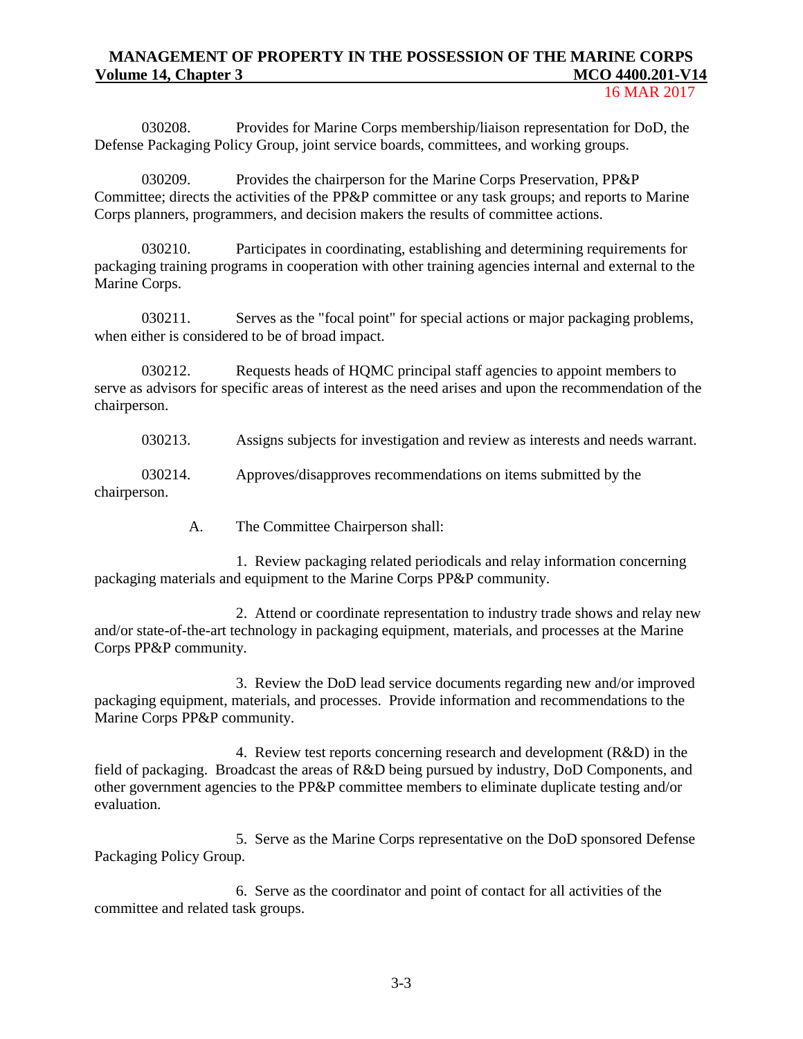030208. Provides for Marine Corps membership/liaison representation for DoD, the Defense Packaging Policy Group, joint service boards, committees, and working groups.

030209. Provides the chairperson for the Marine Corps Preservation, PP&P Committee; directs the activities of the PP&P committee or any task groups; and reports to Marine Corps planners, programmers, and decision makers the results of committee actions.

030210. Participates in coordinating, establishing and determining requirements for packaging training programs in cooperation with other training agencies internal and external to the Marine Corps.

030211. Serves as the "focal point" for special actions or major packaging problems, when either is considered to be of broad impact.

030212. Requests heads of HQMC principal staff agencies to appoint members to serve as advisors for specific areas of interest as the need arises and upon the recommendation of the chairperson.

030213. Assigns subjects for investigation and review as interests and needs warrant.

030214. Approves/disapproves recommendations on items submitted by the chairperson.

A. The Committee Chairperson shall:

1. Review packaging related periodicals and relay information concerning packaging materials and equipment to the Marine Corps PP&P community.

2. Attend or coordinate representation to industry trade shows and relay new and/or state-of-the-art technology in packaging equipment, materials, and processes at the Marine Corps PP&P community.

3. Review the DoD lead service documents regarding new and/or improved packaging equipment, materials, and processes. Provide information and recommendations to the Marine Corps PP&P community.

4. Review test reports concerning research and development (R&D) in the field of packaging. Broadcast the areas of R&D being pursued by industry, DoD Components, and other government agencies to the PP&P committee members to eliminate duplicate testing and/or evaluation.

5. Serve as the Marine Corps representative on the DoD sponsored Defense Packaging Policy Group.

6. Serve as the coordinator and point of contact for all activities of the committee and related task groups.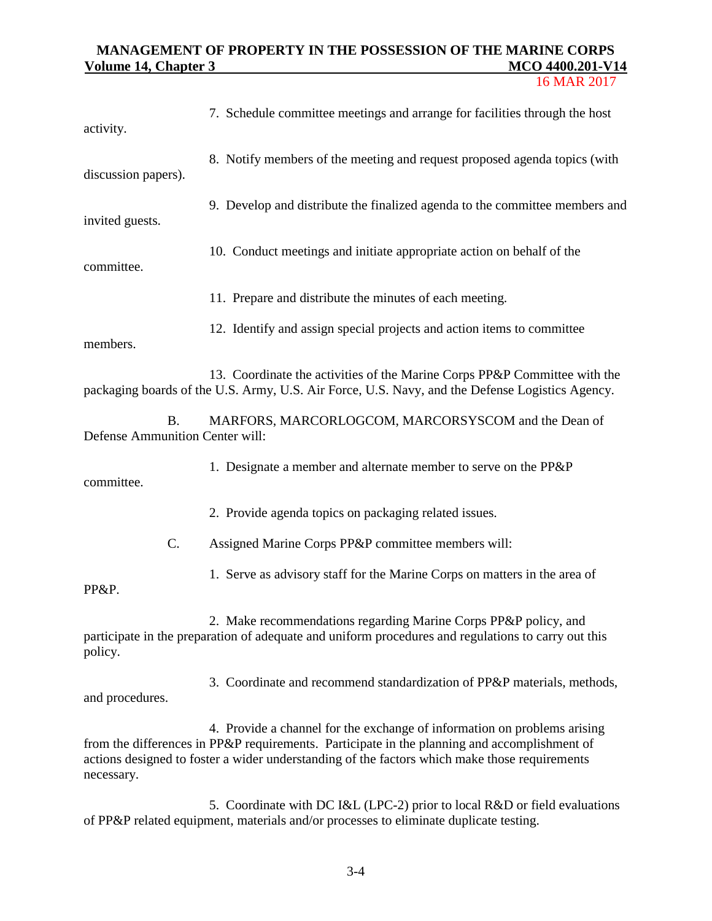7. Schedule committee meetings and arrange for facilities through the host activity.

8. Notify members of the meeting and request proposed agenda topics (with discussion papers).

9. Develop and distribute the finalized agenda to the committee members and invited guests.

10. Conduct meetings and initiate appropriate action on behalf of the committee.

11. Prepare and distribute the minutes of each meeting.

12. Identify and assign special projects and action items to committee members.

13. Coordinate the activities of the Marine Corps PP&P Committee with the packaging boards of the U.S. Army, U.S. Air Force, U.S. Navy, and the Defense Logistics Agency.

B. MARFORS, MARCORLOGCOM, MARCORSYSCOM and the Dean of Defense Ammunition Center will:

1. Designate a member and alternate member to serve on the PP&P committee.

2. Provide agenda topics on packaging related issues.

C. Assigned Marine Corps PP&P committee members will:

1. Serve as advisory staff for the Marine Corps on matters in the area of PP&P.

2. Make recommendations regarding Marine Corps PP&P policy, and participate in the preparation of adequate and uniform procedures and regulations to carry out this policy.

3. Coordinate and recommend standardization of PP&P materials, methods, and procedures.

4. Provide a channel for the exchange of information on problems arising from the differences in PP&P requirements. Participate in the planning and accomplishment of actions designed to foster a wider understanding of the factors which make those requirements necessary.

5. Coordinate with DC I&L (LPC-2) prior to local R&D or field evaluations of PP&P related equipment, materials and/or processes to eliminate duplicate testing.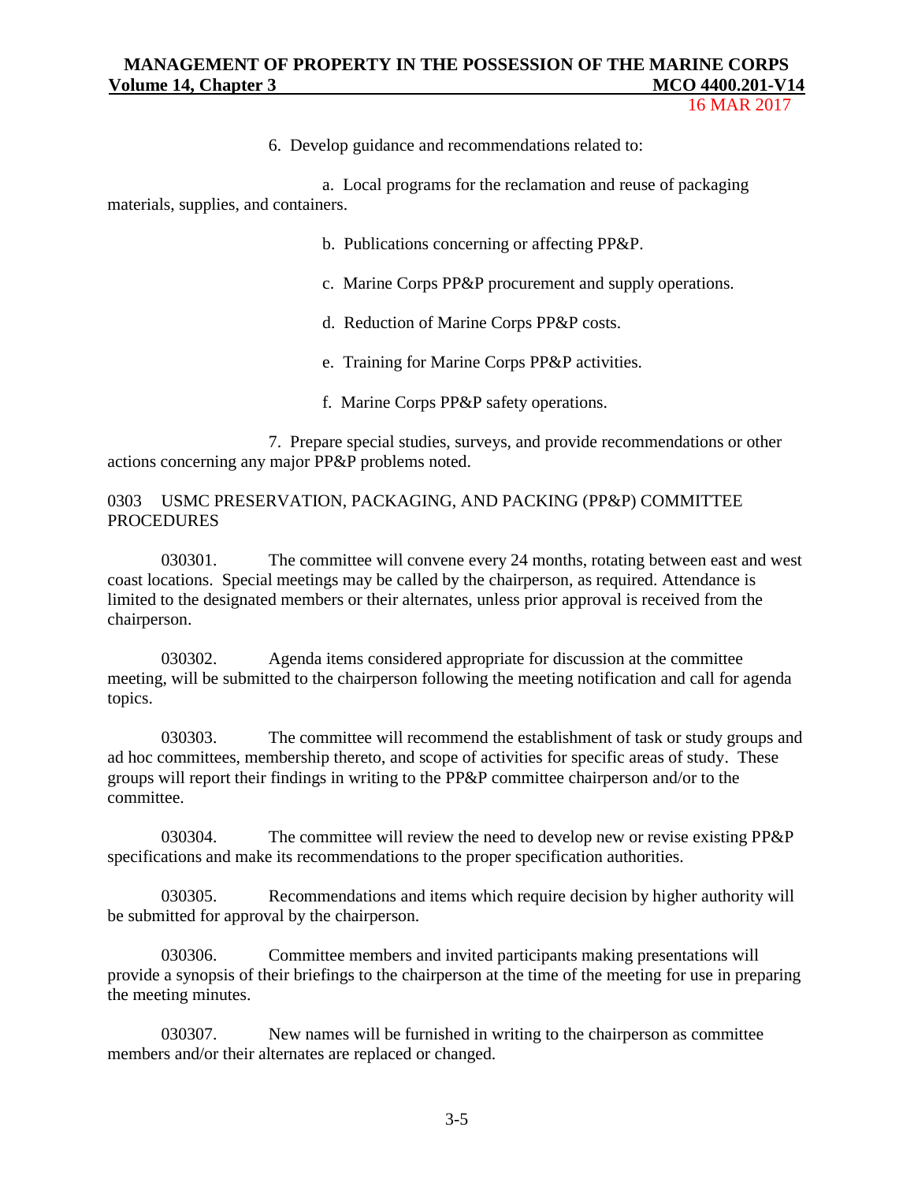6. Develop guidance and recommendations related to:

a. Local programs for the reclamation and reuse of packaging materials, supplies, and containers.

b. Publications concerning or affecting PP&P.

c. Marine Corps PP&P procurement and supply operations.

d. Reduction of Marine Corps PP&P costs.

e. Training for Marine Corps PP&P activities.

f. Marine Corps PP&P safety operations.

7. Prepare special studies, surveys, and provide recommendations or other actions concerning any major PP&P problems noted.

## 0303 USMC PRESERVATION, PACKAGING, AND PACKING (PP&P) COMMITTEE PROCEDURES

030301. The committee will convene every 24 months, rotating between east and west coast locations. Special meetings may be called by the chairperson, as required. Attendance is limited to the designated members or their alternates, unless prior approval is received from the chairperson.

030302. Agenda items considered appropriate for discussion at the committee meeting, will be submitted to the chairperson following the meeting notification and call for agenda topics.

030303. The committee will recommend the establishment of task or study groups and ad hoc committees, membership thereto, and scope of activities for specific areas of study. These groups will report their findings in writing to the PP&P committee chairperson and/or to the committee.

030304. The committee will review the need to develop new or revise existing PP&P specifications and make its recommendations to the proper specification authorities.

030305. Recommendations and items which require decision by higher authority will be submitted for approval by the chairperson.

030306. Committee members and invited participants making presentations will provide a synopsis of their briefings to the chairperson at the time of the meeting for use in preparing the meeting minutes.

030307. New names will be furnished in writing to the chairperson as committee members and/or their alternates are replaced or changed.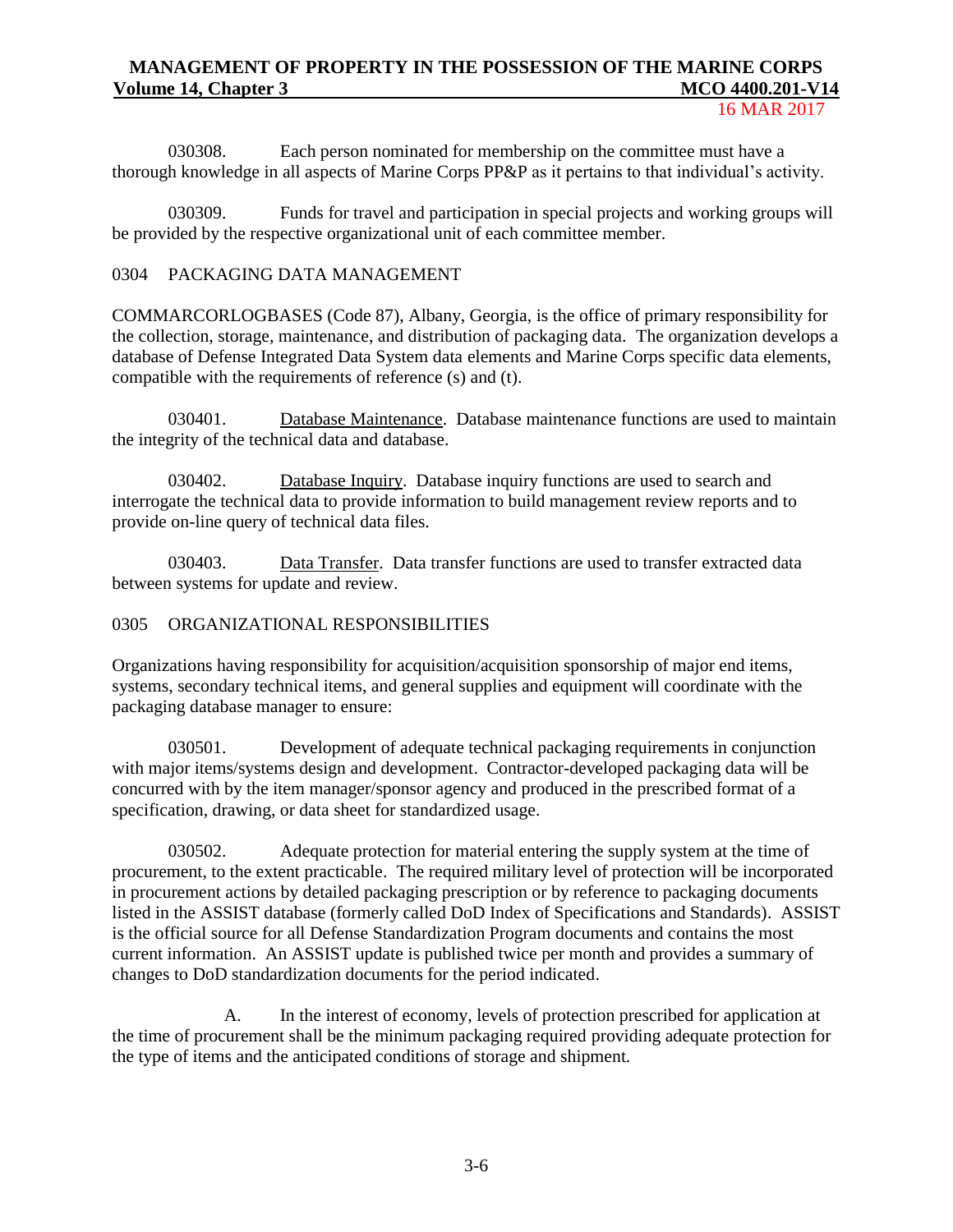030308. Each person nominated for membership on the committee must have a thorough knowledge in all aspects of Marine Corps PP&P as it pertains to that individual's activity.

030309. Funds for travel and participation in special projects and working groups will be provided by the respective organizational unit of each committee member.

## 0304 PACKAGING DATA MANAGEMENT

COMMARCORLOGBASES (Code 87), Albany, Georgia, is the office of primary responsibility for the collection, storage, maintenance, and distribution of packaging data. The organization develops a database of Defense Integrated Data System data elements and Marine Corps specific data elements, compatible with the requirements of reference (s) and (t).

030401. Database Maintenance. Database maintenance functions are used to maintain the integrity of the technical data and database.

030402. Database Inquiry. Database inquiry functions are used to search and interrogate the technical data to provide information to build management review reports and to provide on-line query of technical data files.

030403. Data Transfer. Data transfer functions are used to transfer extracted data between systems for update and review.

## 0305 ORGANIZATIONAL RESPONSIBILITIES

Organizations having responsibility for acquisition/acquisition sponsorship of major end items, systems, secondary technical items, and general supplies and equipment will coordinate with the packaging database manager to ensure:

030501. Development of adequate technical packaging requirements in conjunction with major items/systems design and development. Contractor-developed packaging data will be concurred with by the item manager/sponsor agency and produced in the prescribed format of a specification, drawing, or data sheet for standardized usage.

030502. Adequate protection for material entering the supply system at the time of procurement, to the extent practicable. The required military level of protection will be incorporated in procurement actions by detailed packaging prescription or by reference to packaging documents listed in the ASSIST database (formerly called DoD Index of Specifications and Standards). ASSIST is the official source for all Defense Standardization Program documents and contains the most current information. An ASSIST update is published twice per month and provides a summary of changes to DoD standardization documents for the period indicated.

A. In the interest of economy, levels of protection prescribed for application at the time of procurement shall be the minimum packaging required providing adequate protection for the type of items and the anticipated conditions of storage and shipment.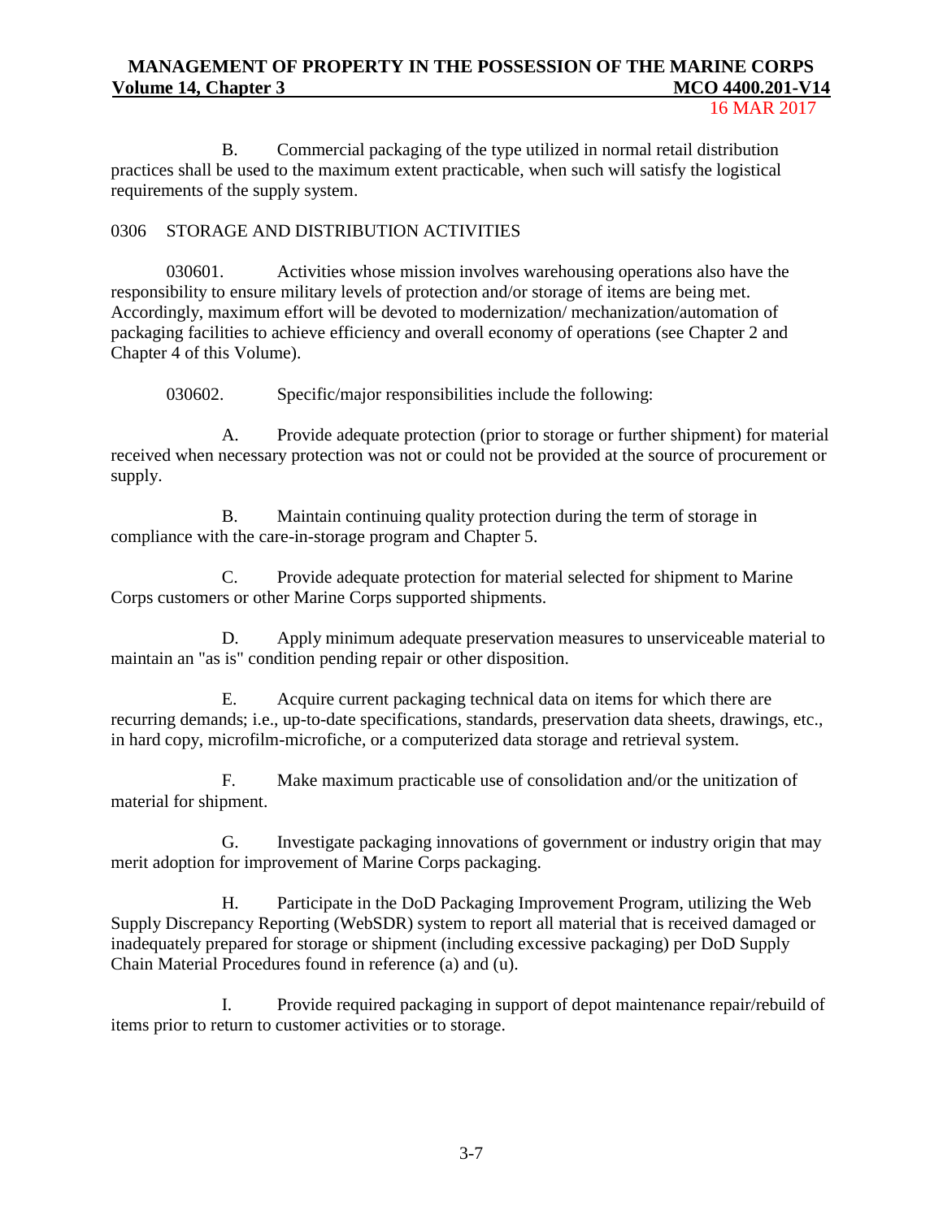B. Commercial packaging of the type utilized in normal retail distribution practices shall be used to the maximum extent practicable, when such will satisfy the logistical requirements of the supply system.

## 0306 STORAGE AND DISTRIBUTION ACTIVITIES

030601. Activities whose mission involves warehousing operations also have the responsibility to ensure military levels of protection and/or storage of items are being met. Accordingly, maximum effort will be devoted to modernization/ mechanization/automation of packaging facilities to achieve efficiency and overall economy of operations (see Chapter 2 and Chapter 4 of this Volume).

030602. Specific/major responsibilities include the following:

A. Provide adequate protection (prior to storage or further shipment) for material received when necessary protection was not or could not be provided at the source of procurement or supply.

B. Maintain continuing quality protection during the term of storage in compliance with the care-in-storage program and Chapter 5.

C. Provide adequate protection for material selected for shipment to Marine Corps customers or other Marine Corps supported shipments.

D. Apply minimum adequate preservation measures to unserviceable material to maintain an "as is" condition pending repair or other disposition.

E. Acquire current packaging technical data on items for which there are recurring demands; i.e., up-to-date specifications, standards, preservation data sheets, drawings, etc., in hard copy, microfilm-microfiche, or a computerized data storage and retrieval system.

F. Make maximum practicable use of consolidation and/or the unitization of material for shipment.

G. Investigate packaging innovations of government or industry origin that may merit adoption for improvement of Marine Corps packaging.

H. Participate in the DoD Packaging Improvement Program, utilizing the Web Supply Discrepancy Reporting (WebSDR) system to report all material that is received damaged or inadequately prepared for storage or shipment (including excessive packaging) per DoD Supply Chain Material Procedures found in reference (a) and (u).

I. Provide required packaging in support of depot maintenance repair/rebuild of items prior to return to customer activities or to storage.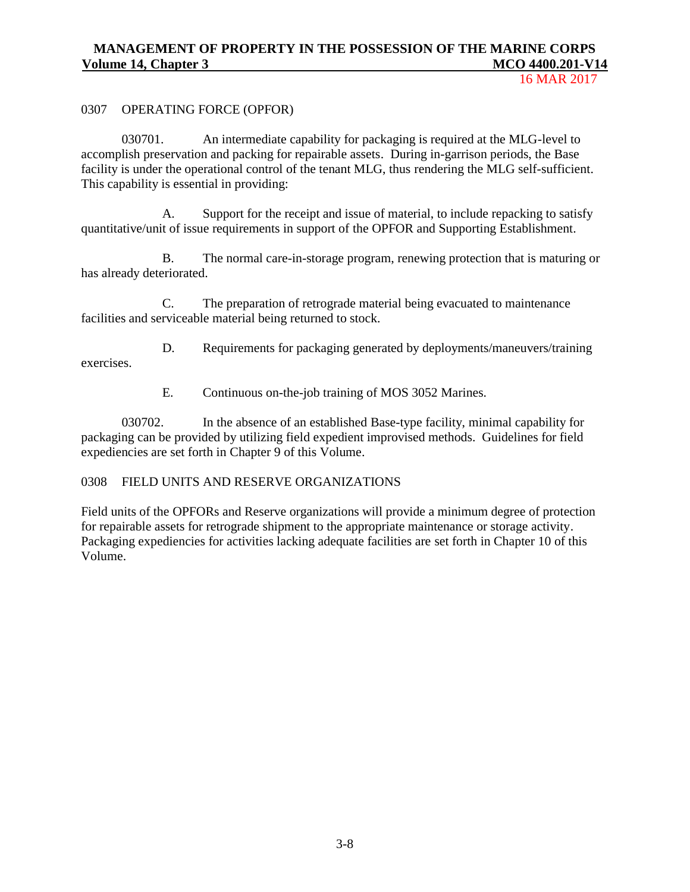## 0307 OPERATING FORCE (OPFOR)

030701. An intermediate capability for packaging is required at the MLG-level to accomplish preservation and packing for repairable assets. During in-garrison periods, the Base facility is under the operational control of the tenant MLG, thus rendering the MLG self-sufficient. This capability is essential in providing:

A. Support for the receipt and issue of material, to include repacking to satisfy quantitative/unit of issue requirements in support of the OPFOR and Supporting Establishment.

B. The normal care-in-storage program, renewing protection that is maturing or has already deteriorated.

C. The preparation of retrograde material being evacuated to maintenance facilities and serviceable material being returned to stock.

D. Requirements for packaging generated by deployments/maneuvers/training exercises.

E. Continuous on-the-job training of MOS 3052 Marines.

030702. In the absence of an established Base-type facility, minimal capability for packaging can be provided by utilizing field expedient improvised methods. Guidelines for field expediencies are set forth in Chapter 9 of this Volume.

## 0308 FIELD UNITS AND RESERVE ORGANIZATIONS

Field units of the OPFORs and Reserve organizations will provide a minimum degree of protection for repairable assets for retrograde shipment to the appropriate maintenance or storage activity. Packaging expediencies for activities lacking adequate facilities are set forth in Chapter 10 of this Volume.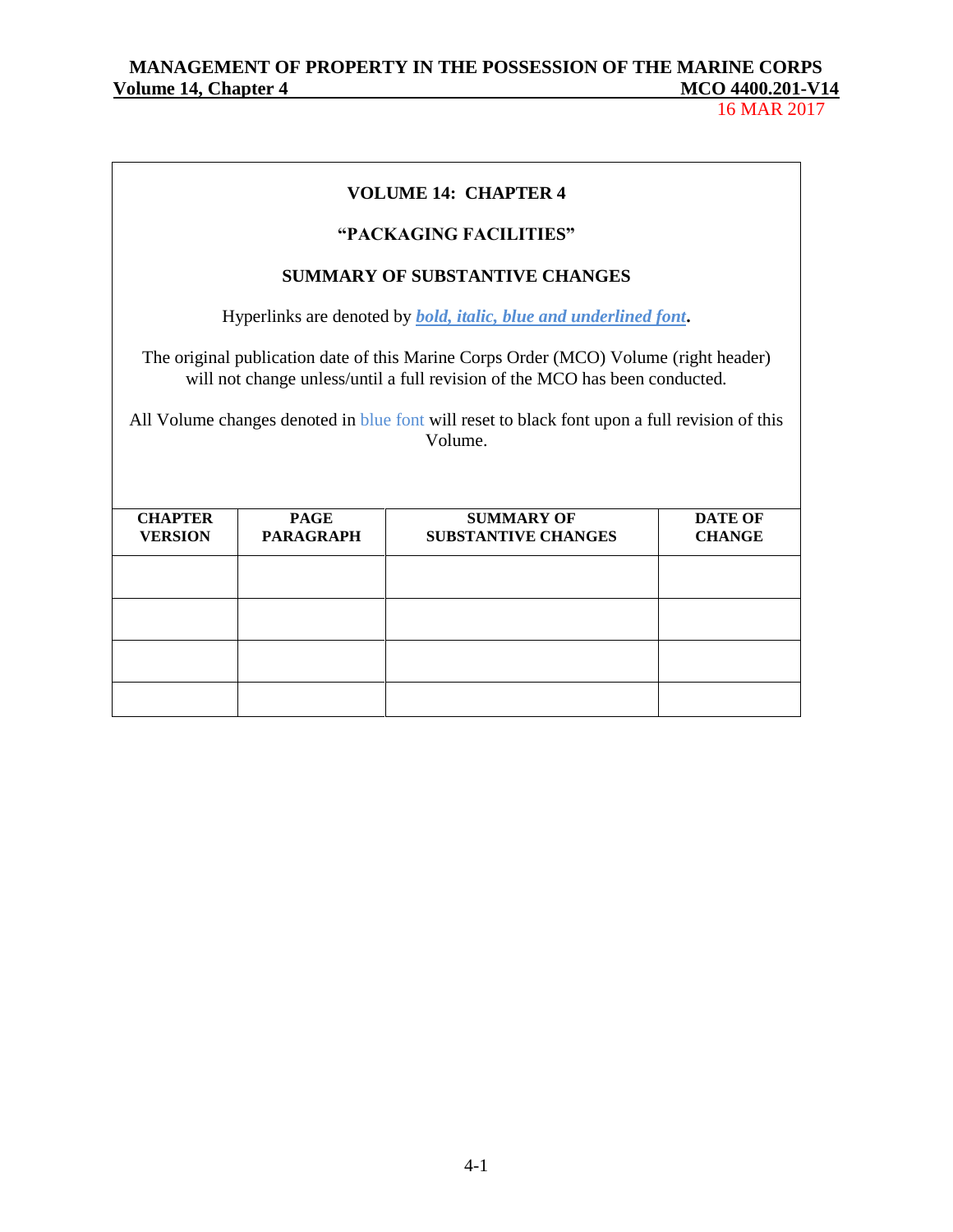### VOLUME 14: CHAPTER 4

### "PACKAGING FACILITIES"

### SUMMARY OF SUBSTANTIVE CHANGES

Hyperlinks are denoted by ***bold, italic, blue and underlined font***.

The original publication date of this Marine Corps Order (MCO) Volume (right header) will not change unless/until a full revision of the MCO has been conducted.

All Volume changes denoted in blue font will reset to black font upon a full revision of this Volume.

| CHAPTER VERSION | PAGE PARAGRAPH | SUMMARY OF SUBSTANTIVE CHANGES | DATE OF CHANGE |
|---|---|---|---|
| | | | |
| | | | |
| | | | |
| | | | |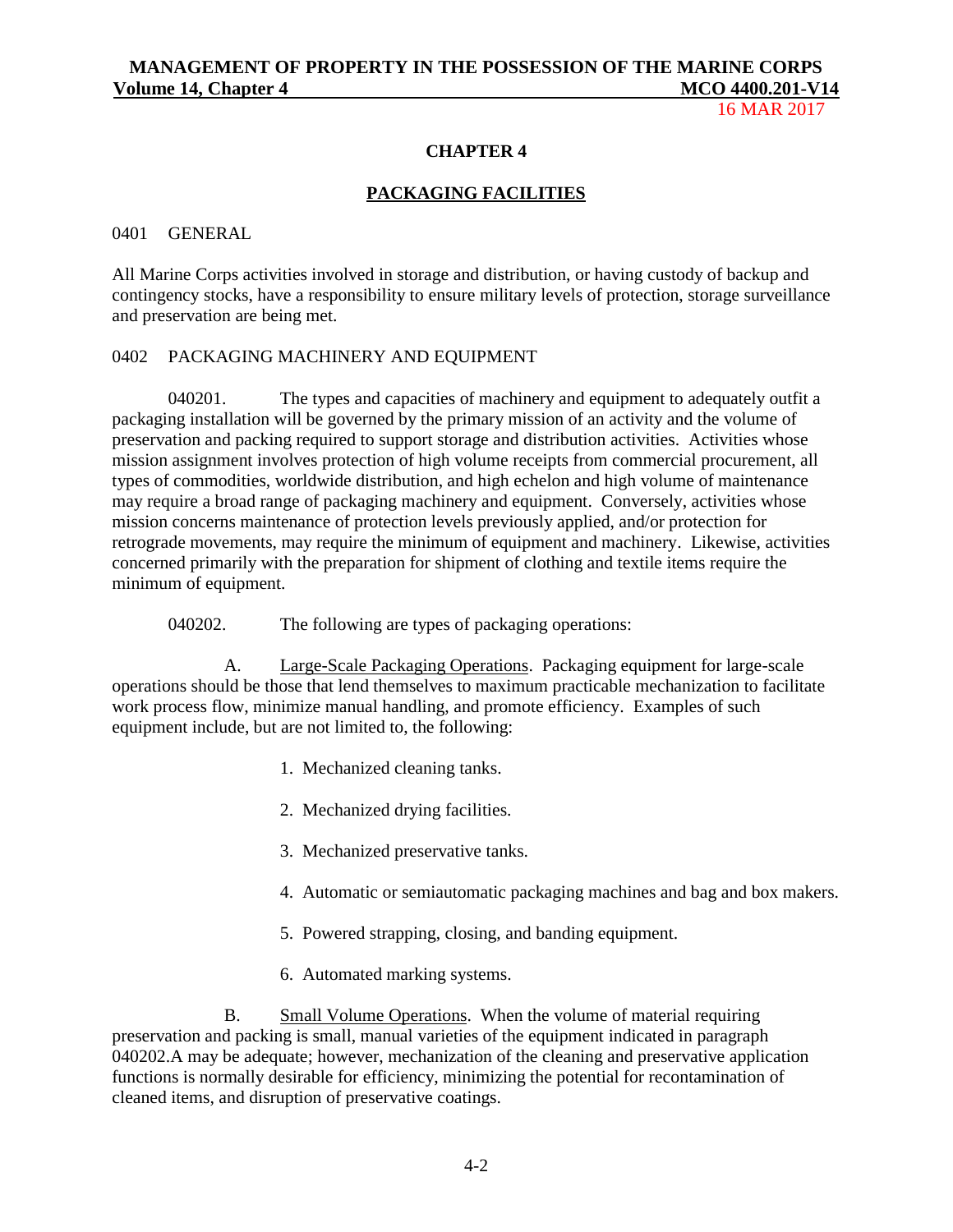# CHAPTER 4

## PACKAGING FACILITIES

0401 GENERAL

All Marine Corps activities involved in storage and distribution, or having custody of backup and contingency stocks, have a responsibility to ensure military levels of protection, storage surveillance and preservation are being met.

0402 PACKAGING MACHINERY AND EQUIPMENT

040201. The types and capacities of machinery and equipment to adequately outfit a packaging installation will be governed by the primary mission of an activity and the volume of preservation and packing required to support storage and distribution activities. Activities whose mission assignment involves protection of high volume receipts from commercial procurement, all types of commodities, worldwide distribution, and high echelon and high volume of maintenance may require a broad range of packaging machinery and equipment. Conversely, activities whose mission concerns maintenance of protection levels previously applied, and/or protection for retrograde movements, may require the minimum of equipment and machinery. Likewise, activities concerned primarily with the preparation for shipment of clothing and textile items require the minimum of equipment.

040202. The following are types of packaging operations:

A. Large-Scale Packaging Operations. Packaging equipment for large-scale operations should be those that lend themselves to maximum practicable mechanization to facilitate work process flow, minimize manual handling, and promote efficiency. Examples of such equipment include, but are not limited to, the following:

1. Mechanized cleaning tanks.

2. Mechanized drying facilities.

3. Mechanized preservative tanks.

4. Automatic or semiautomatic packaging machines and bag and box makers.

5. Powered strapping, closing, and banding equipment.

6. Automated marking systems.

B. Small Volume Operations. When the volume of material requiring preservation and packing is small, manual varieties of the equipment indicated in paragraph 040202.A may be adequate; however, mechanization of the cleaning and preservative application functions is normally desirable for efficiency, minimizing the potential for recontamination of cleaned items, and disruption of preservative coatings.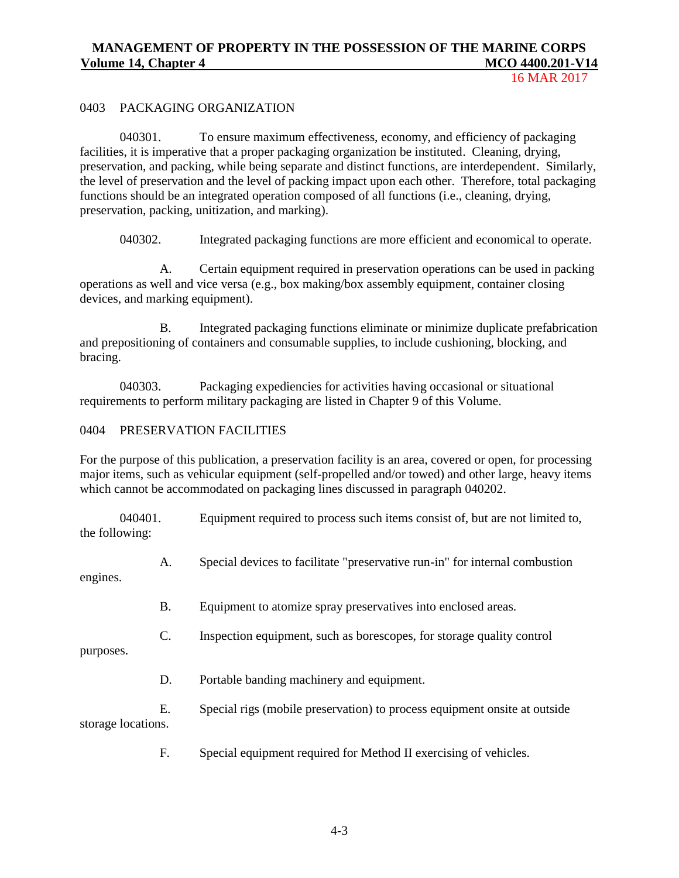## 0403 PACKAGING ORGANIZATION

040301. To ensure maximum effectiveness, economy, and efficiency of packaging facilities, it is imperative that a proper packaging organization be instituted. Cleaning, drying, preservation, and packing, while being separate and distinct functions, are interdependent. Similarly, the level of preservation and the level of packing impact upon each other. Therefore, total packaging functions should be an integrated operation composed of all functions (i.e., cleaning, drying, preservation, packing, unitization, and marking).

040302. Integrated packaging functions are more efficient and economical to operate.

A. Certain equipment required in preservation operations can be used in packing operations as well and vice versa (e.g., box making/box assembly equipment, container closing devices, and marking equipment).

B. Integrated packaging functions eliminate or minimize duplicate prefabrication and prepositioning of containers and consumable supplies, to include cushioning, blocking, and bracing.

040303. Packaging expediencies for activities having occasional or situational requirements to perform military packaging are listed in Chapter 9 of this Volume.

## 0404 PRESERVATION FACILITIES

For the purpose of this publication, a preservation facility is an area, covered or open, for processing major items, such as vehicular equipment (self-propelled and/or towed) and other large, heavy items which cannot be accommodated on packaging lines discussed in paragraph 040202.

040401. Equipment required to process such items consist of, but are not limited to, the following:

A. Special devices to facilitate "preservative run-in" for internal combustion engines.

B. Equipment to atomize spray preservatives into enclosed areas.

C. Inspection equipment, such as borescopes, for storage quality control purposes.

D. Portable banding machinery and equipment.

E. Special rigs (mobile preservation) to process equipment onsite at outside storage locations.

F. Special equipment required for Method II exercising of vehicles.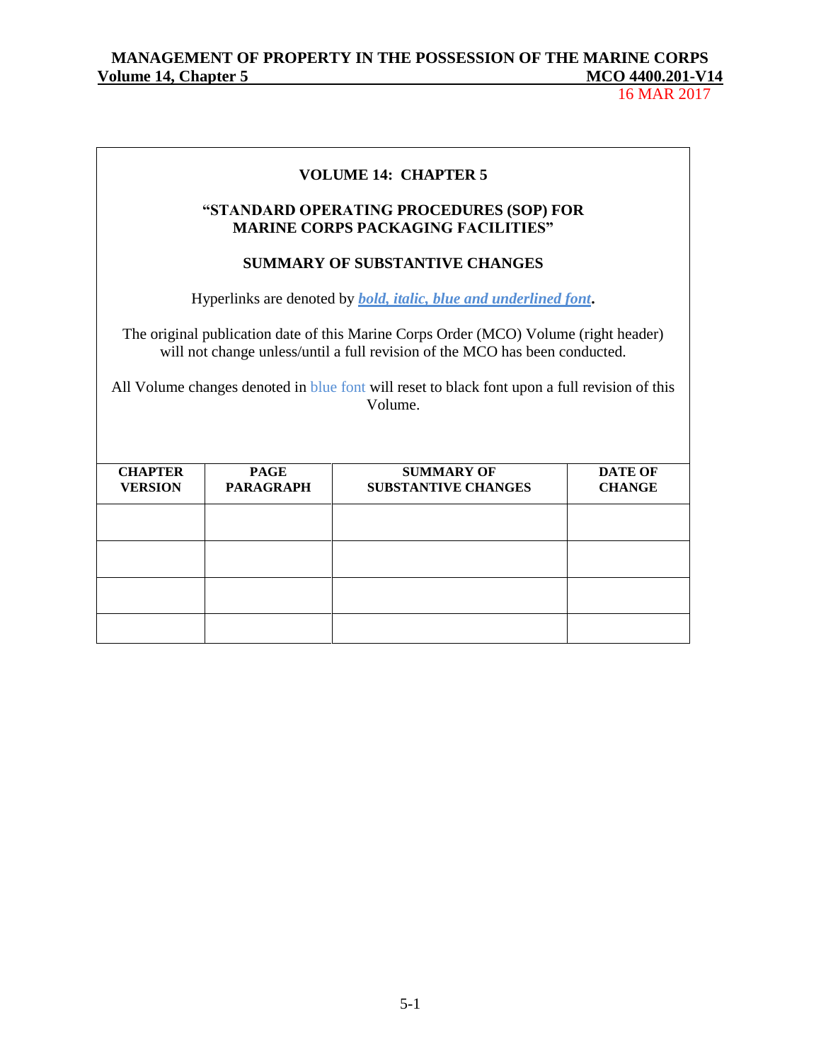**VOLUME 14: CHAPTER 5**

**"STANDARD OPERATING PROCEDURES (SOP) FOR MARINE CORPS PACKAGING FACILITIES"**

**SUMMARY OF SUBSTANTIVE CHANGES**

Hyperlinks are denoted by ***bold, italic, blue and underlined font***.

The original publication date of this Marine Corps Order (MCO) Volume (right header) will not change unless/until a full revision of the MCO has been conducted.

All Volume changes denoted in blue font will reset to black font upon a full revision of this Volume.

| CHAPTER VERSION | PAGE PARAGRAPH | SUMMARY OF SUBSTANTIVE CHANGES | DATE OF CHANGE |
|---|---|---|---|
| | | | |
| | | | |
| | | | |
| | | | |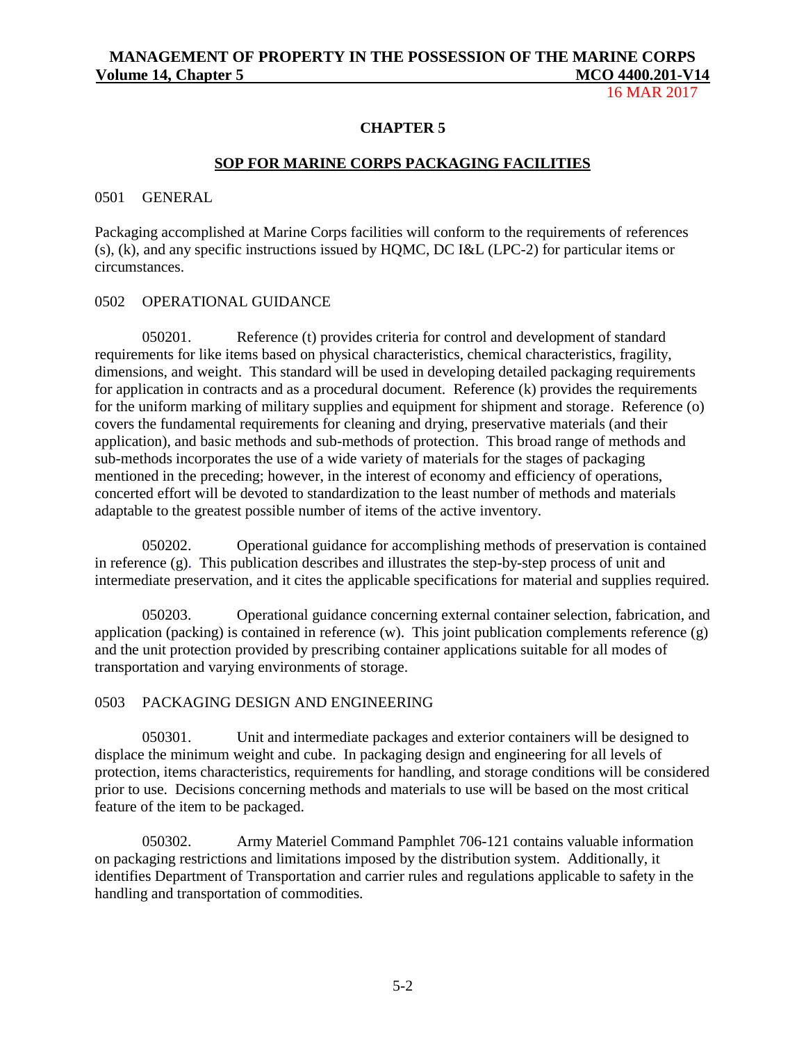# CHAPTER 5

## SOP FOR MARINE CORPS PACKAGING FACILITIES

### 0501 GENERAL

Packaging accomplished at Marine Corps facilities will conform to the requirements of references (s), (k), and any specific instructions issued by HQMC, DC I&L (LPC-2) for particular items or circumstances.

### 0502 OPERATIONAL GUIDANCE

050201. Reference (t) provides criteria for control and development of standard requirements for like items based on physical characteristics, chemical characteristics, fragility, dimensions, and weight. This standard will be used in developing detailed packaging requirements for application in contracts and as a procedural document. Reference (k) provides the requirements for the uniform marking of military supplies and equipment for shipment and storage. Reference (o) covers the fundamental requirements for cleaning and drying, preservative materials (and their application), and basic methods and sub-methods of protection. This broad range of methods and sub-methods incorporates the use of a wide variety of materials for the stages of packaging mentioned in the preceding; however, in the interest of economy and efficiency of operations, concerted effort will be devoted to standardization to the least number of methods and materials adaptable to the greatest possible number of items of the active inventory.

050202. Operational guidance for accomplishing methods of preservation is contained in reference (g). This publication describes and illustrates the step-by-step process of unit and intermediate preservation, and it cites the applicable specifications for material and supplies required.

050203. Operational guidance concerning external container selection, fabrication, and application (packing) is contained in reference (w). This joint publication complements reference (g) and the unit protection provided by prescribing container applications suitable for all modes of transportation and varying environments of storage.

### 0503 PACKAGING DESIGN AND ENGINEERING

050301. Unit and intermediate packages and exterior containers will be designed to displace the minimum weight and cube. In packaging design and engineering for all levels of protection, items characteristics, requirements for handling, and storage conditions will be considered prior to use. Decisions concerning methods and materials to use will be based on the most critical feature of the item to be packaged.

050302. Army Materiel Command Pamphlet 706-121 contains valuable information on packaging restrictions and limitations imposed by the distribution system. Additionally, it identifies Department of Transportation and carrier rules and regulations applicable to safety in the handling and transportation of commodities.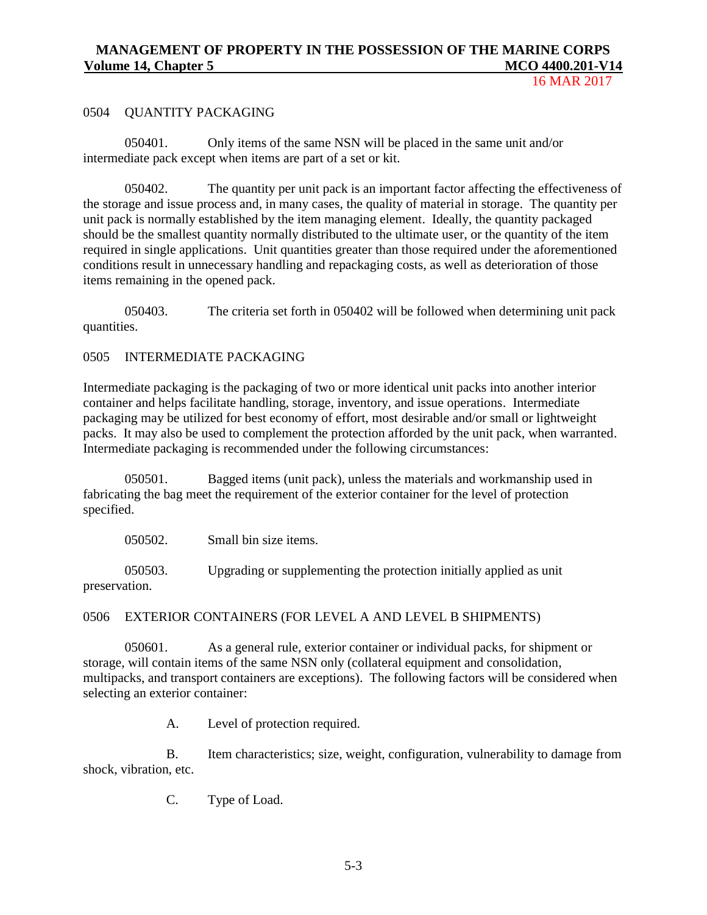## 0504 QUANTITY PACKAGING

050401. Only items of the same NSN will be placed in the same unit and/or intermediate pack except when items are part of a set or kit.

050402. The quantity per unit pack is an important factor affecting the effectiveness of the storage and issue process and, in many cases, the quality of material in storage. The quantity per unit pack is normally established by the item managing element. Ideally, the quantity packaged should be the smallest quantity normally distributed to the ultimate user, or the quantity of the item required in single applications. Unit quantities greater than those required under the aforementioned conditions result in unnecessary handling and repackaging costs, as well as deterioration of those items remaining in the opened pack.

050403. The criteria set forth in 050402 will be followed when determining unit pack quantities.

## 0505 INTERMEDIATE PACKAGING

Intermediate packaging is the packaging of two or more identical unit packs into another interior container and helps facilitate handling, storage, inventory, and issue operations. Intermediate packaging may be utilized for best economy of effort, most desirable and/or small or lightweight packs. It may also be used to complement the protection afforded by the unit pack, when warranted. Intermediate packaging is recommended under the following circumstances:

050501. Bagged items (unit pack), unless the materials and workmanship used in fabricating the bag meet the requirement of the exterior container for the level of protection specified.

050502. Small bin size items.

050503. Upgrading or supplementing the protection initially applied as unit preservation.

## 0506 EXTERIOR CONTAINERS (FOR LEVEL A AND LEVEL B SHIPMENTS)

050601. As a general rule, exterior container or individual packs, for shipment or storage, will contain items of the same NSN only (collateral equipment and consolidation, multipacks, and transport containers are exceptions). The following factors will be considered when selecting an exterior container:

A. Level of protection required.

B. Item characteristics; size, weight, configuration, vulnerability to damage from shock, vibration, etc.

C. Type of Load.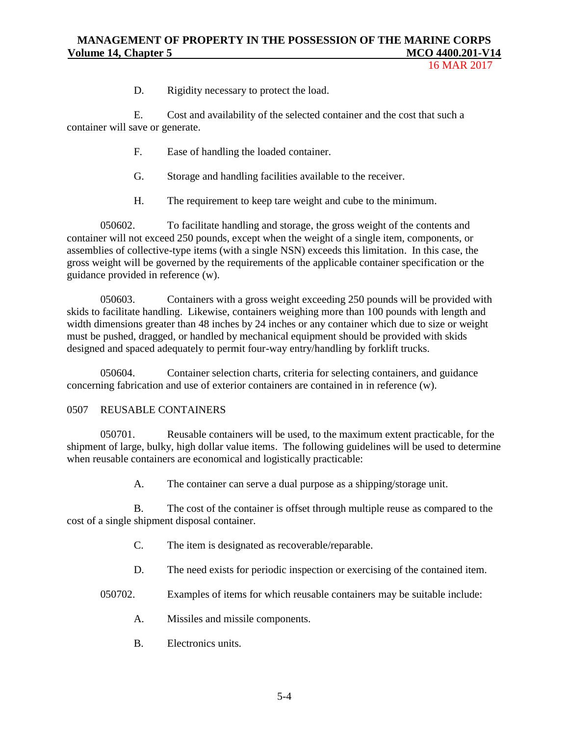D. Rigidity necessary to protect the load.

E. Cost and availability of the selected container and the cost that such a container will save or generate.

F. Ease of handling the loaded container.

G. Storage and handling facilities available to the receiver.

H. The requirement to keep tare weight and cube to the minimum.

050602. To facilitate handling and storage, the gross weight of the contents and container will not exceed 250 pounds, except when the weight of a single item, components, or assemblies of collective-type items (with a single NSN) exceeds this limitation. In this case, the gross weight will be governed by the requirements of the applicable container specification or the guidance provided in reference (w).

050603. Containers with a gross weight exceeding 250 pounds will be provided with skids to facilitate handling. Likewise, containers weighing more than 100 pounds with length and width dimensions greater than 48 inches by 24 inches or any container which due to size or weight must be pushed, dragged, or handled by mechanical equipment should be provided with skids designed and spaced adequately to permit four-way entry/handling by forklift trucks.

050604. Container selection charts, criteria for selecting containers, and guidance concerning fabrication and use of exterior containers are contained in in reference (w).

## 0507 REUSABLE CONTAINERS

050701. Reusable containers will be used, to the maximum extent practicable, for the shipment of large, bulky, high dollar value items. The following guidelines will be used to determine when reusable containers are economical and logistically practicable:

A. The container can serve a dual purpose as a shipping/storage unit.

B. The cost of the container is offset through multiple reuse as compared to the cost of a single shipment disposal container.

C. The item is designated as recoverable/reparable.

D. The need exists for periodic inspection or exercising of the contained item.

050702. Examples of items for which reusable containers may be suitable include:

A. Missiles and missile components.

B. Electronics units.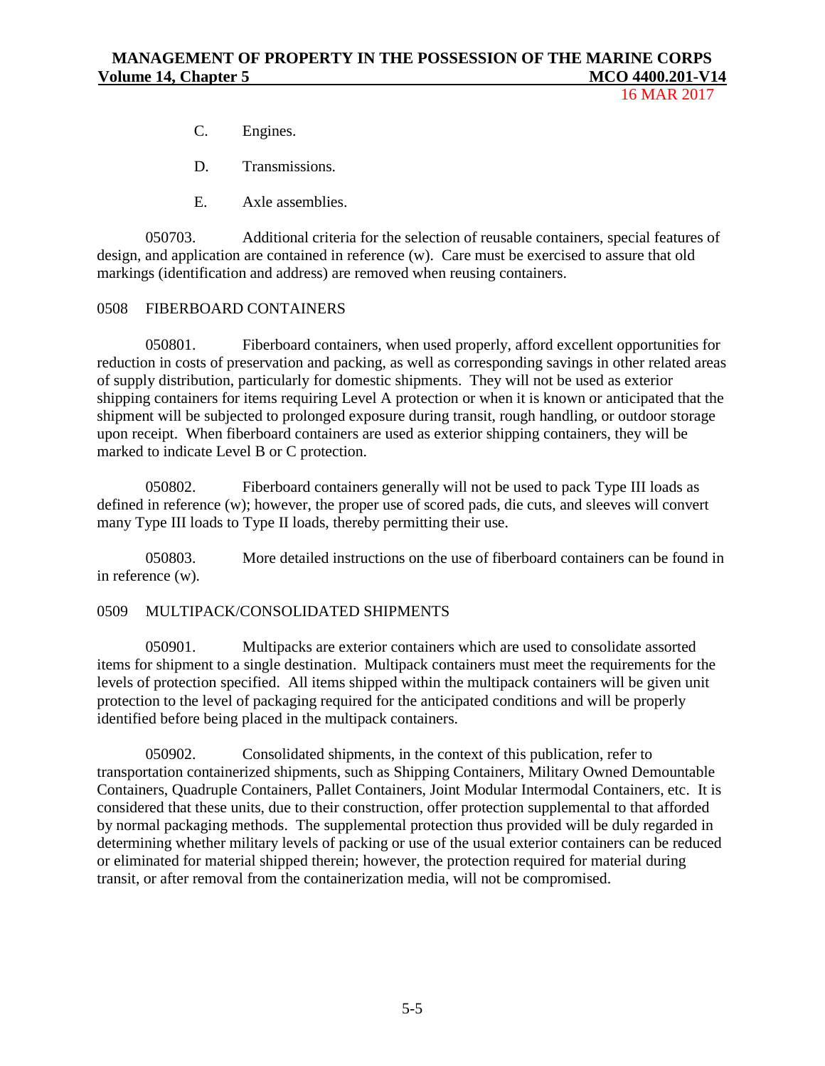C. Engines.

D. Transmissions.

E. Axle assemblies.

050703. Additional criteria for the selection of reusable containers, special features of design, and application are contained in reference (w). Care must be exercised to assure that old markings (identification and address) are removed when reusing containers.

## 0508 FIBERBOARD CONTAINERS

050801. Fiberboard containers, when used properly, afford excellent opportunities for reduction in costs of preservation and packing, as well as corresponding savings in other related areas of supply distribution, particularly for domestic shipments. They will not be used as exterior shipping containers for items requiring Level A protection or when it is known or anticipated that the shipment will be subjected to prolonged exposure during transit, rough handling, or outdoor storage upon receipt. When fiberboard containers are used as exterior shipping containers, they will be marked to indicate Level B or C protection.

050802. Fiberboard containers generally will not be used to pack Type III loads as defined in reference (w); however, the proper use of scored pads, die cuts, and sleeves will convert many Type III loads to Type II loads, thereby permitting their use.

050803. More detailed instructions on the use of fiberboard containers can be found in in reference (w).

## 0509 MULTIPACK/CONSOLIDATED SHIPMENTS

050901. Multipacks are exterior containers which are used to consolidate assorted items for shipment to a single destination. Multipack containers must meet the requirements for the levels of protection specified. All items shipped within the multipack containers will be given unit protection to the level of packaging required for the anticipated conditions and will be properly identified before being placed in the multipack containers.

050902. Consolidated shipments, in the context of this publication, refer to transportation containerized shipments, such as Shipping Containers, Military Owned Demountable Containers, Quadruple Containers, Pallet Containers, Joint Modular Intermodal Containers, etc. It is considered that these units, due to their construction, offer protection supplemental to that afforded by normal packaging methods. The supplemental protection thus provided will be duly regarded in determining whether military levels of packing or use of the usual exterior containers can be reduced or eliminated for material shipped therein; however, the protection required for material during transit, or after removal from the containerization media, will not be compromised.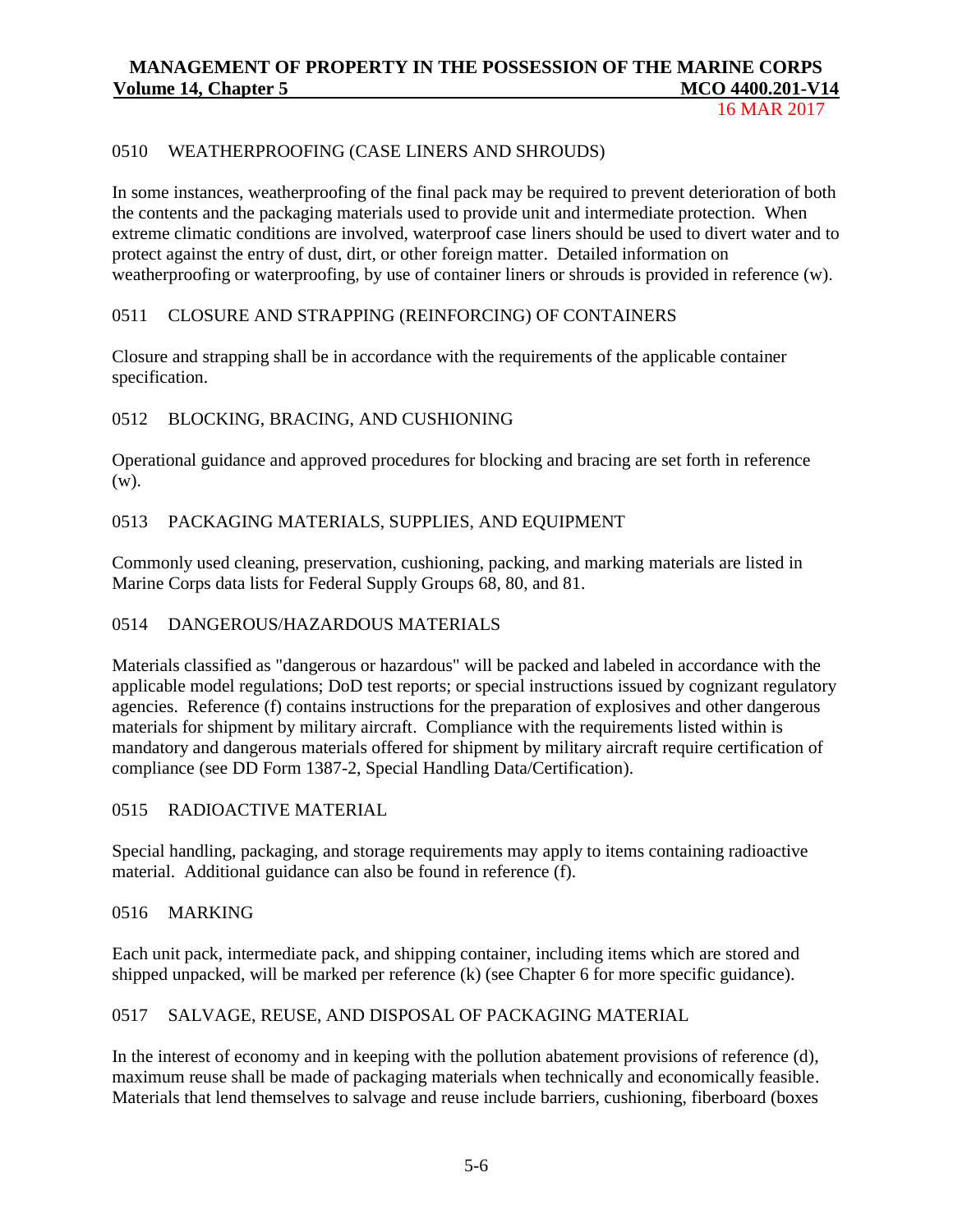## 0510 WEATHERPROOFING (CASE LINERS AND SHROUDS)

In some instances, weatherproofing of the final pack may be required to prevent deterioration of both the contents and the packaging materials used to provide unit and intermediate protection. When extreme climatic conditions are involved, waterproof case liners should be used to divert water and to protect against the entry of dust, dirt, or other foreign matter. Detailed information on weatherproofing or waterproofing, by use of container liners or shrouds is provided in reference (w).

## 0511 CLOSURE AND STRAPPING (REINFORCING) OF CONTAINERS

Closure and strapping shall be in accordance with the requirements of the applicable container specification.

## 0512 BLOCKING, BRACING, AND CUSHIONING

Operational guidance and approved procedures for blocking and bracing are set forth in reference (w).

## 0513 PACKAGING MATERIALS, SUPPLIES, AND EQUIPMENT

Commonly used cleaning, preservation, cushioning, packing, and marking materials are listed in Marine Corps data lists for Federal Supply Groups 68, 80, and 81.

## 0514 DANGEROUS/HAZARDOUS MATERIALS

Materials classified as "dangerous or hazardous" will be packed and labeled in accordance with the applicable model regulations; DoD test reports; or special instructions issued by cognizant regulatory agencies. Reference (f) contains instructions for the preparation of explosives and other dangerous materials for shipment by military aircraft. Compliance with the requirements listed within is mandatory and dangerous materials offered for shipment by military aircraft require certification of compliance (see DD Form 1387-2, Special Handling Data/Certification).

## 0515 RADIOACTIVE MATERIAL

Special handling, packaging, and storage requirements may apply to items containing radioactive material. Additional guidance can also be found in reference (f).

## 0516 MARKING

Each unit pack, intermediate pack, and shipping container, including items which are stored and shipped unpacked, will be marked per reference (k) (see Chapter 6 for more specific guidance).

## 0517 SALVAGE, REUSE, AND DISPOSAL OF PACKAGING MATERIAL

In the interest of economy and in keeping with the pollution abatement provisions of reference (d), maximum reuse shall be made of packaging materials when technically and economically feasible. Materials that lend themselves to salvage and reuse include barriers, cushioning, fiberboard (boxes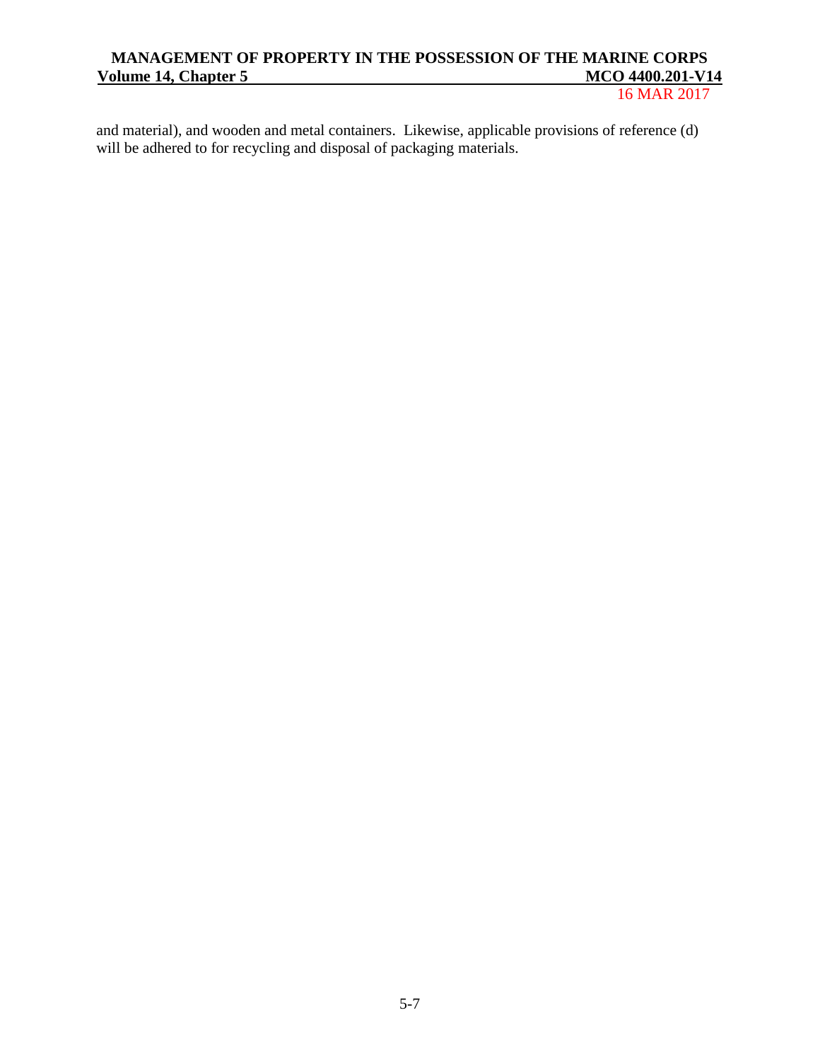and material), and wooden and metal containers. Likewise, applicable provisions of reference (d) will be adhered to for recycling and disposal of packaging materials.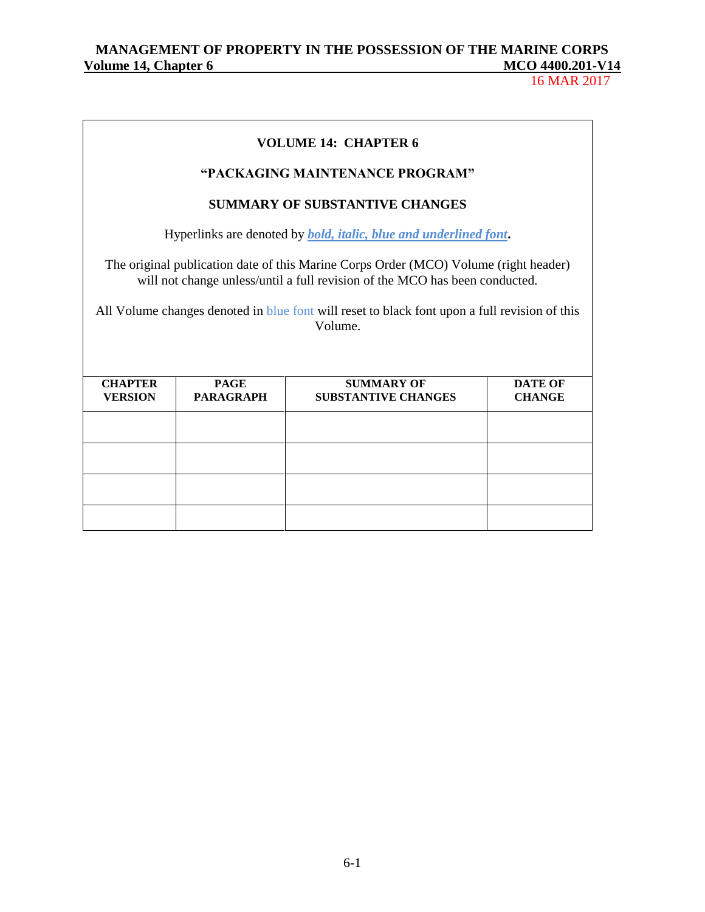**VOLUME 14: CHAPTER 6**

**"PACKAGING MAINTENANCE PROGRAM"**

**SUMMARY OF SUBSTANTIVE CHANGES**

Hyperlinks are denoted by ***bold, italic, blue and underlined font***.

The original publication date of this Marine Corps Order (MCO) Volume (right header) will not change unless/until a full revision of the MCO has been conducted.

All Volume changes denoted in blue font will reset to black font upon a full revision of this Volume.

| CHAPTER VERSION | PAGE PARAGRAPH | SUMMARY OF SUBSTANTIVE CHANGES | DATE OF CHANGE |
|---|---|---|---|
| | | | |
| | | | |
| | | | |
| | | | |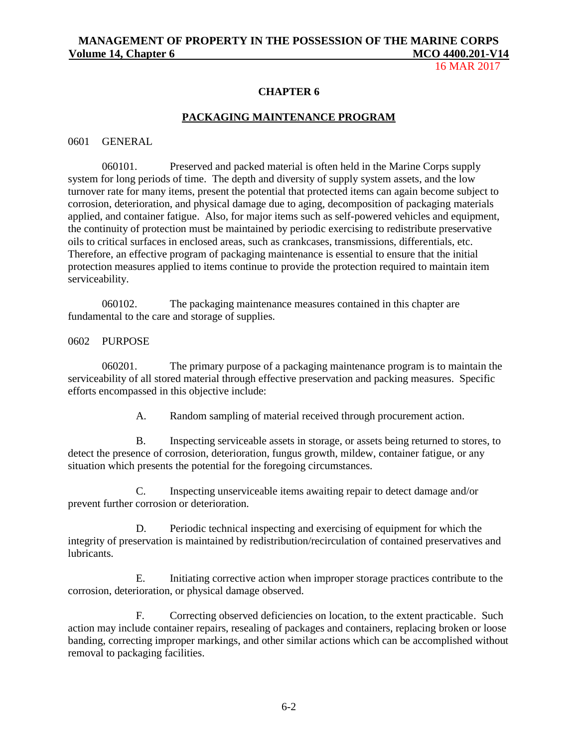## CHAPTER 6

## PACKAGING MAINTENANCE PROGRAM

0601 GENERAL

060101. Preserved and packed material is often held in the Marine Corps supply system for long periods of time. The depth and diversity of supply system assets, and the low turnover rate for many items, present the potential that protected items can again become subject to corrosion, deterioration, and physical damage due to aging, decomposition of packaging materials applied, and container fatigue. Also, for major items such as self-powered vehicles and equipment, the continuity of protection must be maintained by periodic exercising to redistribute preservative oils to critical surfaces in enclosed areas, such as crankcases, transmissions, differentials, etc. Therefore, an effective program of packaging maintenance is essential to ensure that the initial protection measures applied to items continue to provide the protection required to maintain item serviceability.

060102. The packaging maintenance measures contained in this chapter are fundamental to the care and storage of supplies.

0602 PURPOSE

060201. The primary purpose of a packaging maintenance program is to maintain the serviceability of all stored material through effective preservation and packing measures. Specific efforts encompassed in this objective include:

A. Random sampling of material received through procurement action.

B. Inspecting serviceable assets in storage, or assets being returned to stores, to detect the presence of corrosion, deterioration, fungus growth, mildew, container fatigue, or any situation which presents the potential for the foregoing circumstances.

C. Inspecting unserviceable items awaiting repair to detect damage and/or prevent further corrosion or deterioration.

D. Periodic technical inspecting and exercising of equipment for which the integrity of preservation is maintained by redistribution/recirculation of contained preservatives and lubricants.

E. Initiating corrective action when improper storage practices contribute to the corrosion, deterioration, or physical damage observed.

F. Correcting observed deficiencies on location, to the extent practicable. Such action may include container repairs, resealing of packages and containers, replacing broken or loose banding, correcting improper markings, and other similar actions which can be accomplished without removal to packaging facilities.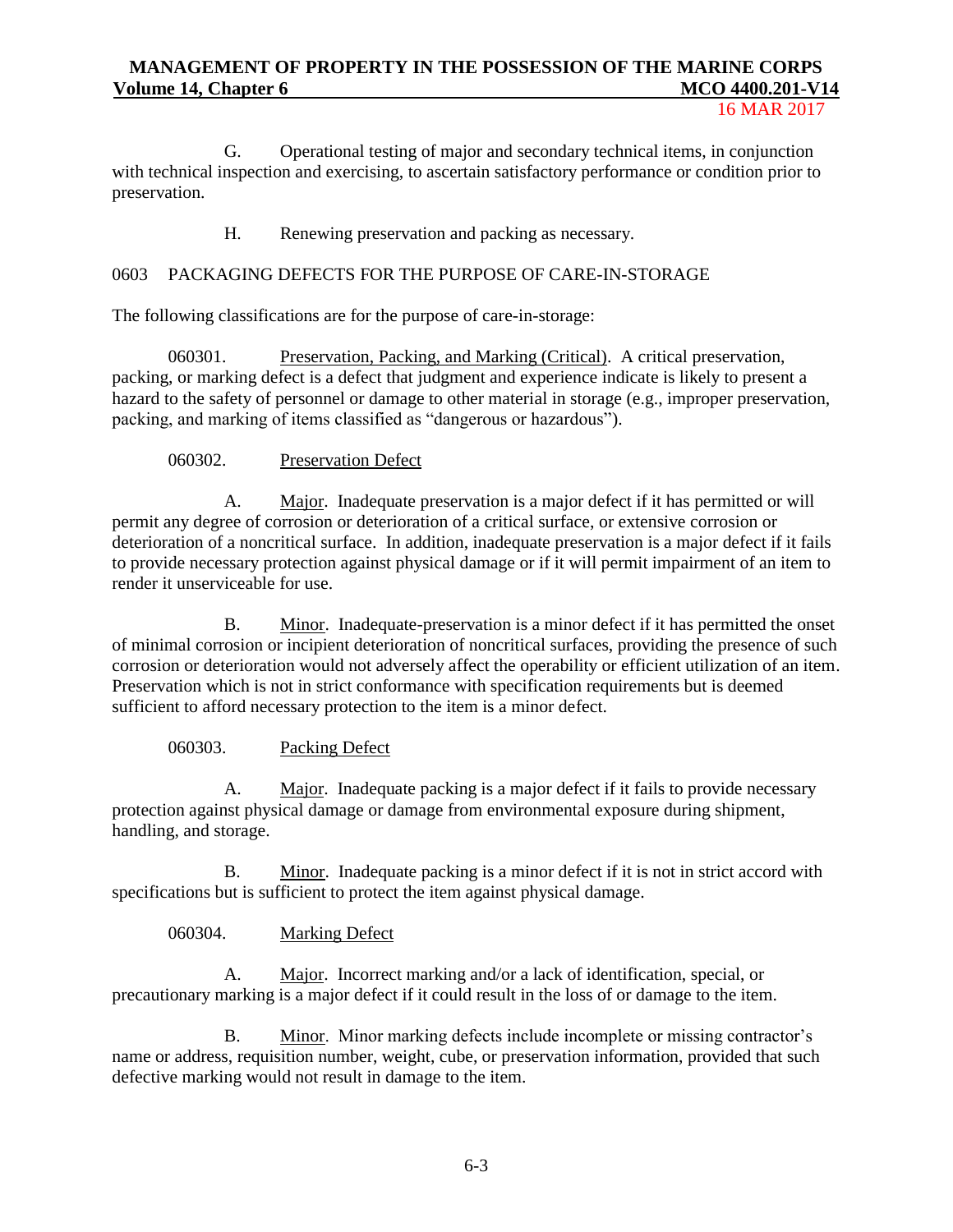G. Operational testing of major and secondary technical items, in conjunction with technical inspection and exercising, to ascertain satisfactory performance or condition prior to preservation.

H. Renewing preservation and packing as necessary.

## 0603 PACKAGING DEFECTS FOR THE PURPOSE OF CARE-IN-STORAGE

The following classifications are for the purpose of care-in-storage:

060301. Preservation, Packing, and Marking (Critical). A critical preservation, packing, or marking defect is a defect that judgment and experience indicate is likely to present a hazard to the safety of personnel or damage to other material in storage (e.g., improper preservation, packing, and marking of items classified as "dangerous or hazardous").

060302. Preservation Defect

A. Major. Inadequate preservation is a major defect if it has permitted or will permit any degree of corrosion or deterioration of a critical surface, or extensive corrosion or deterioration of a noncritical surface. In addition, inadequate preservation is a major defect if it fails to provide necessary protection against physical damage or if it will permit impairment of an item to render it unserviceable for use.

B. Minor. Inadequate-preservation is a minor defect if it has permitted the onset of minimal corrosion or incipient deterioration of noncritical surfaces, providing the presence of such corrosion or deterioration would not adversely affect the operability or efficient utilization of an item. Preservation which is not in strict conformance with specification requirements but is deemed sufficient to afford necessary protection to the item is a minor defect.

060303. Packing Defect

A. Major. Inadequate packing is a major defect if it fails to provide necessary protection against physical damage or damage from environmental exposure during shipment, handling, and storage.

B. Minor. Inadequate packing is a minor defect if it is not in strict accord with specifications but is sufficient to protect the item against physical damage.

060304. Marking Defect

A. Major. Incorrect marking and/or a lack of identification, special, or precautionary marking is a major defect if it could result in the loss of or damage to the item.

B. Minor. Minor marking defects include incomplete or missing contractor's name or address, requisition number, weight, cube, or preservation information, provided that such defective marking would not result in damage to the item.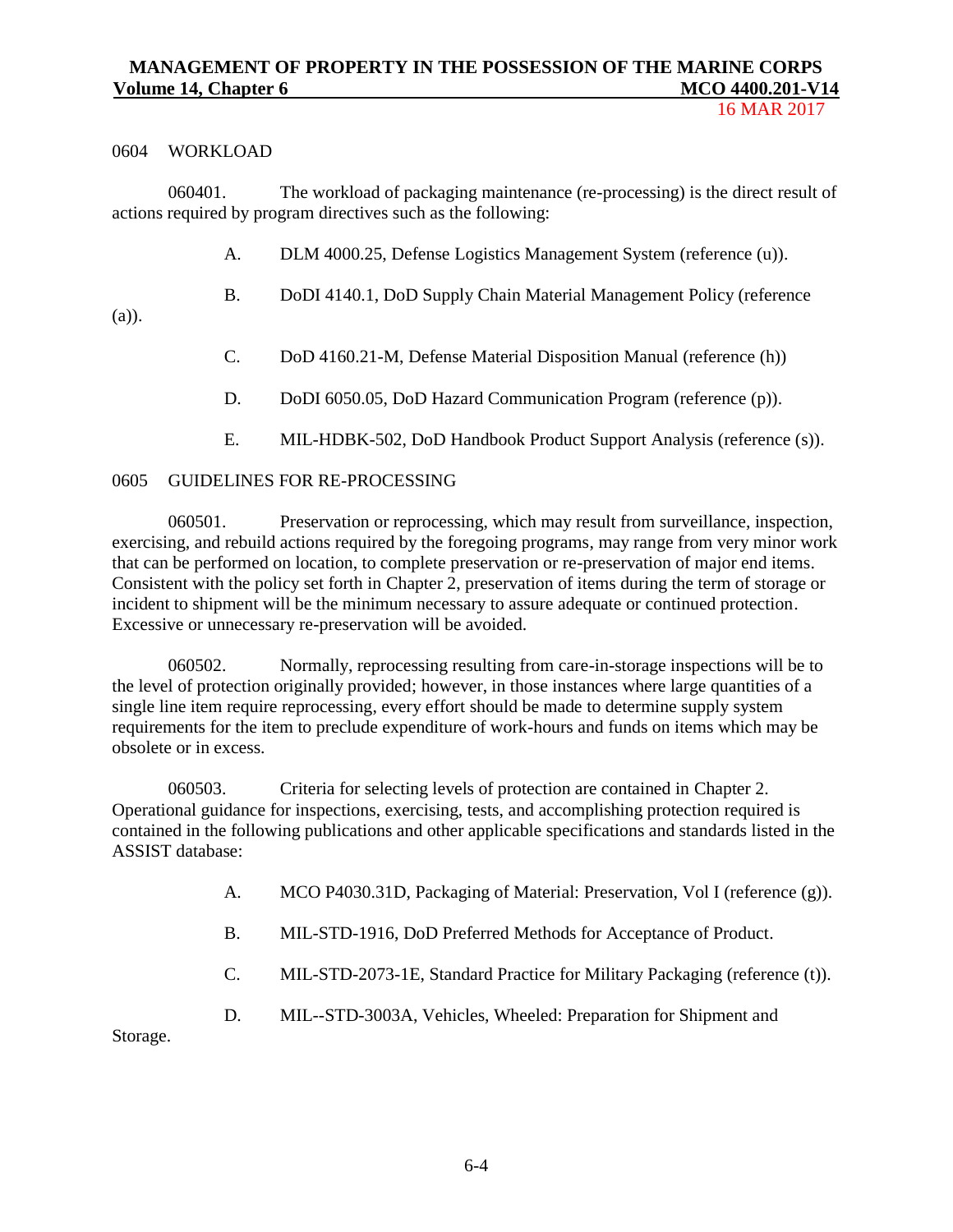## 0604 WORKLOAD

060401. The workload of packaging maintenance (re-processing) is the direct result of actions required by program directives such as the following:

A. DLM 4000.25, Defense Logistics Management System (reference (u)).

B. DoDI 4140.1, DoD Supply Chain Material Management Policy (reference (a)).

C. DoD 4160.21-M, Defense Material Disposition Manual (reference (h))

D. DoDI 6050.05, DoD Hazard Communication Program (reference (p)).

E. MIL-HDBK-502, DoD Handbook Product Support Analysis (reference (s)).

## 0605 GUIDELINES FOR RE-PROCESSING

060501. Preservation or reprocessing, which may result from surveillance, inspection, exercising, and rebuild actions required by the foregoing programs, may range from very minor work that can be performed on location, to complete preservation or re-preservation of major end items. Consistent with the policy set forth in Chapter 2, preservation of items during the term of storage or incident to shipment will be the minimum necessary to assure adequate or continued protection. Excessive or unnecessary re-preservation will be avoided.

060502. Normally, reprocessing resulting from care-in-storage inspections will be to the level of protection originally provided; however, in those instances where large quantities of a single line item require reprocessing, every effort should be made to determine supply system requirements for the item to preclude expenditure of work-hours and funds on items which may be obsolete or in excess.

060503. Criteria for selecting levels of protection are contained in Chapter 2. Operational guidance for inspections, exercising, tests, and accomplishing protection required is contained in the following publications and other applicable specifications and standards listed in the ASSIST database:

A. MCO P4030.31D, Packaging of Material: Preservation, Vol I (reference (g)).

B. MIL-STD-1916, DoD Preferred Methods for Acceptance of Product.

C. MIL-STD-2073-1E, Standard Practice for Military Packaging (reference (t)).

D. MIL--STD-3003A, Vehicles, Wheeled: Preparation for Shipment and Storage.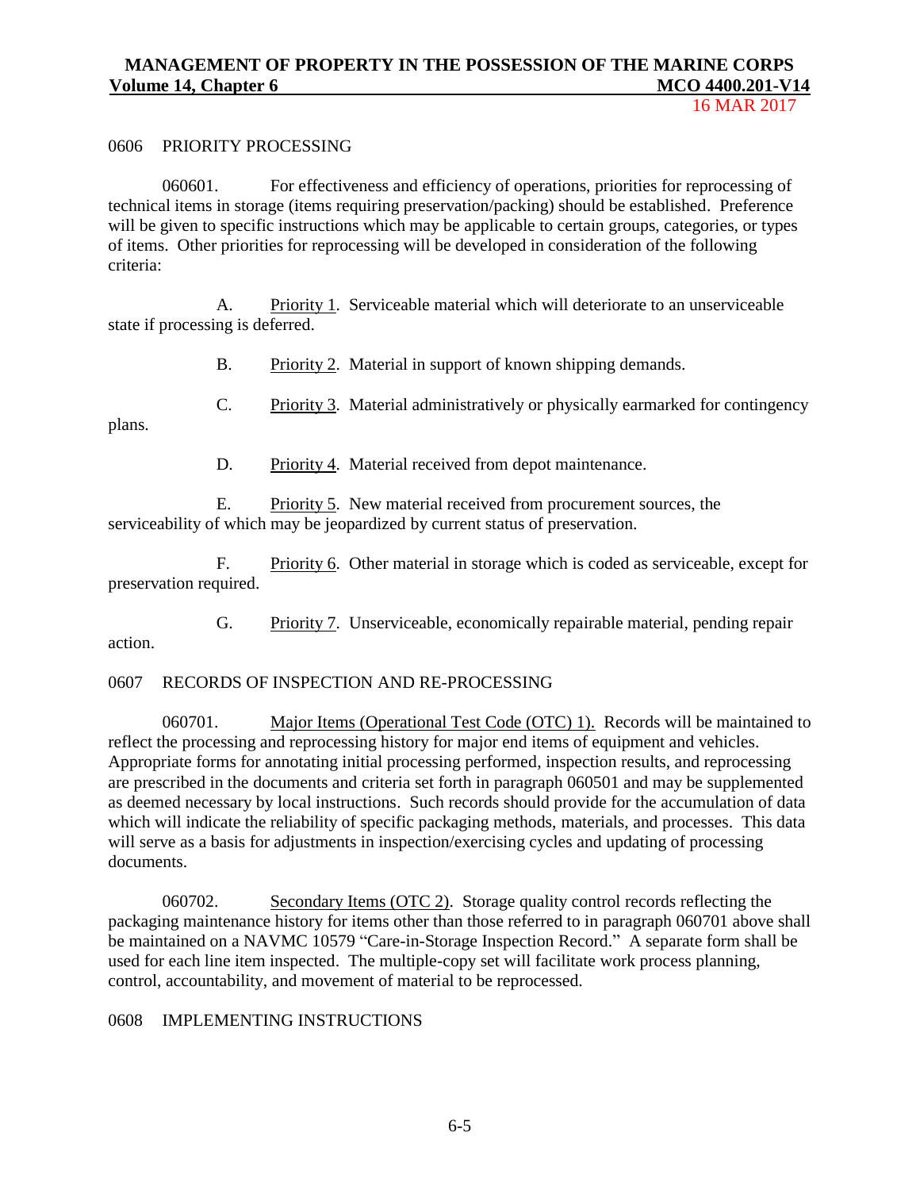## 0606 PRIORITY PROCESSING

060601. For effectiveness and efficiency of operations, priorities for reprocessing of technical items in storage (items requiring preservation/packing) should be established. Preference will be given to specific instructions which may be applicable to certain groups, categories, or types of items. Other priorities for reprocessing will be developed in consideration of the following criteria:

A. Priority 1. Serviceable material which will deteriorate to an unserviceable state if processing is deferred.

B. Priority 2. Material in support of known shipping demands.

C. Priority 3. Material administratively or physically earmarked for contingency plans.

D. Priority 4. Material received from depot maintenance.

E. Priority 5. New material received from procurement sources, the serviceability of which may be jeopardized by current status of preservation.

F. Priority 6. Other material in storage which is coded as serviceable, except for preservation required.

G. Priority 7. Unserviceable, economically repairable material, pending repair action.

## 0607 RECORDS OF INSPECTION AND RE-PROCESSING

060701. Major Items (Operational Test Code (OTC) 1). Records will be maintained to reflect the processing and reprocessing history for major end items of equipment and vehicles. Appropriate forms for annotating initial processing performed, inspection results, and reprocessing are prescribed in the documents and criteria set forth in paragraph 060501 and may be supplemented as deemed necessary by local instructions. Such records should provide for the accumulation of data which will indicate the reliability of specific packaging methods, materials, and processes. This data will serve as a basis for adjustments in inspection/exercising cycles and updating of processing documents.

060702. Secondary Items (OTC 2). Storage quality control records reflecting the packaging maintenance history for items other than those referred to in paragraph 060701 above shall be maintained on a NAVMC 10579 "Care-in-Storage Inspection Record." A separate form shall be used for each line item inspected. The multiple-copy set will facilitate work process planning, control, accountability, and movement of material to be reprocessed.

## 0608 IMPLEMENTING INSTRUCTIONS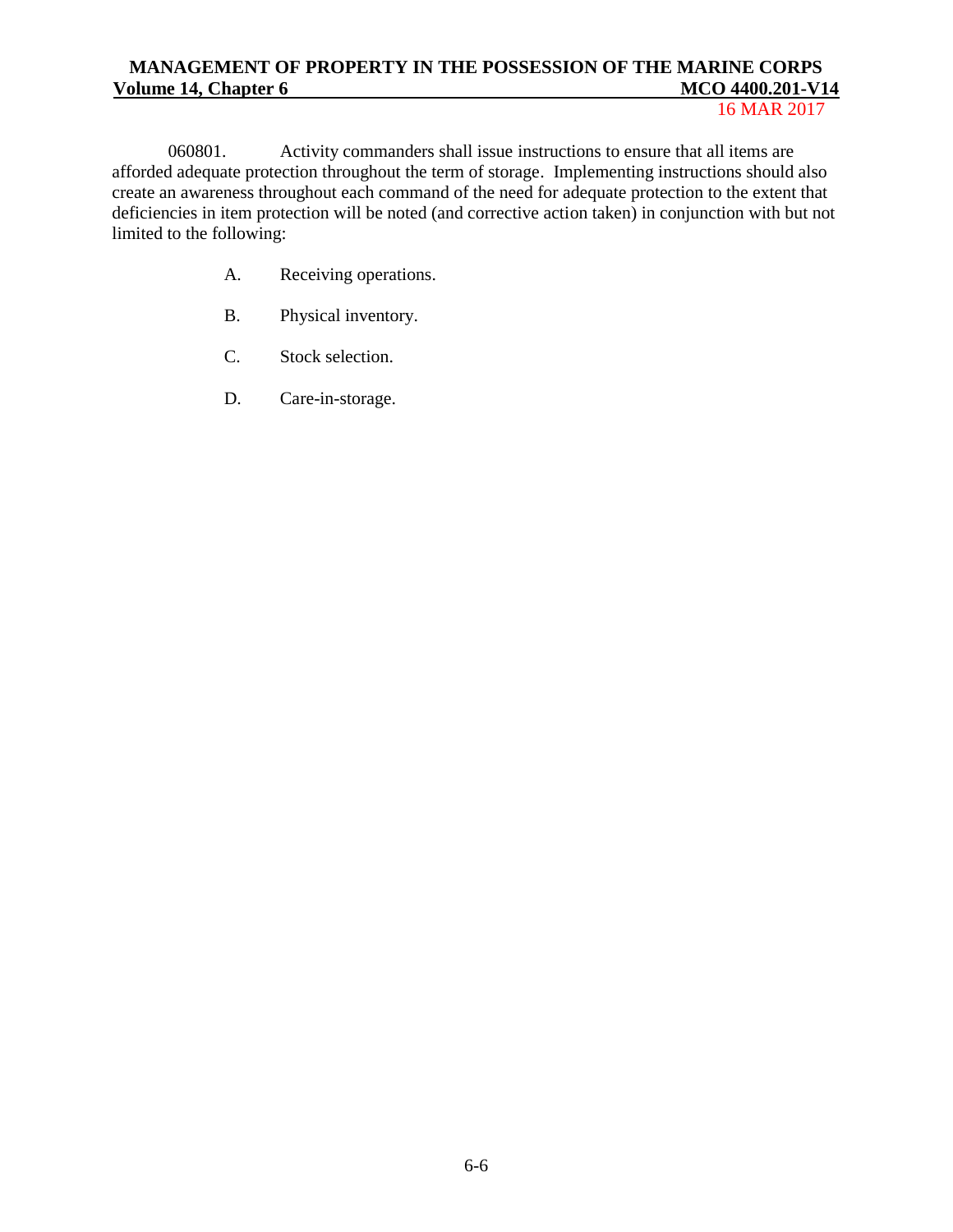060801. Activity commanders shall issue instructions to ensure that all items are afforded adequate protection throughout the term of storage. Implementing instructions should also create an awareness throughout each command of the need for adequate protection to the extent that deficiencies in item protection will be noted (and corrective action taken) in conjunction with but not limited to the following:

A. Receiving operations.

B. Physical inventory.

C. Stock selection.

D. Care-in-storage.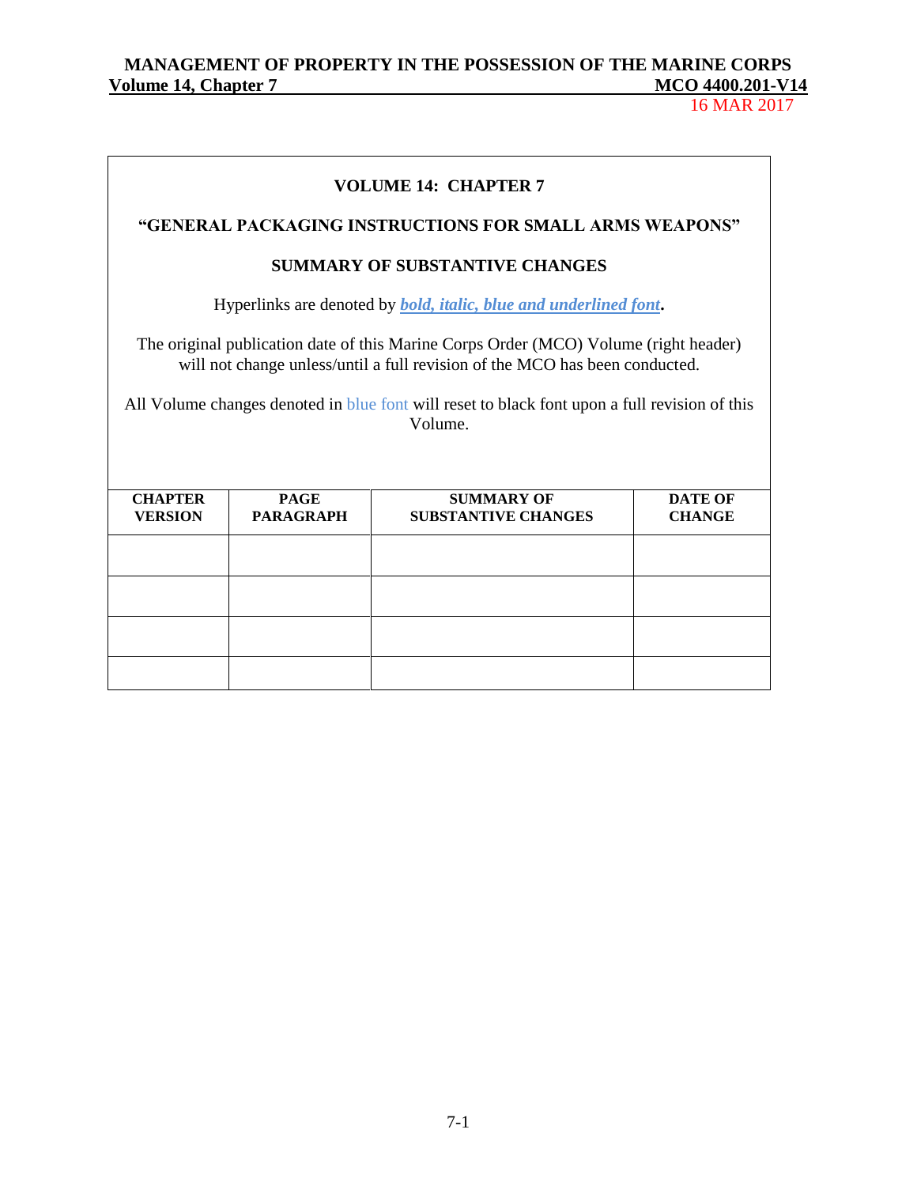**VOLUME 14: CHAPTER 7**

**"GENERAL PACKAGING INSTRUCTIONS FOR SMALL ARMS WEAPONS"**

**SUMMARY OF SUBSTANTIVE CHANGES**

Hyperlinks are denoted by ***bold, italic, blue and underlined font*****.**

The original publication date of this Marine Corps Order (MCO) Volume (right header) will not change unless/until a full revision of the MCO has been conducted.

All Volume changes denoted in blue font will reset to black font upon a full revision of this Volume.

| CHAPTER VERSION | PAGE PARAGRAPH | SUMMARY OF SUBSTANTIVE CHANGES | DATE OF CHANGE |
|---|---|---|---|
| | | | |
| | | | |
| | | | |
| | | | |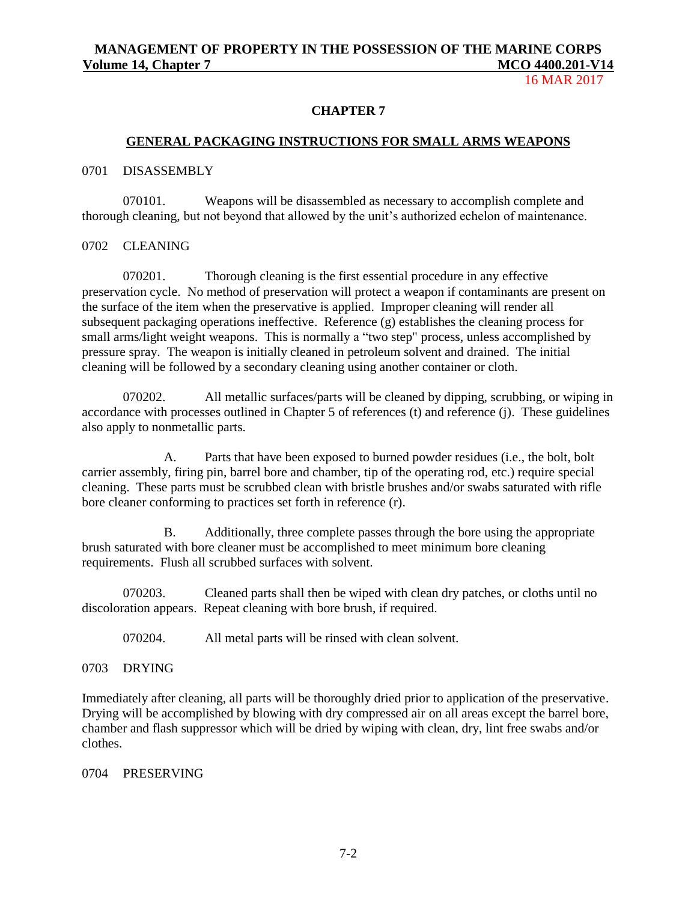## CHAPTER 7

### GENERAL PACKAGING INSTRUCTIONS FOR SMALL ARMS WEAPONS

0701 DISASSEMBLY

070101. Weapons will be disassembled as necessary to accomplish complete and thorough cleaning, but not beyond that allowed by the unit's authorized echelon of maintenance.

0702 CLEANING

070201. Thorough cleaning is the first essential procedure in any effective preservation cycle. No method of preservation will protect a weapon if contaminants are present on the surface of the item when the preservative is applied. Improper cleaning will render all subsequent packaging operations ineffective. Reference (g) establishes the cleaning process for small arms/light weight weapons. This is normally a "two step" process, unless accomplished by pressure spray. The weapon is initially cleaned in petroleum solvent and drained. The initial cleaning will be followed by a secondary cleaning using another container or cloth.

070202. All metallic surfaces/parts will be cleaned by dipping, scrubbing, or wiping in accordance with processes outlined in Chapter 5 of references (t) and reference (j). These guidelines also apply to nonmetallic parts.

A. Parts that have been exposed to burned powder residues (i.e., the bolt, bolt carrier assembly, firing pin, barrel bore and chamber, tip of the operating rod, etc.) require special cleaning. These parts must be scrubbed clean with bristle brushes and/or swabs saturated with rifle bore cleaner conforming to practices set forth in reference (r).

B. Additionally, three complete passes through the bore using the appropriate brush saturated with bore cleaner must be accomplished to meet minimum bore cleaning requirements. Flush all scrubbed surfaces with solvent.

070203. Cleaned parts shall then be wiped with clean dry patches, or cloths until no discoloration appears. Repeat cleaning with bore brush, if required.

070204. All metal parts will be rinsed with clean solvent.

0703 DRYING

Immediately after cleaning, all parts will be thoroughly dried prior to application of the preservative. Drying will be accomplished by blowing with dry compressed air on all areas except the barrel bore, chamber and flash suppressor which will be dried by wiping with clean, dry, lint free swabs and/or clothes.

0704 PRESERVING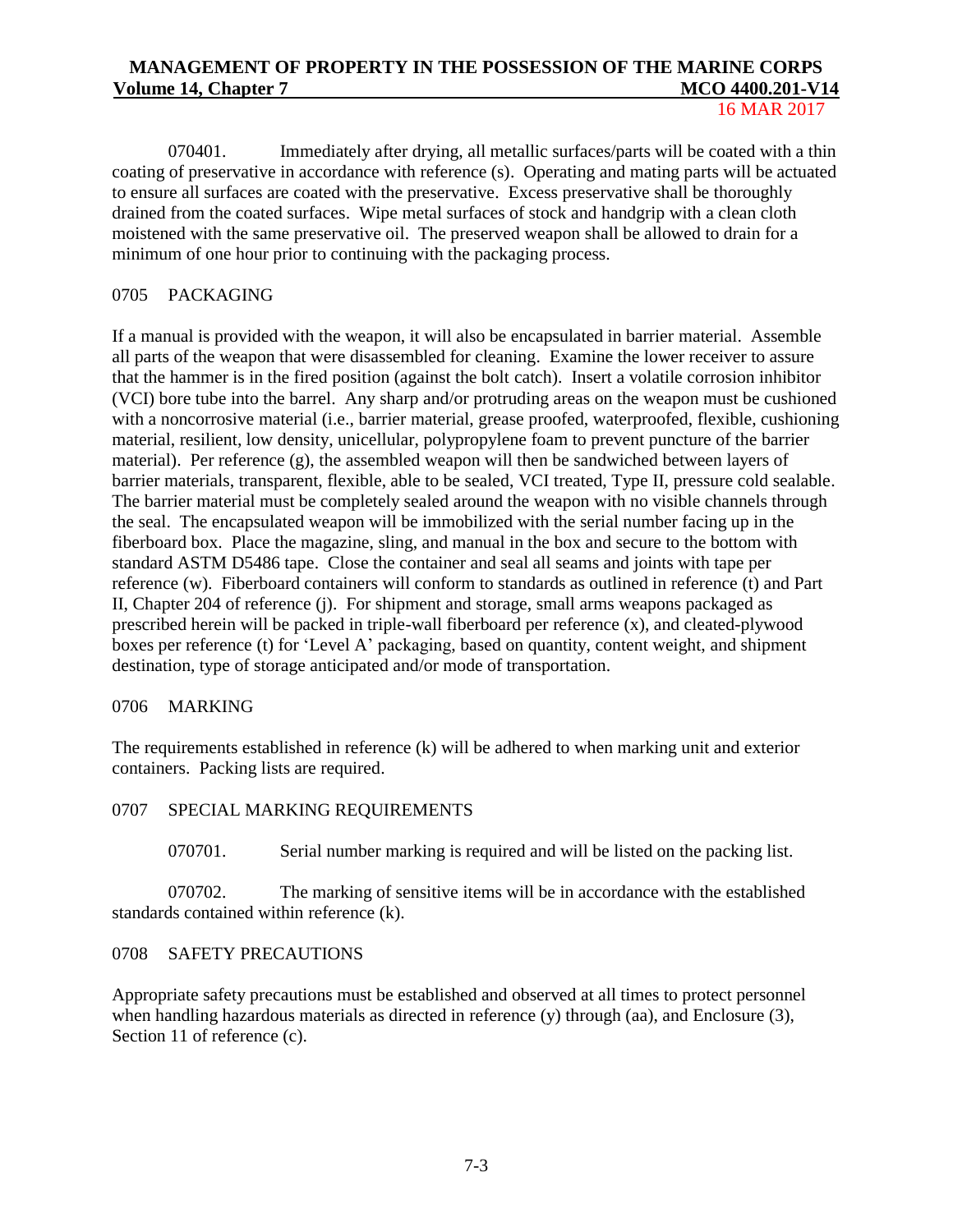070401. Immediately after drying, all metallic surfaces/parts will be coated with a thin coating of preservative in accordance with reference (s). Operating and mating parts will be actuated to ensure all surfaces are coated with the preservative. Excess preservative shall be thoroughly drained from the coated surfaces. Wipe metal surfaces of stock and handgrip with a clean cloth moistened with the same preservative oil. The preserved weapon shall be allowed to drain for a minimum of one hour prior to continuing with the packaging process.

## 0705 PACKAGING

If a manual is provided with the weapon, it will also be encapsulated in barrier material. Assemble all parts of the weapon that were disassembled for cleaning. Examine the lower receiver to assure that the hammer is in the fired position (against the bolt catch). Insert a volatile corrosion inhibitor (VCI) bore tube into the barrel. Any sharp and/or protruding areas on the weapon must be cushioned with a noncorrosive material (i.e., barrier material, grease proofed, waterproofed, flexible, cushioning material, resilient, low density, unicellular, polypropylene foam to prevent puncture of the barrier material). Per reference (g), the assembled weapon will then be sandwiched between layers of barrier materials, transparent, flexible, able to be sealed, VCI treated, Type II, pressure cold sealable. The barrier material must be completely sealed around the weapon with no visible channels through the seal. The encapsulated weapon will be immobilized with the serial number facing up in the fiberboard box. Place the magazine, sling, and manual in the box and secure to the bottom with standard ASTM D5486 tape. Close the container and seal all seams and joints with tape per reference (w). Fiberboard containers will conform to standards as outlined in reference (t) and Part II, Chapter 204 of reference (j). For shipment and storage, small arms weapons packaged as prescribed herein will be packed in triple-wall fiberboard per reference (x), and cleated-plywood boxes per reference (t) for 'Level A' packaging, based on quantity, content weight, and shipment destination, type of storage anticipated and/or mode of transportation.

## 0706 MARKING

The requirements established in reference (k) will be adhered to when marking unit and exterior containers. Packing lists are required.

## 0707 SPECIAL MARKING REQUIREMENTS

070701. Serial number marking is required and will be listed on the packing list.

070702. The marking of sensitive items will be in accordance with the established standards contained within reference (k).

## 0708 SAFETY PRECAUTIONS

Appropriate safety precautions must be established and observed at all times to protect personnel when handling hazardous materials as directed in reference (y) through (aa), and Enclosure (3), Section 11 of reference (c).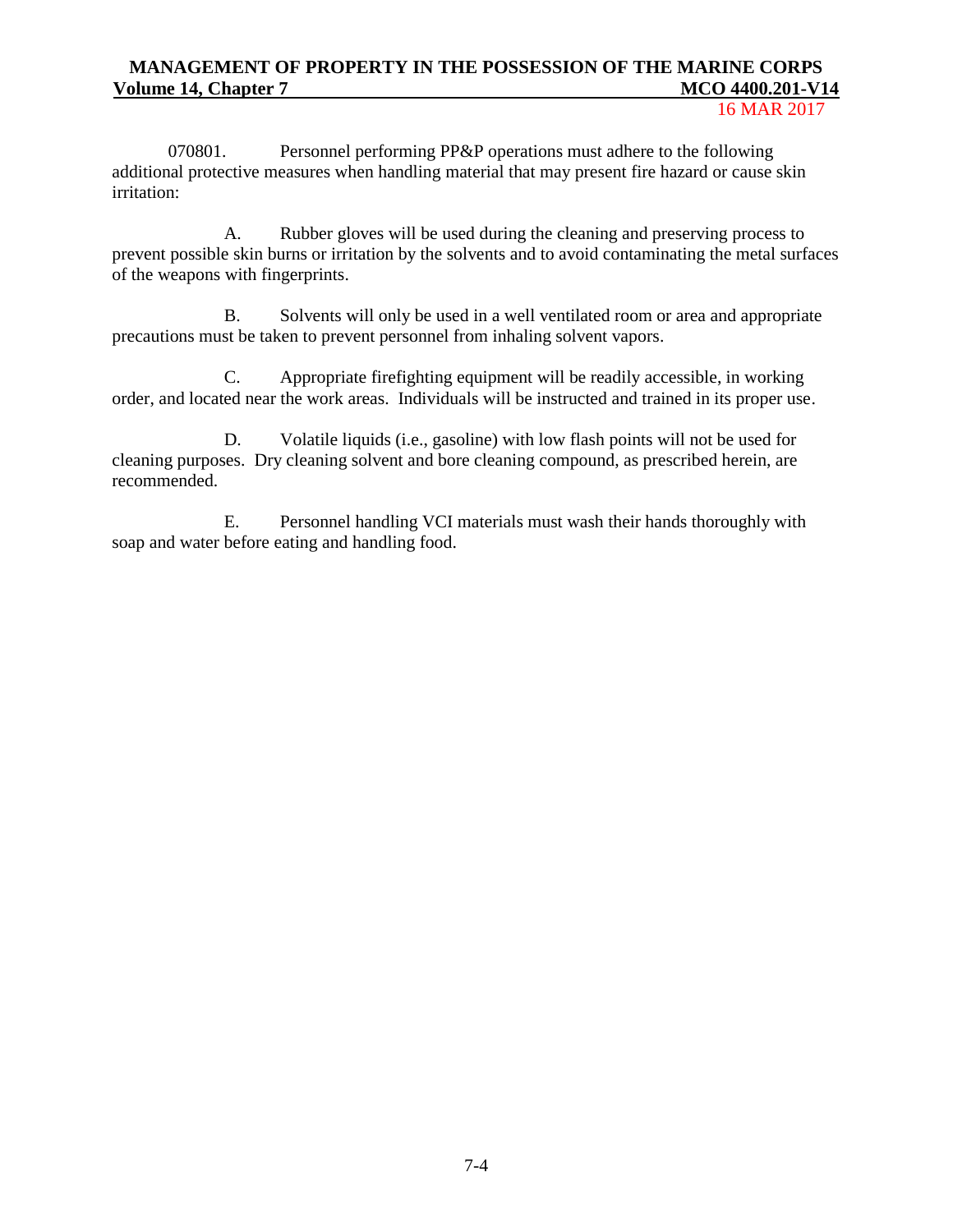070801. Personnel performing PP&P operations must adhere to the following additional protective measures when handling material that may present fire hazard or cause skin irritation:

A. Rubber gloves will be used during the cleaning and preserving process to prevent possible skin burns or irritation by the solvents and to avoid contaminating the metal surfaces of the weapons with fingerprints.

B. Solvents will only be used in a well ventilated room or area and appropriate precautions must be taken to prevent personnel from inhaling solvent vapors.

C. Appropriate firefighting equipment will be readily accessible, in working order, and located near the work areas. Individuals will be instructed and trained in its proper use.

D. Volatile liquids (i.e., gasoline) with low flash points will not be used for cleaning purposes. Dry cleaning solvent and bore cleaning compound, as prescribed herein, are recommended.

E. Personnel handling VCI materials must wash their hands thoroughly with soap and water before eating and handling food.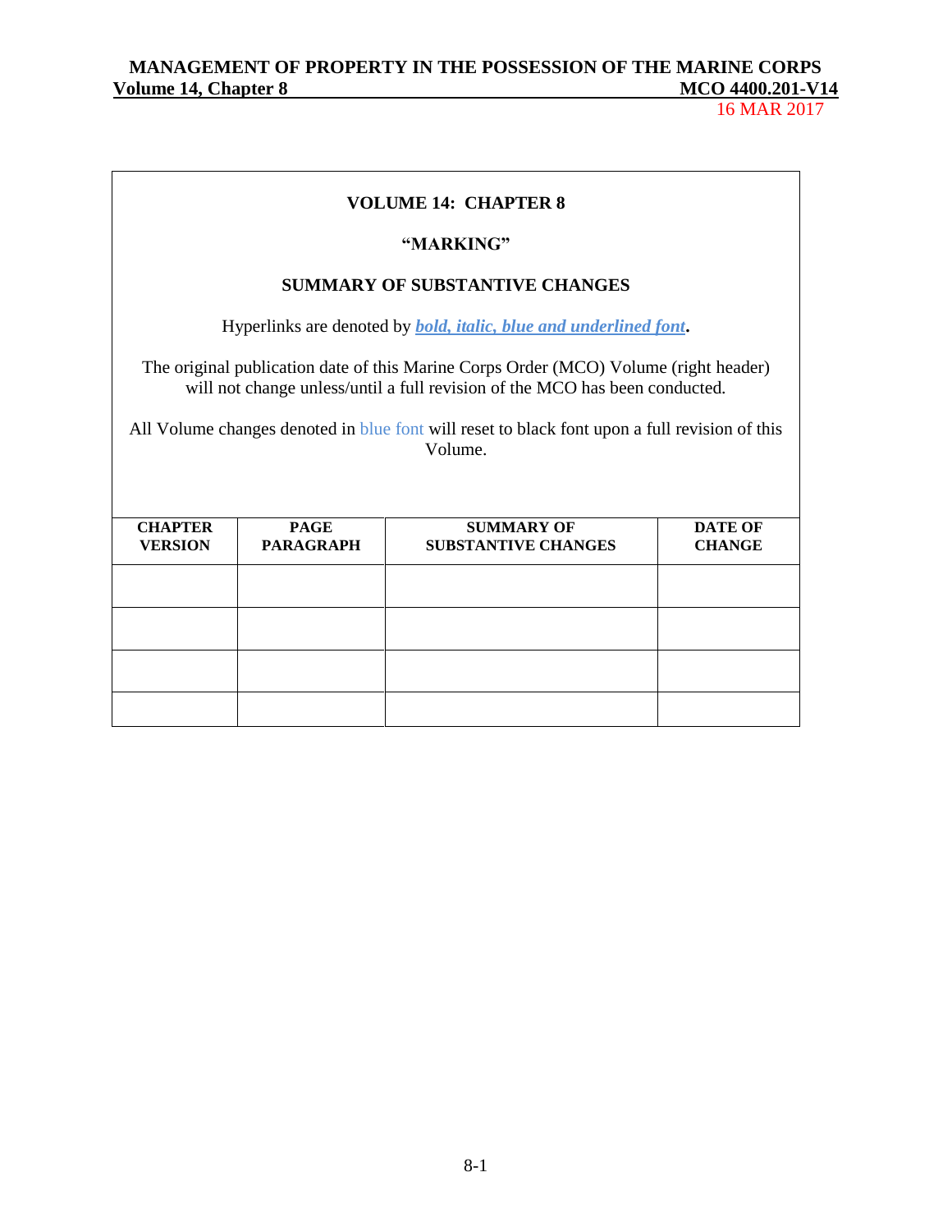**VOLUME 14: CHAPTER 8**

**"MARKING"**

**SUMMARY OF SUBSTANTIVE CHANGES**

Hyperlinks are denoted by ***bold, italic, blue and underlined font*.**

The original publication date of this Marine Corps Order (MCO) Volume (right header) will not change unless/until a full revision of the MCO has been conducted.

All Volume changes denoted in blue font will reset to black font upon a full revision of this Volume.

| CHAPTER VERSION | PAGE PARAGRAPH | SUMMARY OF SUBSTANTIVE CHANGES | DATE OF CHANGE |
|---|---|---|---|
| | | | |
| | | | |
| | | | |
| | | | |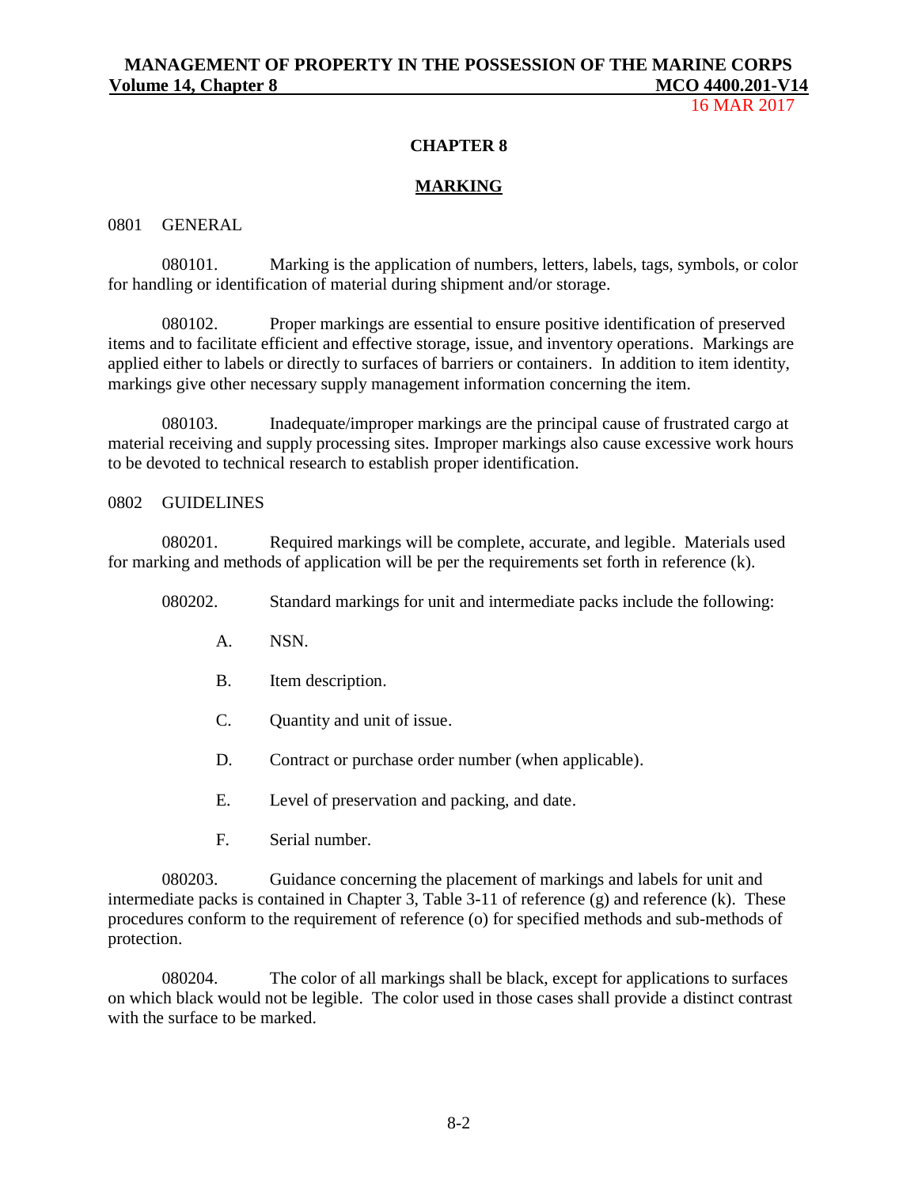## CHAPTER 8

## MARKING

### 0801 GENERAL

080101. Marking is the application of numbers, letters, labels, tags, symbols, or color for handling or identification of material during shipment and/or storage.

080102. Proper markings are essential to ensure positive identification of preserved items and to facilitate efficient and effective storage, issue, and inventory operations. Markings are applied either to labels or directly to surfaces of barriers or containers. In addition to item identity, markings give other necessary supply management information concerning the item.

080103. Inadequate/improper markings are the principal cause of frustrated cargo at material receiving and supply processing sites. Improper markings also cause excessive work hours to be devoted to technical research to establish proper identification.

### 0802 GUIDELINES

080201. Required markings will be complete, accurate, and legible. Materials used for marking and methods of application will be per the requirements set forth in reference (k).

080202. Standard markings for unit and intermediate packs include the following:

A. NSN.

B. Item description.

C. Quantity and unit of issue.

D. Contract or purchase order number (when applicable).

E. Level of preservation and packing, and date.

F. Serial number.

080203. Guidance concerning the placement of markings and labels for unit and intermediate packs is contained in Chapter 3, Table 3-11 of reference (g) and reference (k). These procedures conform to the requirement of reference (o) for specified methods and sub-methods of protection.

080204. The color of all markings shall be black, except for applications to surfaces on which black would not be legible. The color used in those cases shall provide a distinct contrast with the surface to be marked.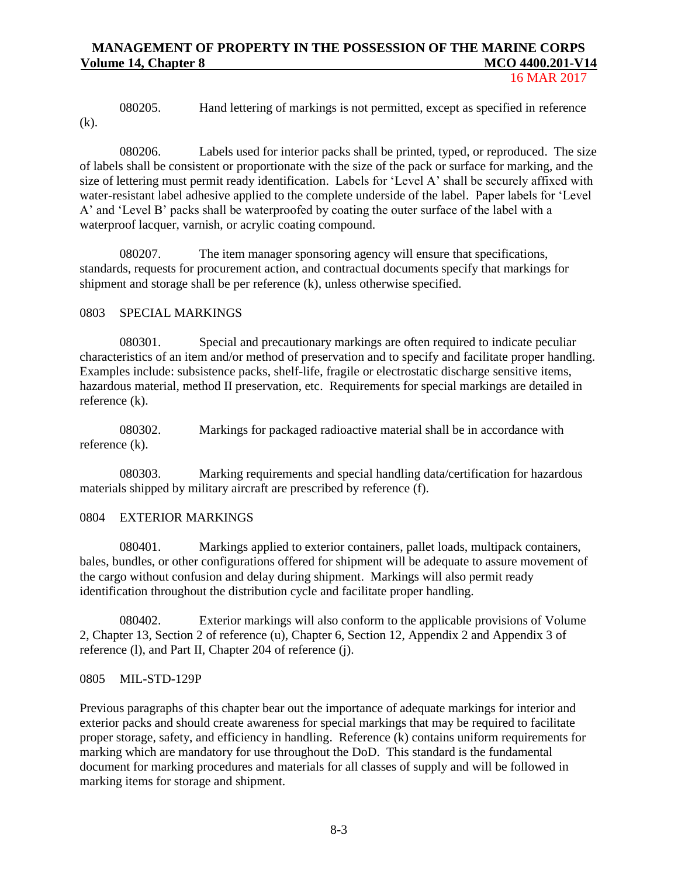080205. Hand lettering of markings is not permitted, except as specified in reference (k).

080206. Labels used for interior packs shall be printed, typed, or reproduced. The size of labels shall be consistent or proportionate with the size of the pack or surface for marking, and the size of lettering must permit ready identification. Labels for 'Level A' shall be securely affixed with water-resistant label adhesive applied to the complete underside of the label. Paper labels for 'Level A' and 'Level B' packs shall be waterproofed by coating the outer surface of the label with a waterproof lacquer, varnish, or acrylic coating compound.

080207. The item manager sponsoring agency will ensure that specifications, standards, requests for procurement action, and contractual documents specify that markings for shipment and storage shall be per reference (k), unless otherwise specified.

## 0803 SPECIAL MARKINGS

080301. Special and precautionary markings are often required to indicate peculiar characteristics of an item and/or method of preservation and to specify and facilitate proper handling. Examples include: subsistence packs, shelf-life, fragile or electrostatic discharge sensitive items, hazardous material, method II preservation, etc. Requirements for special markings are detailed in reference (k).

080302. Markings for packaged radioactive material shall be in accordance with reference (k).

080303. Marking requirements and special handling data/certification for hazardous materials shipped by military aircraft are prescribed by reference (f).

## 0804 EXTERIOR MARKINGS

080401. Markings applied to exterior containers, pallet loads, multipack containers, bales, bundles, or other configurations offered for shipment will be adequate to assure movement of the cargo without confusion and delay during shipment. Markings will also permit ready identification throughout the distribution cycle and facilitate proper handling.

080402. Exterior markings will also conform to the applicable provisions of Volume 2, Chapter 13, Section 2 of reference (u), Chapter 6, Section 12, Appendix 2 and Appendix 3 of reference (l), and Part II, Chapter 204 of reference (j).

## 0805 MIL-STD-129P

Previous paragraphs of this chapter bear out the importance of adequate markings for interior and exterior packs and should create awareness for special markings that may be required to facilitate proper storage, safety, and efficiency in handling. Reference (k) contains uniform requirements for marking which are mandatory for use throughout the DoD. This standard is the fundamental document for marking procedures and materials for all classes of supply and will be followed in marking items for storage and shipment.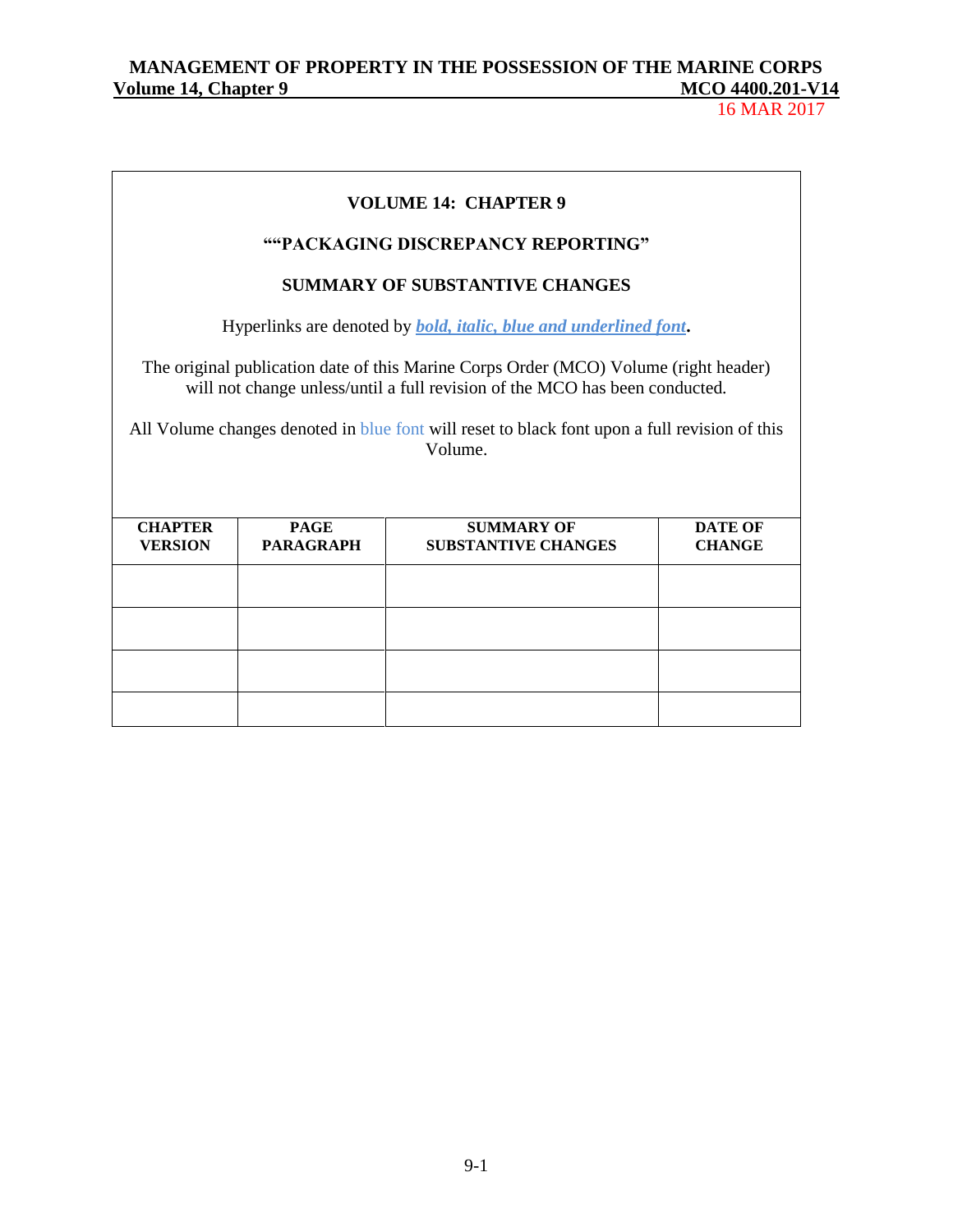**VOLUME 14: CHAPTER 9**

**""PACKAGING DISCREPANCY REPORTING"**

**SUMMARY OF SUBSTANTIVE CHANGES**

Hyperlinks are denoted by ***bold, italic, blue and underlined font***.

The original publication date of this Marine Corps Order (MCO) Volume (right header) will not change unless/until a full revision of the MCO has been conducted.

All Volume changes denoted in blue font will reset to black font upon a full revision of this Volume.

| CHAPTER VERSION | PAGE PARAGRAPH | SUMMARY OF SUBSTANTIVE CHANGES | DATE OF CHANGE |
|---|---|---|---|
| | | | |
| | | | |
| | | | |
| | | | |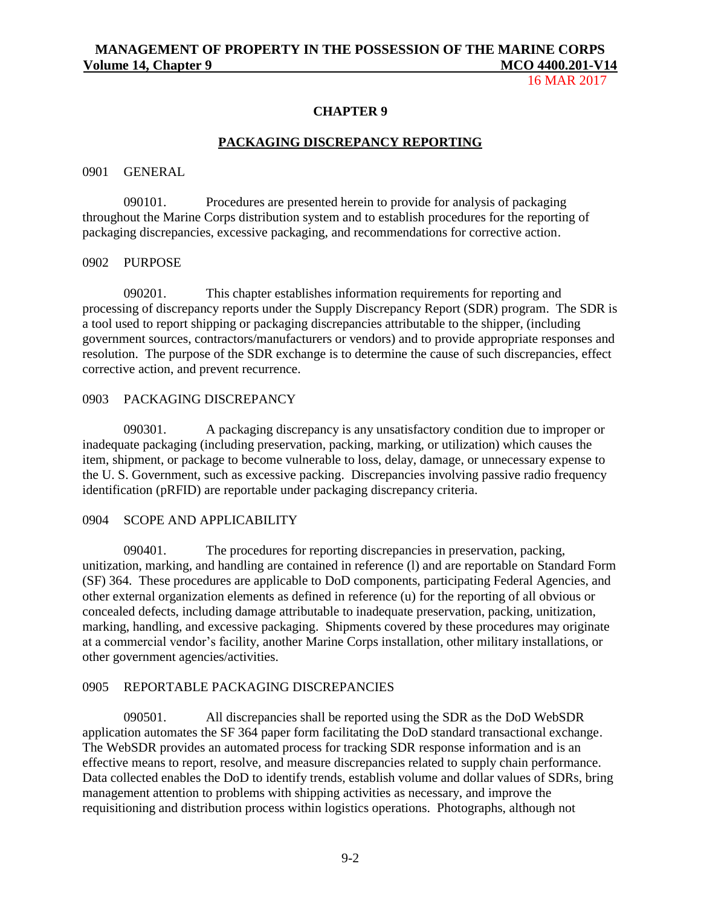## CHAPTER 9

## PACKAGING DISCREPANCY REPORTING

0901 GENERAL

090101. Procedures are presented herein to provide for analysis of packaging throughout the Marine Corps distribution system and to establish procedures for the reporting of packaging discrepancies, excessive packaging, and recommendations for corrective action.

0902 PURPOSE

090201. This chapter establishes information requirements for reporting and processing of discrepancy reports under the Supply Discrepancy Report (SDR) program. The SDR is a tool used to report shipping or packaging discrepancies attributable to the shipper, (including government sources, contractors/manufacturers or vendors) and to provide appropriate responses and resolution. The purpose of the SDR exchange is to determine the cause of such discrepancies, effect corrective action, and prevent recurrence.

0903 PACKAGING DISCREPANCY

090301. A packaging discrepancy is any unsatisfactory condition due to improper or inadequate packaging (including preservation, packing, marking, or utilization) which causes the item, shipment, or package to become vulnerable to loss, delay, damage, or unnecessary expense to the U. S. Government, such as excessive packing. Discrepancies involving passive radio frequency identification (pRFID) are reportable under packaging discrepancy criteria.

0904 SCOPE AND APPLICABILITY

090401. The procedures for reporting discrepancies in preservation, packing, unitization, marking, and handling are contained in reference (l) and are reportable on Standard Form (SF) 364. These procedures are applicable to DoD components, participating Federal Agencies, and other external organization elements as defined in reference (u) for the reporting of all obvious or concealed defects, including damage attributable to inadequate preservation, packing, unitization, marking, handling, and excessive packaging. Shipments covered by these procedures may originate at a commercial vendor's facility, another Marine Corps installation, other military installations, or other government agencies/activities.

0905 REPORTABLE PACKAGING DISCREPANCIES

090501. All discrepancies shall be reported using the SDR as the DoD WebSDR application automates the SF 364 paper form facilitating the DoD standard transactional exchange. The WebSDR provides an automated process for tracking SDR response information and is an effective means to report, resolve, and measure discrepancies related to supply chain performance. Data collected enables the DoD to identify trends, establish volume and dollar values of SDRs, bring management attention to problems with shipping activities as necessary, and improve the requisitioning and distribution process within logistics operations. Photographs, although not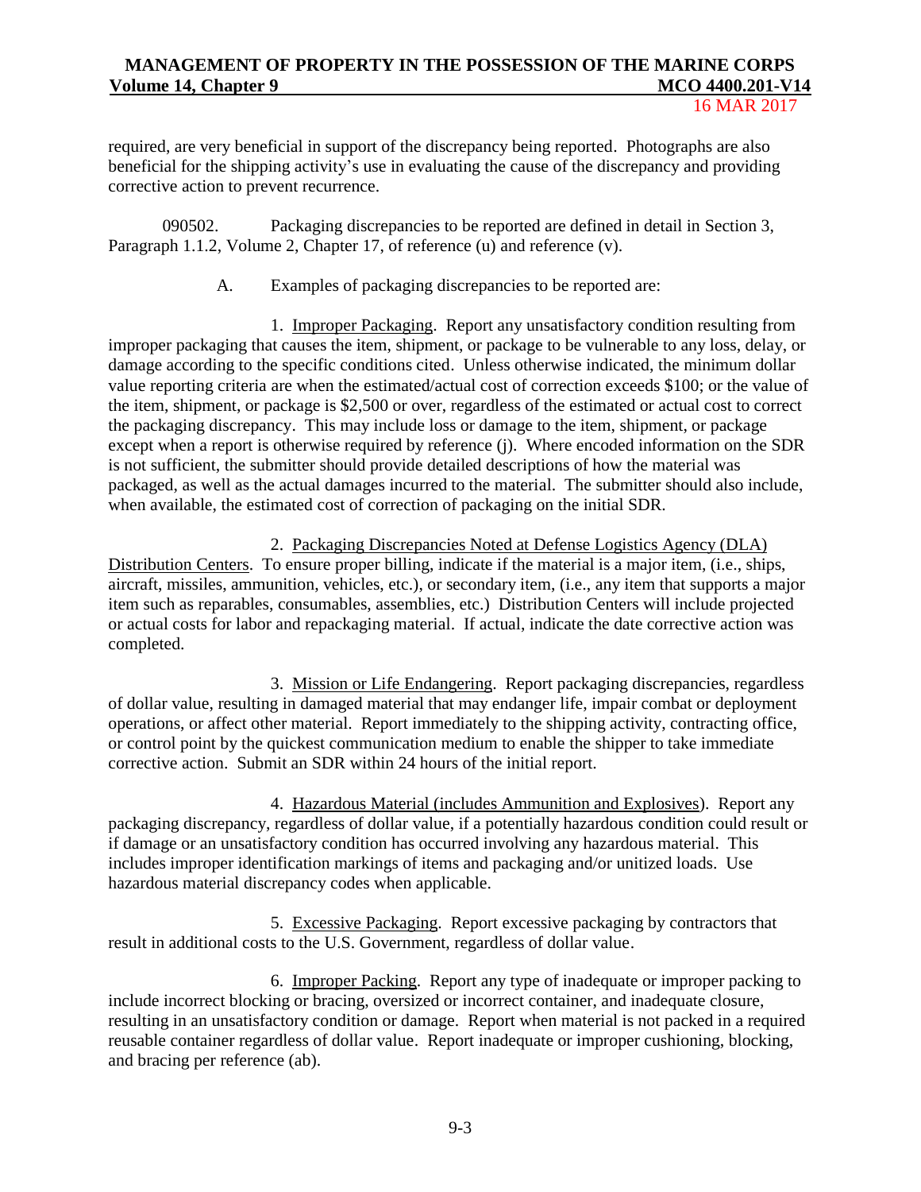required, are very beneficial in support of the discrepancy being reported. Photographs are also beneficial for the shipping activity's use in evaluating the cause of the discrepancy and providing corrective action to prevent recurrence.

090502. Packaging discrepancies to be reported are defined in detail in Section 3, Paragraph 1.1.2, Volume 2, Chapter 17, of reference (u) and reference (v).

A. Examples of packaging discrepancies to be reported are:

1. Improper Packaging. Report any unsatisfactory condition resulting from improper packaging that causes the item, shipment, or package to be vulnerable to any loss, delay, or damage according to the specific conditions cited. Unless otherwise indicated, the minimum dollar value reporting criteria are when the estimated/actual cost of correction exceeds $100; or the value of the item, shipment, or package is $2,500 or over, regardless of the estimated or actual cost to correct the packaging discrepancy. This may include loss or damage to the item, shipment, or package except when a report is otherwise required by reference (j). Where encoded information on the SDR is not sufficient, the submitter should provide detailed descriptions of how the material was packaged, as well as the actual damages incurred to the material. The submitter should also include, when available, the estimated cost of correction of packaging on the initial SDR.

2. Packaging Discrepancies Noted at Defense Logistics Agency (DLA) Distribution Centers. To ensure proper billing, indicate if the material is a major item, (i.e., ships, aircraft, missiles, ammunition, vehicles, etc.), or secondary item, (i.e., any item that supports a major item such as reparables, consumables, assemblies, etc.) Distribution Centers will include projected or actual costs for labor and repackaging material. If actual, indicate the date corrective action was completed.

3. Mission or Life Endangering. Report packaging discrepancies, regardless of dollar value, resulting in damaged material that may endanger life, impair combat or deployment operations, or affect other material. Report immediately to the shipping activity, contracting office, or control point by the quickest communication medium to enable the shipper to take immediate corrective action. Submit an SDR within 24 hours of the initial report.

4. Hazardous Material (includes Ammunition and Explosives). Report any packaging discrepancy, regardless of dollar value, if a potentially hazardous condition could result or if damage or an unsatisfactory condition has occurred involving any hazardous material. This includes improper identification markings of items and packaging and/or unitized loads. Use hazardous material discrepancy codes when applicable.

5. Excessive Packaging. Report excessive packaging by contractors that result in additional costs to the U.S. Government, regardless of dollar value.

6. Improper Packing. Report any type of inadequate or improper packing to include incorrect blocking or bracing, oversized or incorrect container, and inadequate closure, resulting in an unsatisfactory condition or damage. Report when material is not packed in a required reusable container regardless of dollar value. Report inadequate or improper cushioning, blocking, and bracing per reference (ab).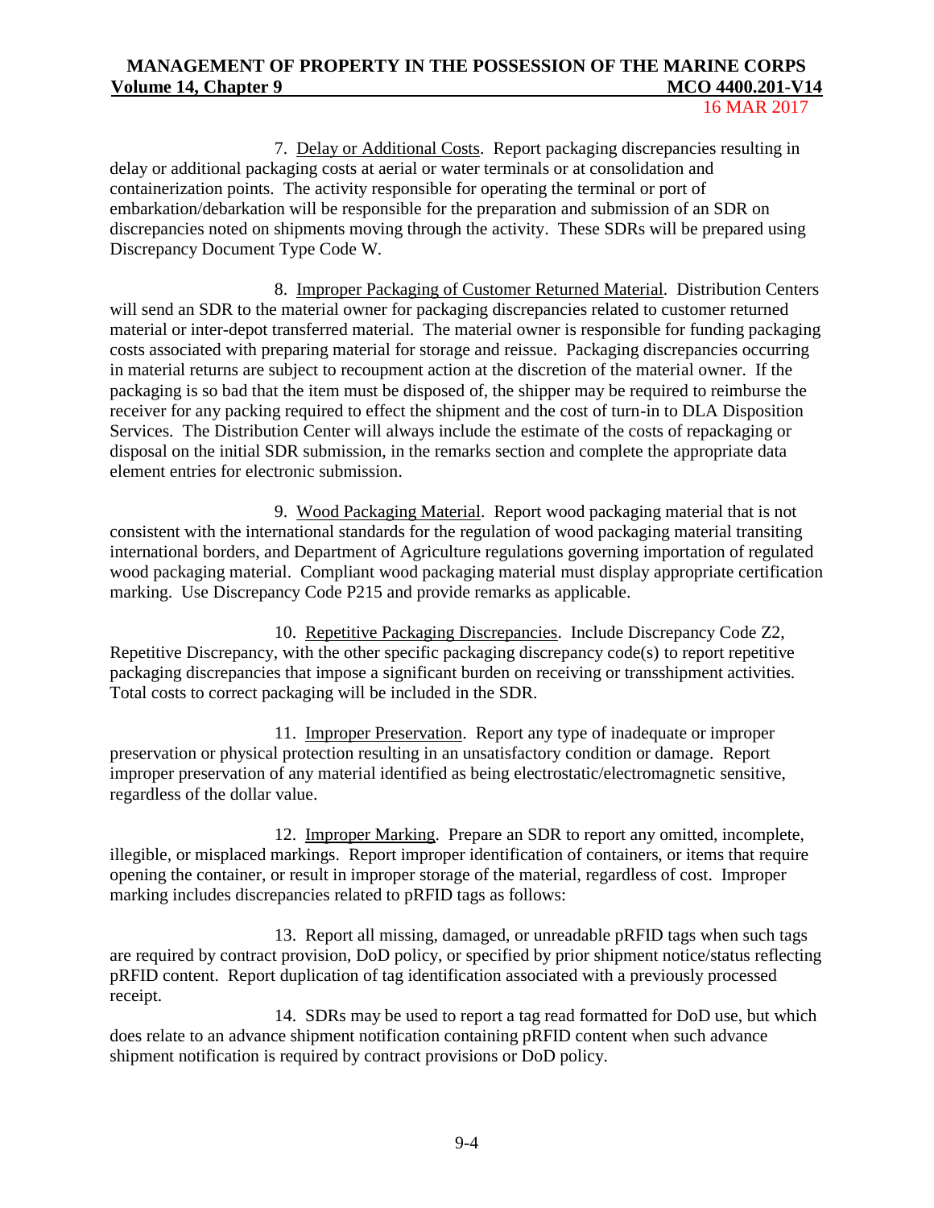7. Delay or Additional Costs. Report packaging discrepancies resulting in delay or additional packaging costs at aerial or water terminals or at consolidation and containerization points. The activity responsible for operating the terminal or port of embarkation/debarkation will be responsible for the preparation and submission of an SDR on discrepancies noted on shipments moving through the activity. These SDRs will be prepared using Discrepancy Document Type Code W.

8. Improper Packaging of Customer Returned Material. Distribution Centers will send an SDR to the material owner for packaging discrepancies related to customer returned material or inter-depot transferred material. The material owner is responsible for funding packaging costs associated with preparing material for storage and reissue. Packaging discrepancies occurring in material returns are subject to recoupment action at the discretion of the material owner. If the packaging is so bad that the item must be disposed of, the shipper may be required to reimburse the receiver for any packing required to effect the shipment and the cost of turn-in to DLA Disposition Services. The Distribution Center will always include the estimate of the costs of repackaging or disposal on the initial SDR submission, in the remarks section and complete the appropriate data element entries for electronic submission.

9. Wood Packaging Material. Report wood packaging material that is not consistent with the international standards for the regulation of wood packaging material transiting international borders, and Department of Agriculture regulations governing importation of regulated wood packaging material. Compliant wood packaging material must display appropriate certification marking. Use Discrepancy Code P215 and provide remarks as applicable.

10. Repetitive Packaging Discrepancies. Include Discrepancy Code Z2, Repetitive Discrepancy, with the other specific packaging discrepancy code(s) to report repetitive packaging discrepancies that impose a significant burden on receiving or transshipment activities. Total costs to correct packaging will be included in the SDR.

11. Improper Preservation. Report any type of inadequate or improper preservation or physical protection resulting in an unsatisfactory condition or damage. Report improper preservation of any material identified as being electrostatic/electromagnetic sensitive, regardless of the dollar value.

12. Improper Marking. Prepare an SDR to report any omitted, incomplete, illegible, or misplaced markings. Report improper identification of containers, or items that require opening the container, or result in improper storage of the material, regardless of cost. Improper marking includes discrepancies related to pRFID tags as follows:

13. Report all missing, damaged, or unreadable pRFID tags when such tags are required by contract provision, DoD policy, or specified by prior shipment notice/status reflecting pRFID content. Report duplication of tag identification associated with a previously processed receipt.

14. SDRs may be used to report a tag read formatted for DoD use, but which does relate to an advance shipment notification containing pRFID content when such advance shipment notification is required by contract provisions or DoD policy.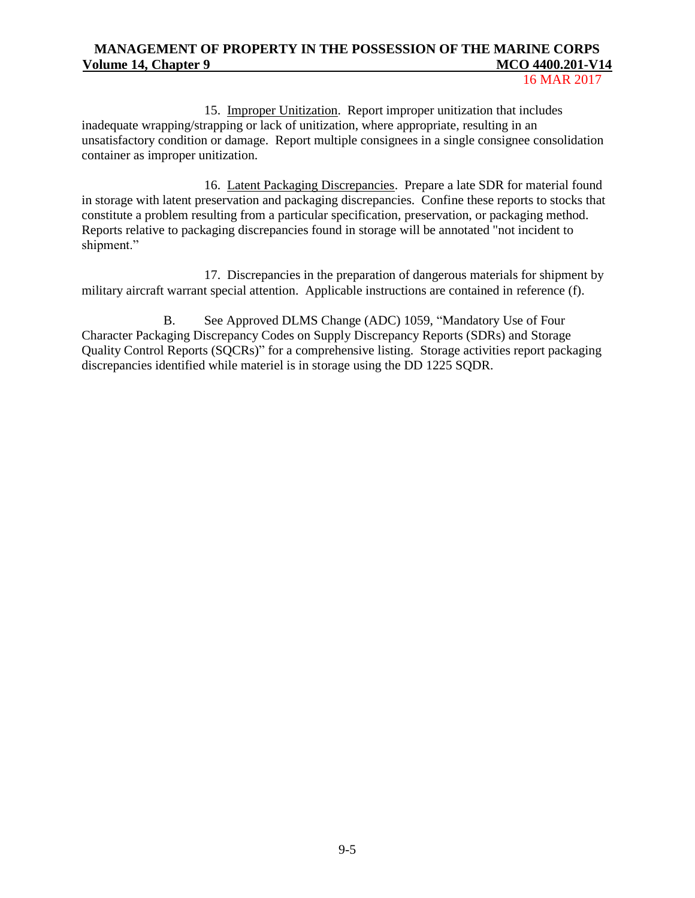15. Improper Unitization. Report improper unitization that includes inadequate wrapping/strapping or lack of unitization, where appropriate, resulting in an unsatisfactory condition or damage. Report multiple consignees in a single consignee consolidation container as improper unitization.

16. Latent Packaging Discrepancies. Prepare a late SDR for material found in storage with latent preservation and packaging discrepancies. Confine these reports to stocks that constitute a problem resulting from a particular specification, preservation, or packaging method. Reports relative to packaging discrepancies found in storage will be annotated "not incident to shipment."

17. Discrepancies in the preparation of dangerous materials for shipment by military aircraft warrant special attention. Applicable instructions are contained in reference (f).

B. See Approved DLMS Change (ADC) 1059, "Mandatory Use of Four Character Packaging Discrepancy Codes on Supply Discrepancy Reports (SDRs) and Storage Quality Control Reports (SQCRs)" for a comprehensive listing. Storage activities report packaging discrepancies identified while materiel is in storage using the DD 1225 SQDR.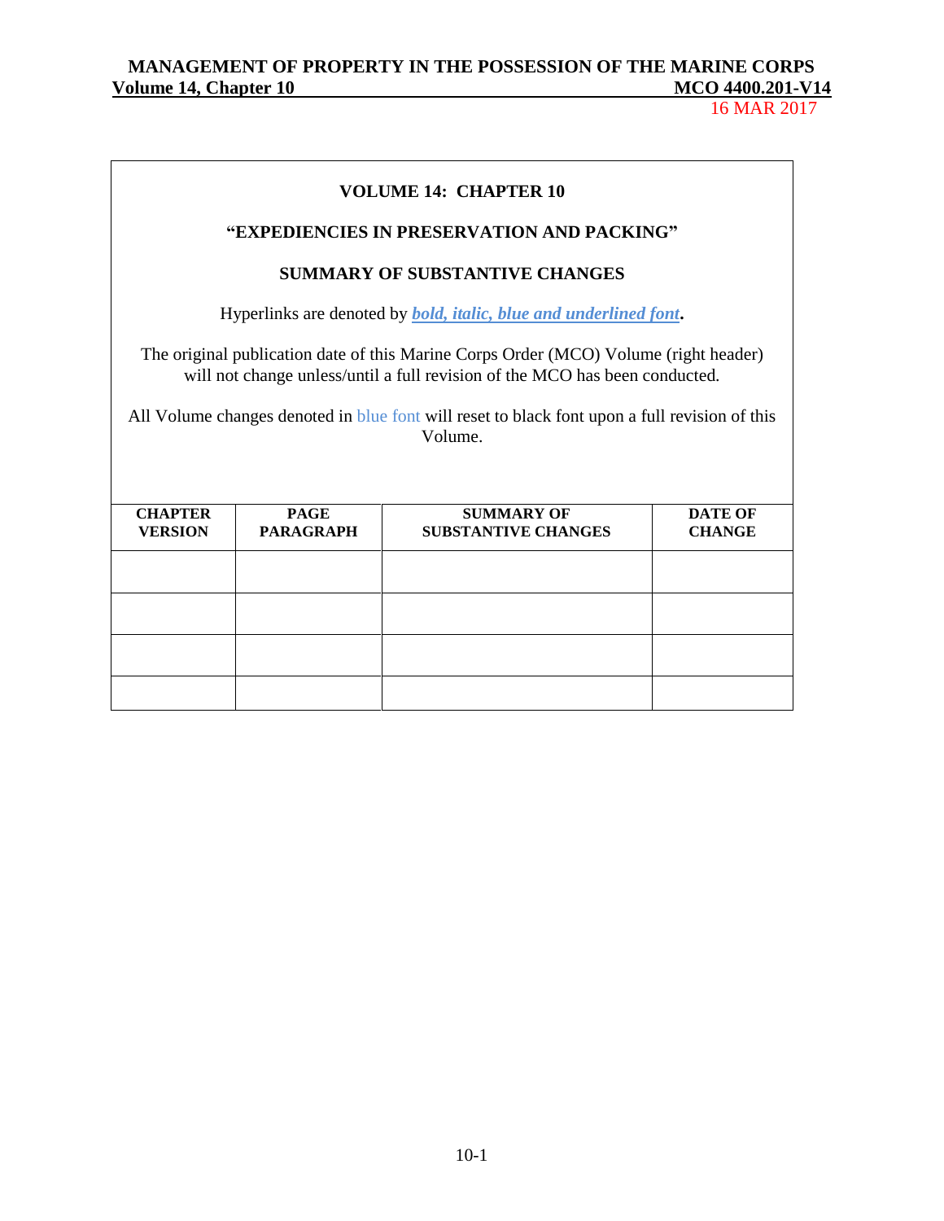**VOLUME 14: CHAPTER 10**

**"EXPEDIENCIES IN PRESERVATION AND PACKING"**

**SUMMARY OF SUBSTANTIVE CHANGES**

Hyperlinks are denoted by ***bold, italic, blue and underlined font***.

The original publication date of this Marine Corps Order (MCO) Volume (right header) will not change unless/until a full revision of the MCO has been conducted.

All Volume changes denoted in blue font will reset to black font upon a full revision of this Volume.

| CHAPTER VERSION | PAGE PARAGRAPH | SUMMARY OF SUBSTANTIVE CHANGES | DATE OF CHANGE |
|---|---|---|---|
| | | | |
| | | | |
| | | | |
| | | | |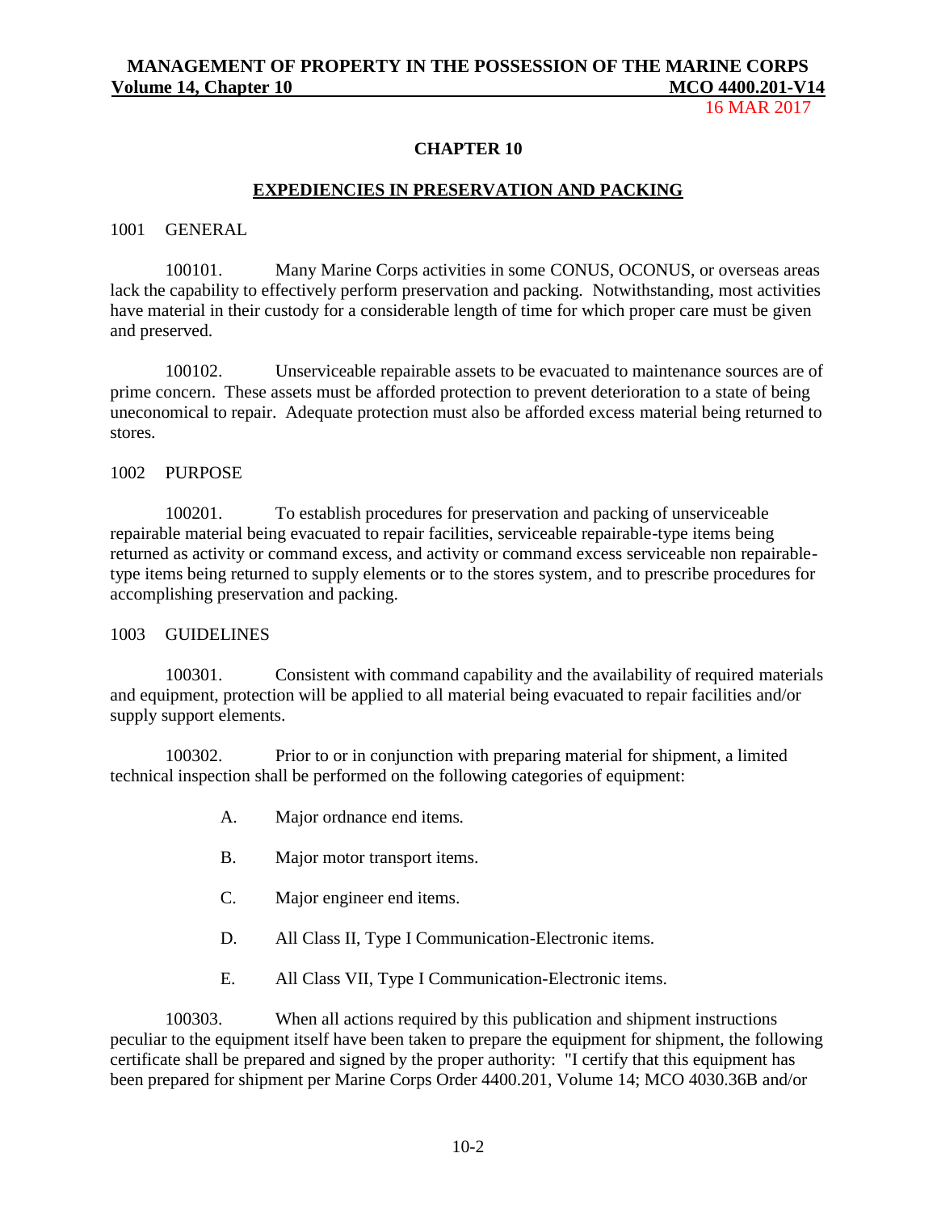## CHAPTER 10

## EXPEDIENCIES IN PRESERVATION AND PACKING

### 1001 GENERAL

100101. Many Marine Corps activities in some CONUS, OCONUS, or overseas areas lack the capability to effectively perform preservation and packing. Notwithstanding, most activities have material in their custody for a considerable length of time for which proper care must be given and preserved.

100102. Unserviceable repairable assets to be evacuated to maintenance sources are of prime concern. These assets must be afforded protection to prevent deterioration to a state of being uneconomical to repair. Adequate protection must also be afforded excess material being returned to stores.

### 1002 PURPOSE

100201. To establish procedures for preservation and packing of unserviceable repairable material being evacuated to repair facilities, serviceable repairable-type items being returned as activity or command excess, and activity or command excess serviceable non repairable-type items being returned to supply elements or to the stores system, and to prescribe procedures for accomplishing preservation and packing.

### 1003 GUIDELINES

100301. Consistent with command capability and the availability of required materials and equipment, protection will be applied to all material being evacuated to repair facilities and/or supply support elements.

100302. Prior to or in conjunction with preparing material for shipment, a limited technical inspection shall be performed on the following categories of equipment:

A. Major ordnance end items.

B. Major motor transport items.

C. Major engineer end items.

D. All Class II, Type I Communication-Electronic items.

E. All Class VII, Type I Communication-Electronic items.

100303. When all actions required by this publication and shipment instructions peculiar to the equipment itself have been taken to prepare the equipment for shipment, the following certificate shall be prepared and signed by the proper authority: "I certify that this equipment has been prepared for shipment per Marine Corps Order 4400.201, Volume 14; MCO 4030.36B and/or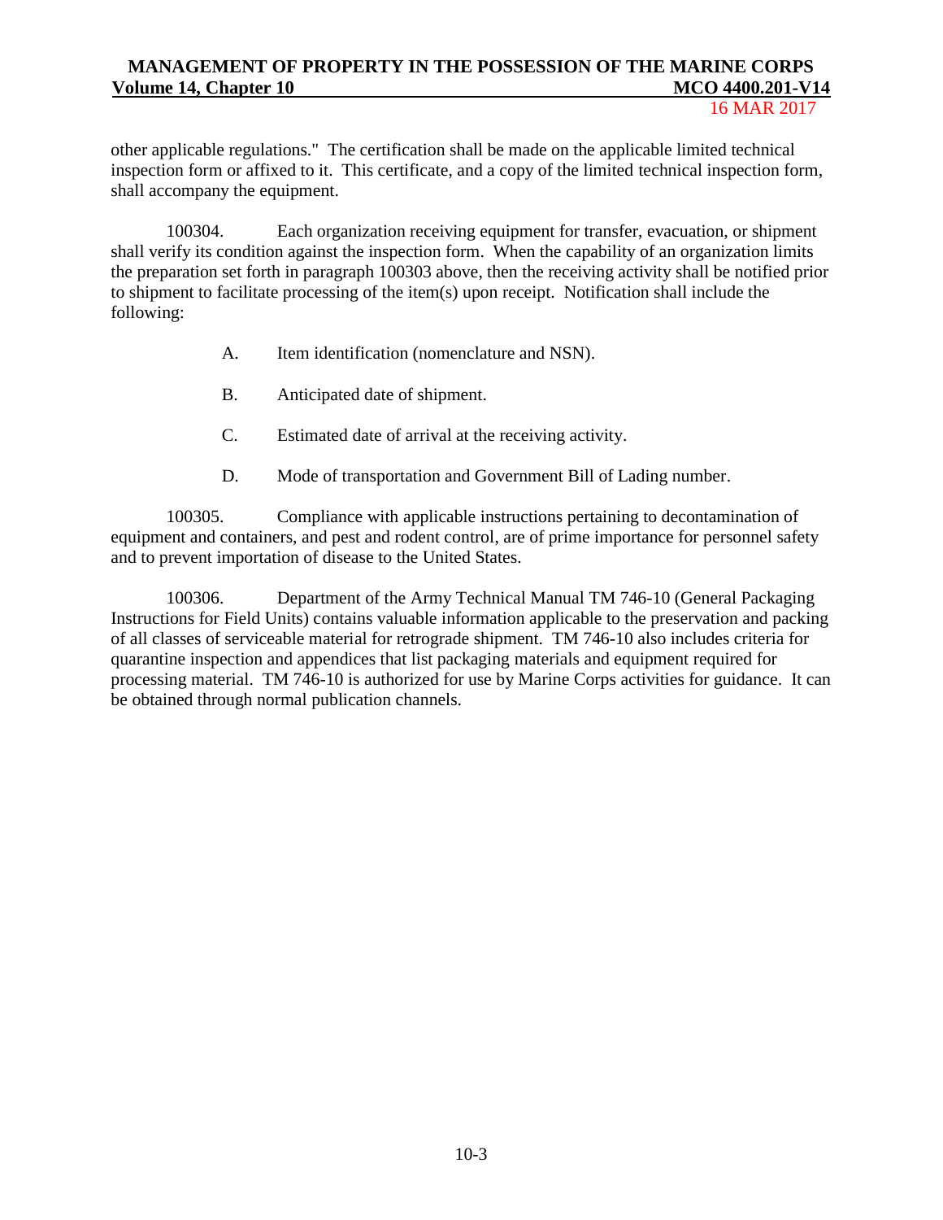other applicable regulations." The certification shall be made on the applicable limited technical inspection form or affixed to it. This certificate, and a copy of the limited technical inspection form, shall accompany the equipment.

100304. Each organization receiving equipment for transfer, evacuation, or shipment shall verify its condition against the inspection form. When the capability of an organization limits the preparation set forth in paragraph 100303 above, then the receiving activity shall be notified prior to shipment to facilitate processing of the item(s) upon receipt. Notification shall include the following:

A. Item identification (nomenclature and NSN).

B. Anticipated date of shipment.

C. Estimated date of arrival at the receiving activity.

D. Mode of transportation and Government Bill of Lading number.

100305. Compliance with applicable instructions pertaining to decontamination of equipment and containers, and pest and rodent control, are of prime importance for personnel safety and to prevent importation of disease to the United States.

100306. Department of the Army Technical Manual TM 746-10 (General Packaging Instructions for Field Units) contains valuable information applicable to the preservation and packing of all classes of serviceable material for retrograde shipment. TM 746-10 also includes criteria for quarantine inspection and appendices that list packaging materials and equipment required for processing material. TM 746-10 is authorized for use by Marine Corps activities for guidance. It can be obtained through normal publication channels.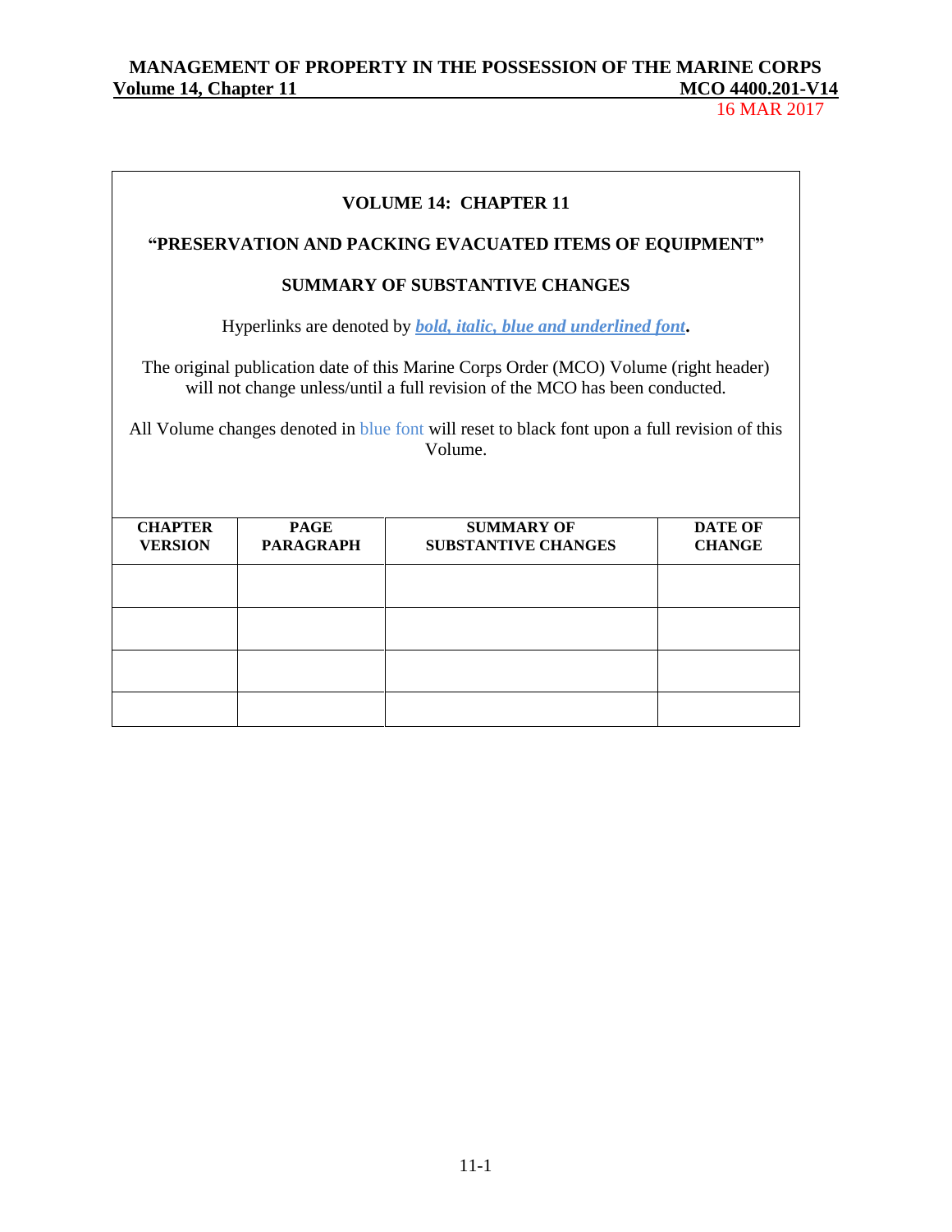**VOLUME 14: CHAPTER 11**

**"PRESERVATION AND PACKING EVACUATED ITEMS OF EQUIPMENT"**

**SUMMARY OF SUBSTANTIVE CHANGES**

Hyperlinks are denoted by ***bold, italic, blue and underlined font*.**

The original publication date of this Marine Corps Order (MCO) Volume (right header) will not change unless/until a full revision of the MCO has been conducted.

All Volume changes denoted in blue font will reset to black font upon a full revision of this Volume.

| CHAPTER VERSION | PAGE PARAGRAPH | SUMMARY OF SUBSTANTIVE CHANGES | DATE OF CHANGE |
|---|---|---|---|
| | | | |
| | | | |
| | | | |
| | | | |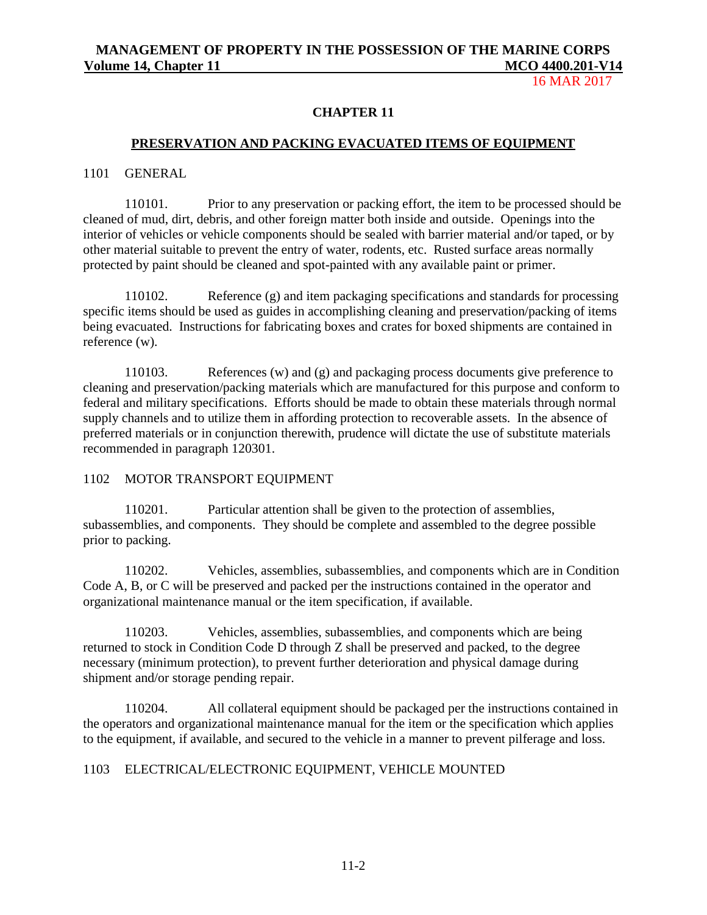# CHAPTER 11

## PRESERVATION AND PACKING EVACUATED ITEMS OF EQUIPMENT

### 1101 GENERAL

110101. Prior to any preservation or packing effort, the item to be processed should be cleaned of mud, dirt, debris, and other foreign matter both inside and outside. Openings into the interior of vehicles or vehicle components should be sealed with barrier material and/or taped, or by other material suitable to prevent the entry of water, rodents, etc. Rusted surface areas normally protected by paint should be cleaned and spot-painted with any available paint or primer.

110102. Reference (g) and item packaging specifications and standards for processing specific items should be used as guides in accomplishing cleaning and preservation/packing of items being evacuated. Instructions for fabricating boxes and crates for boxed shipments are contained in reference (w).

110103. References (w) and (g) and packaging process documents give preference to cleaning and preservation/packing materials which are manufactured for this purpose and conform to federal and military specifications. Efforts should be made to obtain these materials through normal supply channels and to utilize them in affording protection to recoverable assets. In the absence of preferred materials or in conjunction therewith, prudence will dictate the use of substitute materials recommended in paragraph 120301.

### 1102 MOTOR TRANSPORT EQUIPMENT

110201. Particular attention shall be given to the protection of assemblies, subassemblies, and components. They should be complete and assembled to the degree possible prior to packing.

110202. Vehicles, assemblies, subassemblies, and components which are in Condition Code A, B, or C will be preserved and packed per the instructions contained in the operator and organizational maintenance manual or the item specification, if available.

110203. Vehicles, assemblies, subassemblies, and components which are being returned to stock in Condition Code D through Z shall be preserved and packed, to the degree necessary (minimum protection), to prevent further deterioration and physical damage during shipment and/or storage pending repair.

110204. All collateral equipment should be packaged per the instructions contained in the operators and organizational maintenance manual for the item or the specification which applies to the equipment, if available, and secured to the vehicle in a manner to prevent pilferage and loss.

### 1103 ELECTRICAL/ELECTRONIC EQUIPMENT, VEHICLE MOUNTED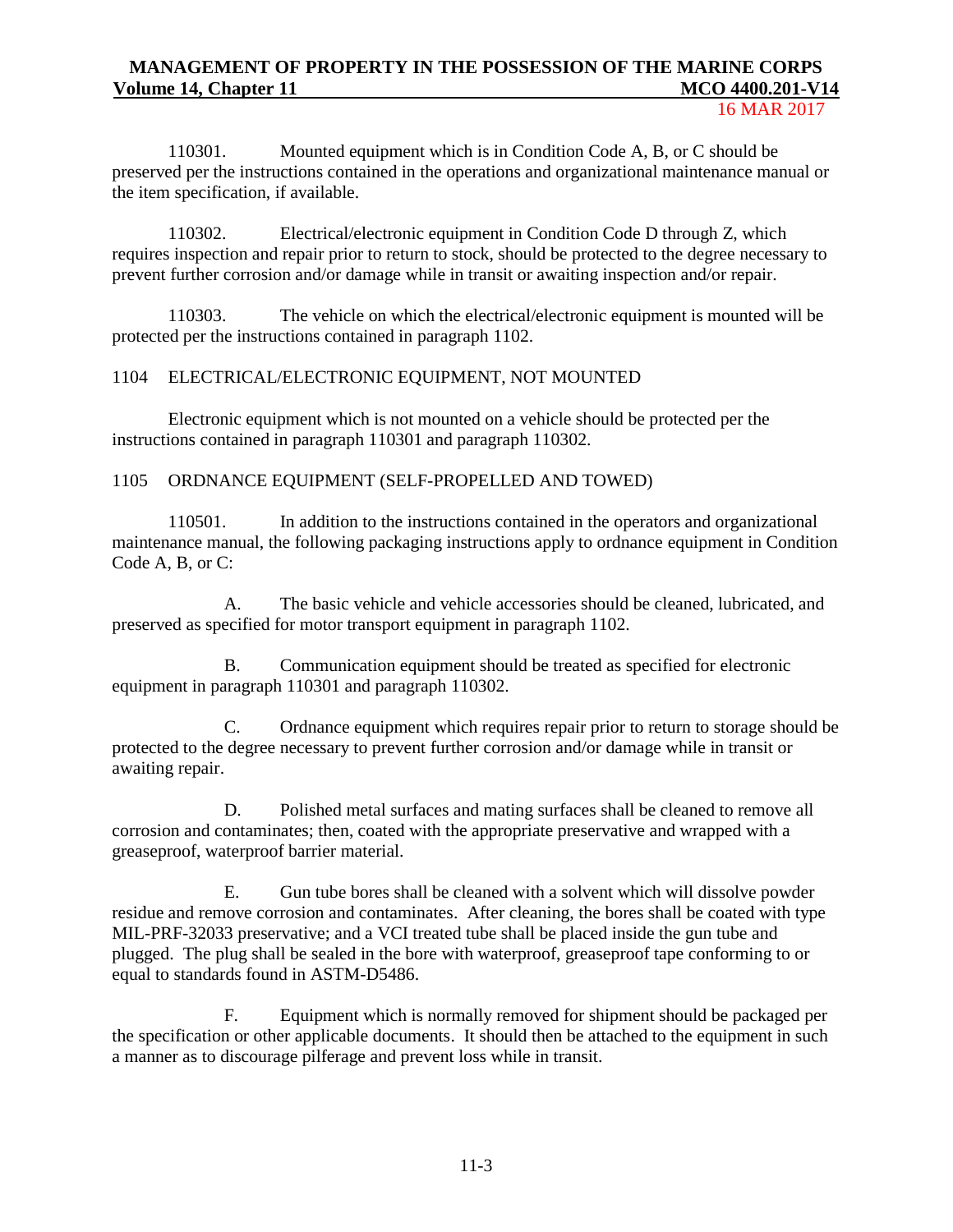110301. Mounted equipment which is in Condition Code A, B, or C should be preserved per the instructions contained in the operations and organizational maintenance manual or the item specification, if available.

110302. Electrical/electronic equipment in Condition Code D through Z, which requires inspection and repair prior to return to stock, should be protected to the degree necessary to prevent further corrosion and/or damage while in transit or awaiting inspection and/or repair.

110303. The vehicle on which the electrical/electronic equipment is mounted will be protected per the instructions contained in paragraph 1102.

## 1104 ELECTRICAL/ELECTRONIC EQUIPMENT, NOT MOUNTED

Electronic equipment which is not mounted on a vehicle should be protected per the instructions contained in paragraph 110301 and paragraph 110302.

## 1105 ORDNANCE EQUIPMENT (SELF-PROPELLED AND TOWED)

110501. In addition to the instructions contained in the operators and organizational maintenance manual, the following packaging instructions apply to ordnance equipment in Condition Code A, B, or C:

A. The basic vehicle and vehicle accessories should be cleaned, lubricated, and preserved as specified for motor transport equipment in paragraph 1102.

B. Communication equipment should be treated as specified for electronic equipment in paragraph 110301 and paragraph 110302.

C. Ordnance equipment which requires repair prior to return to storage should be protected to the degree necessary to prevent further corrosion and/or damage while in transit or awaiting repair.

D. Polished metal surfaces and mating surfaces shall be cleaned to remove all corrosion and contaminates; then, coated with the appropriate preservative and wrapped with a greaseproof, waterproof barrier material.

E. Gun tube bores shall be cleaned with a solvent which will dissolve powder residue and remove corrosion and contaminates. After cleaning, the bores shall be coated with type MIL-PRF-32033 preservative; and a VCI treated tube shall be placed inside the gun tube and plugged. The plug shall be sealed in the bore with waterproof, greaseproof tape conforming to or equal to standards found in ASTM-D5486.

F. Equipment which is normally removed for shipment should be packaged per the specification or other applicable documents. It should then be attached to the equipment in such a manner as to discourage pilferage and prevent loss while in transit.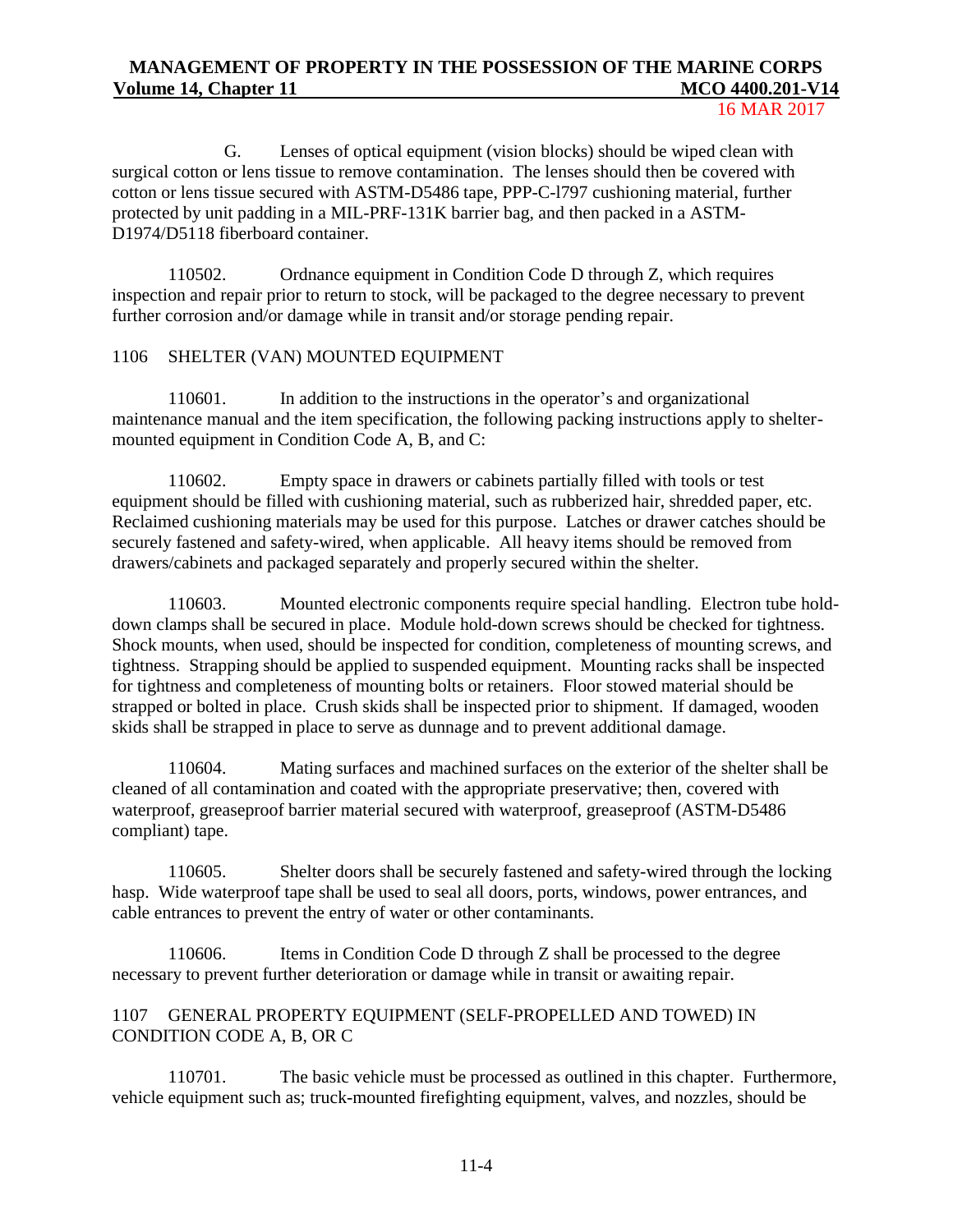G. Lenses of optical equipment (vision blocks) should be wiped clean with surgical cotton or lens tissue to remove contamination. The lenses should then be covered with cotton or lens tissue secured with ASTM-D5486 tape, PPP-C-l797 cushioning material, further protected by unit padding in a MIL-PRF-131K barrier bag, and then packed in a ASTM-D1974/D5118 fiberboard container.

110502. Ordnance equipment in Condition Code D through Z, which requires inspection and repair prior to return to stock, will be packaged to the degree necessary to prevent further corrosion and/or damage while in transit and/or storage pending repair.

## 1106 SHELTER (VAN) MOUNTED EQUIPMENT

110601. In addition to the instructions in the operator's and organizational maintenance manual and the item specification, the following packing instructions apply to shelter-mounted equipment in Condition Code A, B, and C:

110602. Empty space in drawers or cabinets partially filled with tools or test equipment should be filled with cushioning material, such as rubberized hair, shredded paper, etc. Reclaimed cushioning materials may be used for this purpose. Latches or drawer catches should be securely fastened and safety-wired, when applicable. All heavy items should be removed from drawers/cabinets and packaged separately and properly secured within the shelter.

110603. Mounted electronic components require special handling. Electron tube hold-down clamps shall be secured in place. Module hold-down screws should be checked for tightness. Shock mounts, when used, should be inspected for condition, completeness of mounting screws, and tightness. Strapping should be applied to suspended equipment. Mounting racks shall be inspected for tightness and completeness of mounting bolts or retainers. Floor stowed material should be strapped or bolted in place. Crush skids shall be inspected prior to shipment. If damaged, wooden skids shall be strapped in place to serve as dunnage and to prevent additional damage.

110604. Mating surfaces and machined surfaces on the exterior of the shelter shall be cleaned of all contamination and coated with the appropriate preservative; then, covered with waterproof, greaseproof barrier material secured with waterproof, greaseproof (ASTM-D5486 compliant) tape.

110605. Shelter doors shall be securely fastened and safety-wired through the locking hasp. Wide waterproof tape shall be used to seal all doors, ports, windows, power entrances, and cable entrances to prevent the entry of water or other contaminants.

110606. Items in Condition Code D through Z shall be processed to the degree necessary to prevent further deterioration or damage while in transit or awaiting repair.

## 1107 GENERAL PROPERTY EQUIPMENT (SELF-PROPELLED AND TOWED) IN CONDITION CODE A, B, OR C

110701. The basic vehicle must be processed as outlined in this chapter. Furthermore, vehicle equipment such as; truck-mounted firefighting equipment, valves, and nozzles, should be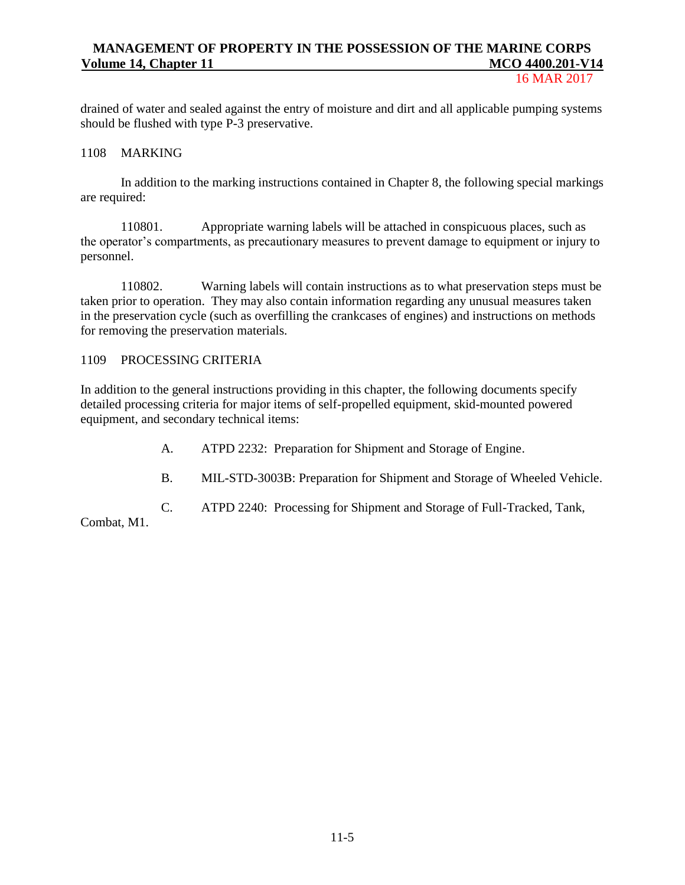drained of water and sealed against the entry of moisture and dirt and all applicable pumping systems should be flushed with type P-3 preservative.

## 1108 MARKING

In addition to the marking instructions contained in Chapter 8, the following special markings are required:

110801. Appropriate warning labels will be attached in conspicuous places, such as the operator's compartments, as precautionary measures to prevent damage to equipment or injury to personnel.

110802. Warning labels will contain instructions as to what preservation steps must be taken prior to operation. They may also contain information regarding any unusual measures taken in the preservation cycle (such as overfilling the crankcases of engines) and instructions on methods for removing the preservation materials.

## 1109 PROCESSING CRITERIA

In addition to the general instructions providing in this chapter, the following documents specify detailed processing criteria for major items of self-propelled equipment, skid-mounted powered equipment, and secondary technical items:

A. ATPD 2232: Preparation for Shipment and Storage of Engine.

B. MIL-STD-3003B: Preparation for Shipment and Storage of Wheeled Vehicle.

C. ATPD 2240: Processing for Shipment and Storage of Full-Tracked, Tank, Combat, M1.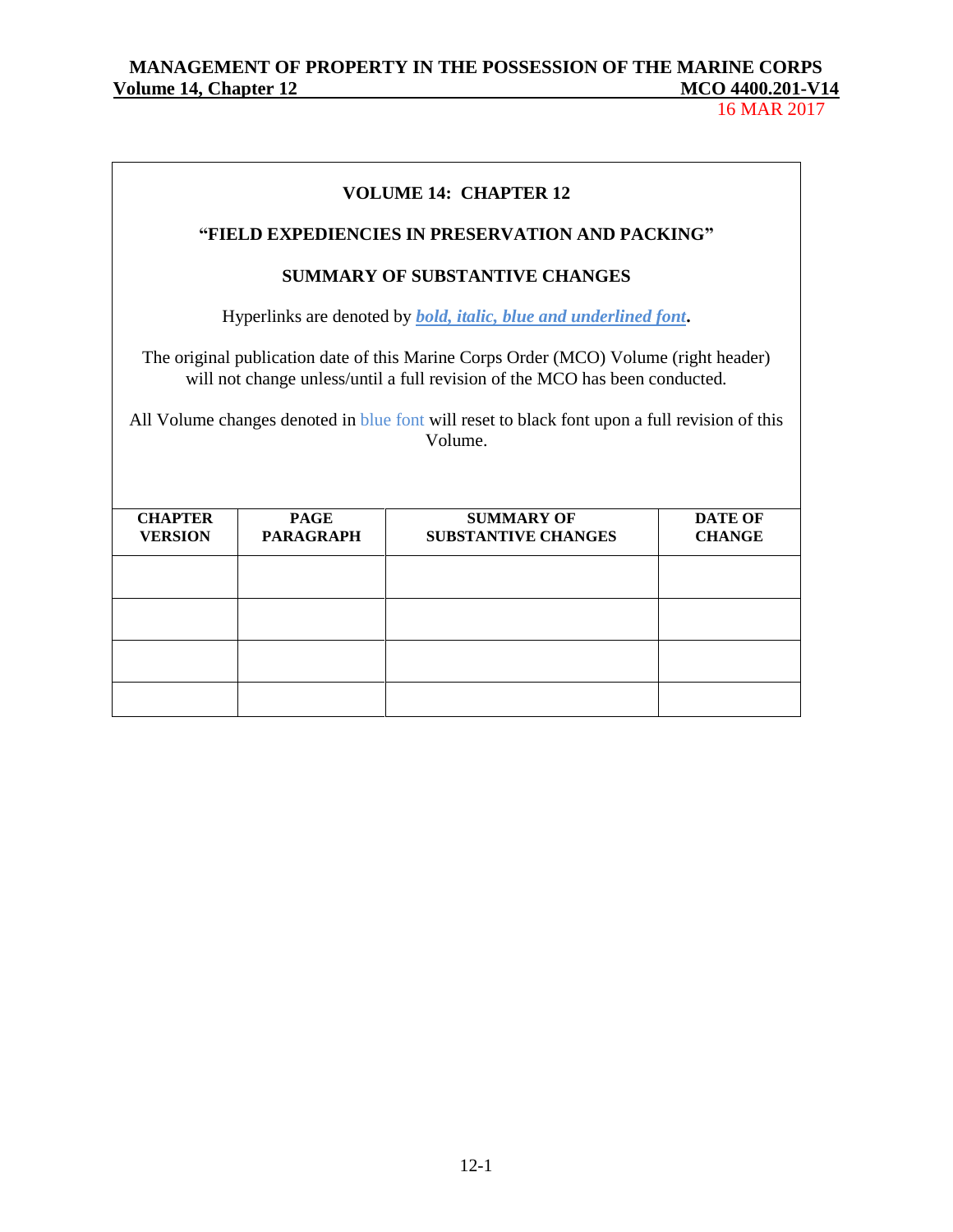**VOLUME 14: CHAPTER 12**

**"FIELD EXPEDIENCIES IN PRESERVATION AND PACKING"**

**SUMMARY OF SUBSTANTIVE CHANGES**

Hyperlinks are denoted by ***bold, italic, blue and underlined font*****.**

The original publication date of this Marine Corps Order (MCO) Volume (right header) will not change unless/until a full revision of the MCO has been conducted.

All Volume changes denoted in blue font will reset to black font upon a full revision of this Volume.

| CHAPTER VERSION | PAGE PARAGRAPH | SUMMARY OF SUBSTANTIVE CHANGES | DATE OF CHANGE |
|---|---|---|---|
| | | | |
| | | | |
| | | | |
| | | | |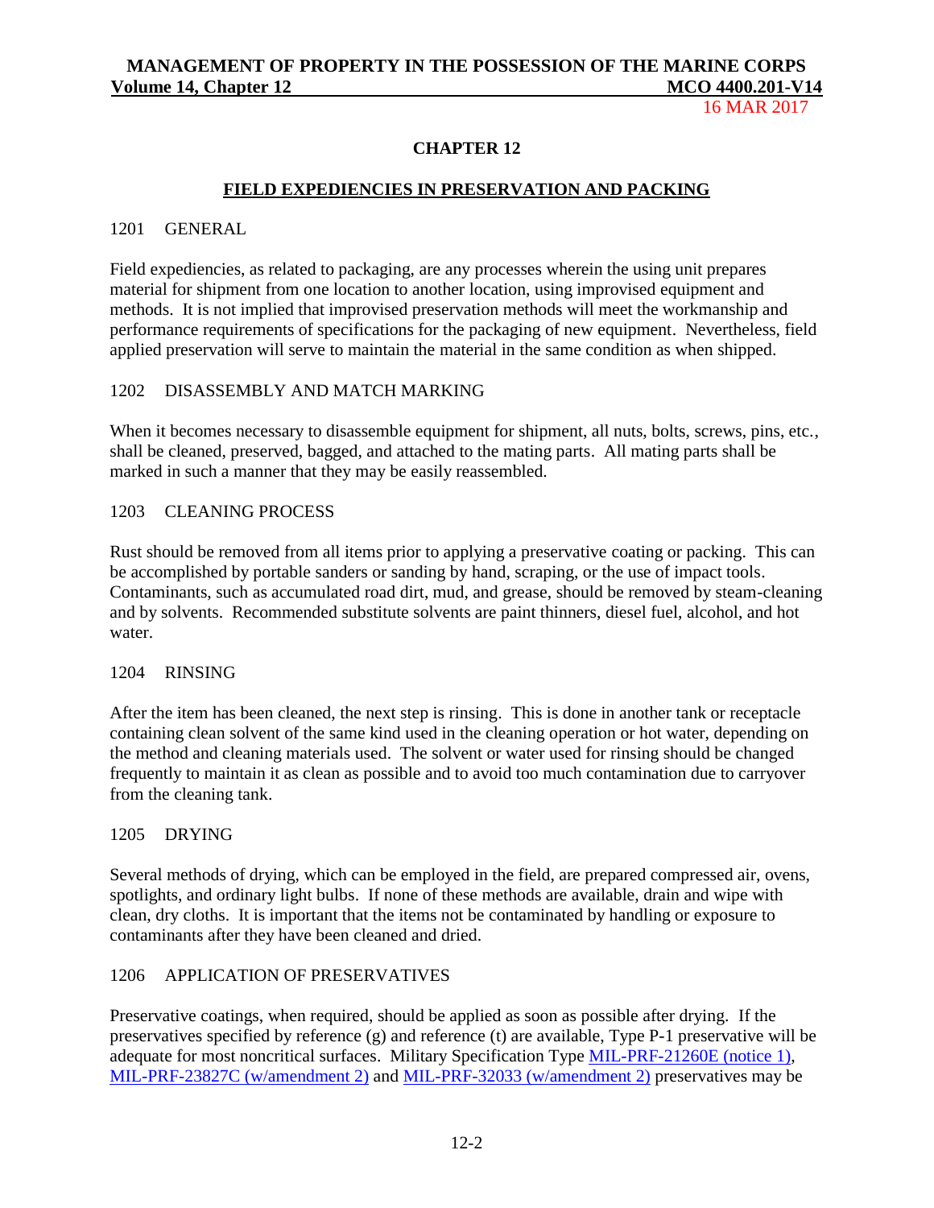# CHAPTER 12

## FIELD EXPEDIENCIES IN PRESERVATION AND PACKING

### 1201 GENERAL

Field expediencies, as related to packaging, are any processes wherein the using unit prepares material for shipment from one location to another location, using improvised equipment and methods. It is not implied that improvised preservation methods will meet the workmanship and performance requirements of specifications for the packaging of new equipment. Nevertheless, field applied preservation will serve to maintain the material in the same condition as when shipped.

### 1202 DISASSEMBLY AND MATCH MARKING

When it becomes necessary to disassemble equipment for shipment, all nuts, bolts, screws, pins, etc., shall be cleaned, preserved, bagged, and attached to the mating parts. All mating parts shall be marked in such a manner that they may be easily reassembled.

### 1203 CLEANING PROCESS

Rust should be removed from all items prior to applying a preservative coating or packing. This can be accomplished by portable sanders or sanding by hand, scraping, or the use of impact tools. Contaminants, such as accumulated road dirt, mud, and grease, should be removed by steam-cleaning and by solvents. Recommended substitute solvents are paint thinners, diesel fuel, alcohol, and hot water.

### 1204 RINSING

After the item has been cleaned, the next step is rinsing. This is done in another tank or receptacle containing clean solvent of the same kind used in the cleaning operation or hot water, depending on the method and cleaning materials used. The solvent or water used for rinsing should be changed frequently to maintain it as clean as possible and to avoid too much contamination due to carryover from the cleaning tank.

### 1205 DRYING

Several methods of drying, which can be employed in the field, are prepared compressed air, ovens, spotlights, and ordinary light bulbs. If none of these methods are available, drain and wipe with clean, dry cloths. It is important that the items not be contaminated by handling or exposure to contaminants after they have been cleaned and dried.

### 1206 APPLICATION OF PRESERVATIVES

Preservative coatings, when required, should be applied as soon as possible after drying. If the preservatives specified by reference (g) and reference (t) are available, Type P-1 preservative will be adequate for most noncritical surfaces. Military Specification Type MIL-PRF-21260E (notice 1), MIL-PRF-23827C (w/amendment 2) and MIL-PRF-32033 (w/amendment 2) preservatives may be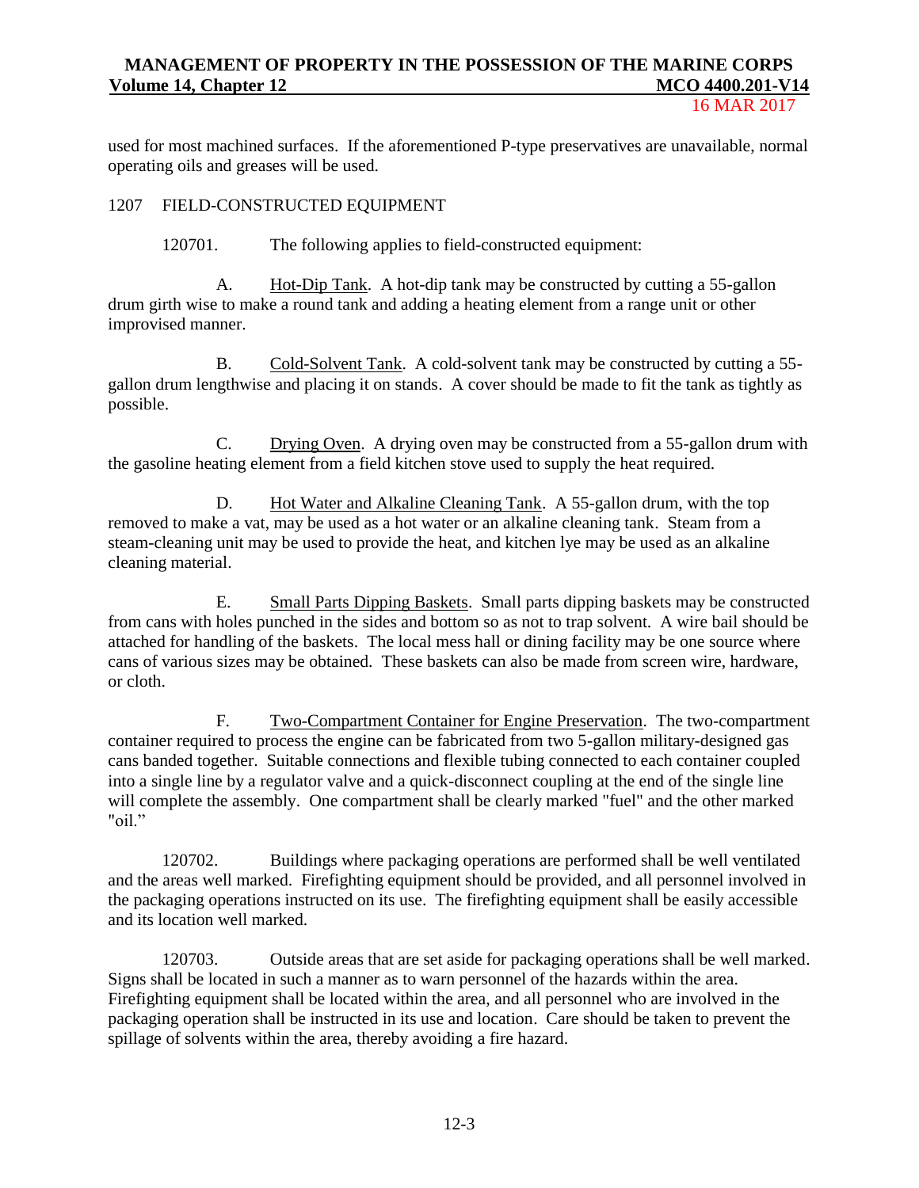used for most machined surfaces. If the aforementioned P-type preservatives are unavailable, normal operating oils and greases will be used.

## 1207 FIELD-CONSTRUCTED EQUIPMENT

120701. The following applies to field-constructed equipment:

A. Hot-Dip Tank. A hot-dip tank may be constructed by cutting a 55-gallon drum girth wise to make a round tank and adding a heating element from a range unit or other improvised manner.

B. Cold-Solvent Tank. A cold-solvent tank may be constructed by cutting a 55-gallon drum lengthwise and placing it on stands. A cover should be made to fit the tank as tightly as possible.

C. Drying Oven. A drying oven may be constructed from a 55-gallon drum with the gasoline heating element from a field kitchen stove used to supply the heat required.

D. Hot Water and Alkaline Cleaning Tank. A 55-gallon drum, with the top removed to make a vat, may be used as a hot water or an alkaline cleaning tank. Steam from a steam-cleaning unit may be used to provide the heat, and kitchen lye may be used as an alkaline cleaning material.

E. Small Parts Dipping Baskets. Small parts dipping baskets may be constructed from cans with holes punched in the sides and bottom so as not to trap solvent. A wire bail should be attached for handling of the baskets. The local mess hall or dining facility may be one source where cans of various sizes may be obtained. These baskets can also be made from screen wire, hardware, or cloth.

F. Two-Compartment Container for Engine Preservation. The two-compartment container required to process the engine can be fabricated from two 5-gallon military-designed gas cans banded together. Suitable connections and flexible tubing connected to each container coupled into a single line by a regulator valve and a quick-disconnect coupling at the end of the single line will complete the assembly. One compartment shall be clearly marked "fuel" and the other marked "oil."

120702. Buildings where packaging operations are performed shall be well ventilated and the areas well marked. Firefighting equipment should be provided, and all personnel involved in the packaging operations instructed on its use. The firefighting equipment shall be easily accessible and its location well marked.

120703. Outside areas that are set aside for packaging operations shall be well marked. Signs shall be located in such a manner as to warn personnel of the hazards within the area. Firefighting equipment shall be located within the area, and all personnel who are involved in the packaging operation shall be instructed in its use and location. Care should be taken to prevent the spillage of solvents within the area, thereby avoiding a fire hazard.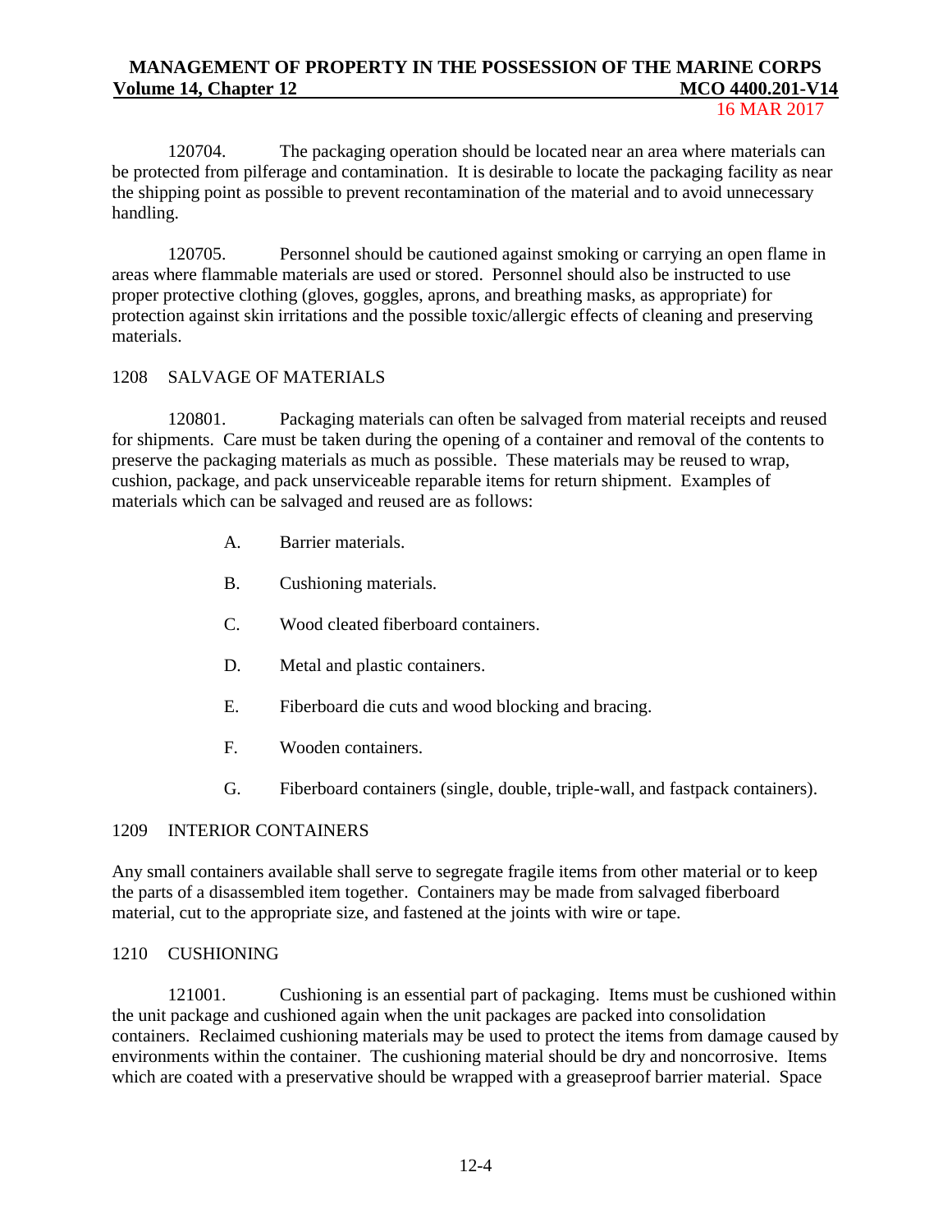120704. The packaging operation should be located near an area where materials can be protected from pilferage and contamination. It is desirable to locate the packaging facility as near the shipping point as possible to prevent recontamination of the material and to avoid unnecessary handling.

120705. Personnel should be cautioned against smoking or carrying an open flame in areas where flammable materials are used or stored. Personnel should also be instructed to use proper protective clothing (gloves, goggles, aprons, and breathing masks, as appropriate) for protection against skin irritations and the possible toxic/allergic effects of cleaning and preserving materials.

## 1208 SALVAGE OF MATERIALS

120801. Packaging materials can often be salvaged from material receipts and reused for shipments. Care must be taken during the opening of a container and removal of the contents to preserve the packaging materials as much as possible. These materials may be reused to wrap, cushion, package, and pack unserviceable reparable items for return shipment. Examples of materials which can be salvaged and reused are as follows:

A. Barrier materials.

B. Cushioning materials.

C. Wood cleated fiberboard containers.

D. Metal and plastic containers.

E. Fiberboard die cuts and wood blocking and bracing.

F. Wooden containers.

G. Fiberboard containers (single, double, triple-wall, and fastpack containers).

## 1209 INTERIOR CONTAINERS

Any small containers available shall serve to segregate fragile items from other material or to keep the parts of a disassembled item together. Containers may be made from salvaged fiberboard material, cut to the appropriate size, and fastened at the joints with wire or tape.

## 1210 CUSHIONING

121001. Cushioning is an essential part of packaging. Items must be cushioned within the unit package and cushioned again when the unit packages are packed into consolidation containers. Reclaimed cushioning materials may be used to protect the items from damage caused by environments within the container. The cushioning material should be dry and noncorrosive. Items which are coated with a preservative should be wrapped with a greaseproof barrier material. Space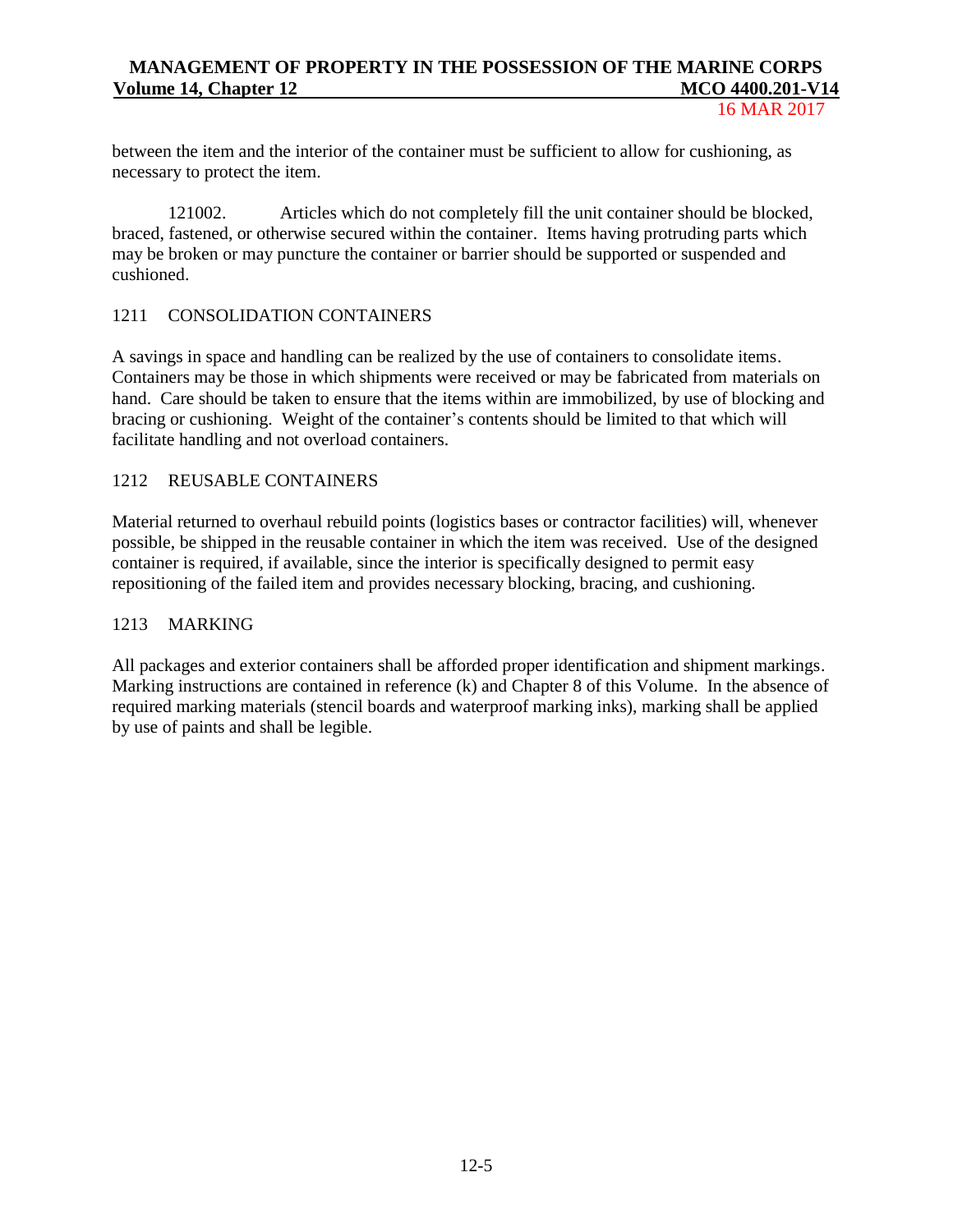between the item and the interior of the container must be sufficient to allow for cushioning, as necessary to protect the item.

121002. Articles which do not completely fill the unit container should be blocked, braced, fastened, or otherwise secured within the container. Items having protruding parts which may be broken or may puncture the container or barrier should be supported or suspended and cushioned.

## 1211 CONSOLIDATION CONTAINERS

A savings in space and handling can be realized by the use of containers to consolidate items. Containers may be those in which shipments were received or may be fabricated from materials on hand. Care should be taken to ensure that the items within are immobilized, by use of blocking and bracing or cushioning. Weight of the container's contents should be limited to that which will facilitate handling and not overload containers.

## 1212 REUSABLE CONTAINERS

Material returned to overhaul rebuild points (logistics bases or contractor facilities) will, whenever possible, be shipped in the reusable container in which the item was received. Use of the designed container is required, if available, since the interior is specifically designed to permit easy repositioning of the failed item and provides necessary blocking, bracing, and cushioning.

## 1213 MARKING

All packages and exterior containers shall be afforded proper identification and shipment markings. Marking instructions are contained in reference (k) and Chapter 8 of this Volume. In the absence of required marking materials (stencil boards and waterproof marking inks), marking shall be applied by use of paints and shall be legible.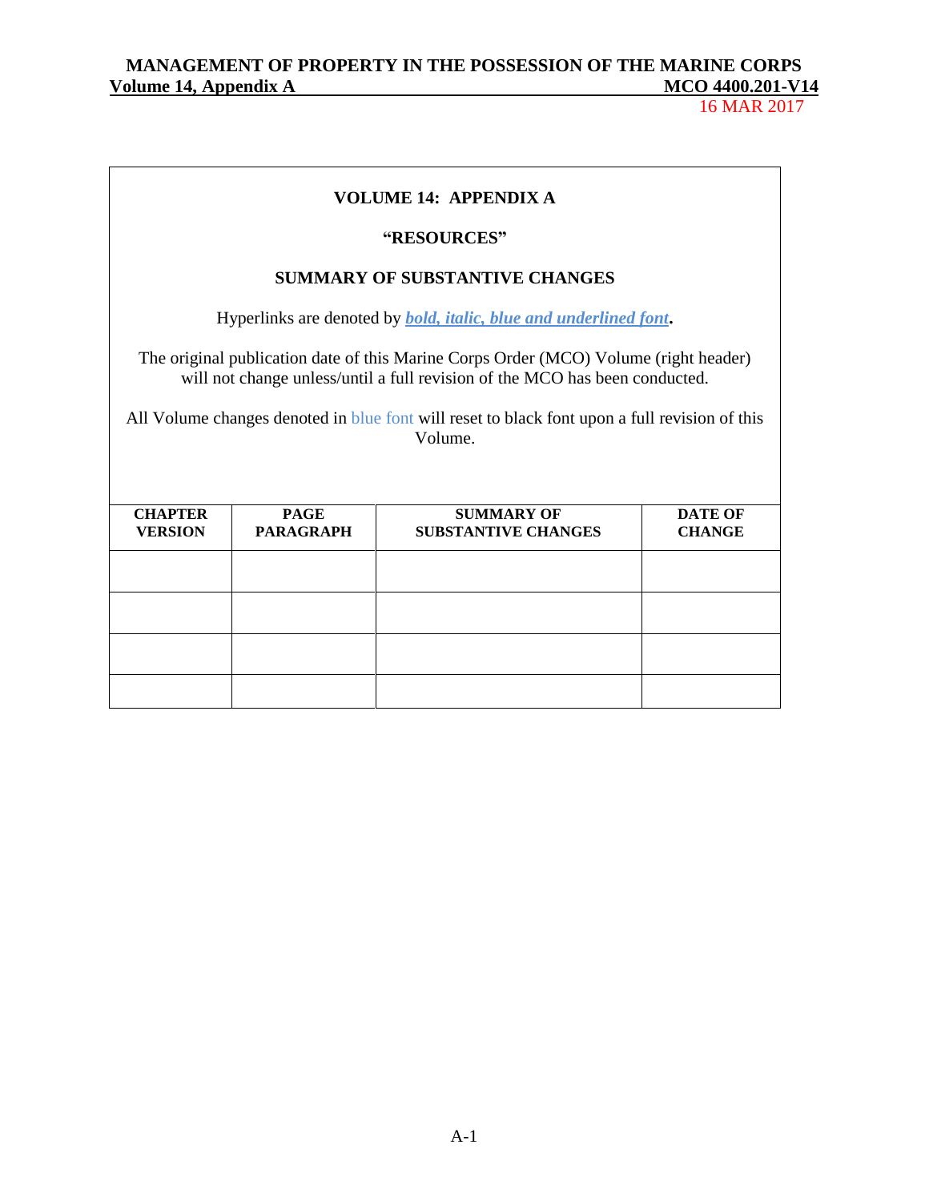**VOLUME 14: APPENDIX A**

**"RESOURCES"**

**SUMMARY OF SUBSTANTIVE CHANGES**

Hyperlinks are denoted by ***bold, italic, blue and underlined font***.

The original publication date of this Marine Corps Order (MCO) Volume (right header) will not change unless/until a full revision of the MCO has been conducted.

All Volume changes denoted in blue font will reset to black font upon a full revision of this Volume.

| CHAPTER VERSION | PAGE PARAGRAPH | SUMMARY OF SUBSTANTIVE CHANGES | DATE OF CHANGE |
|---|---|---|---|
| | | | |
| | | | |
| | | | |
| | | | |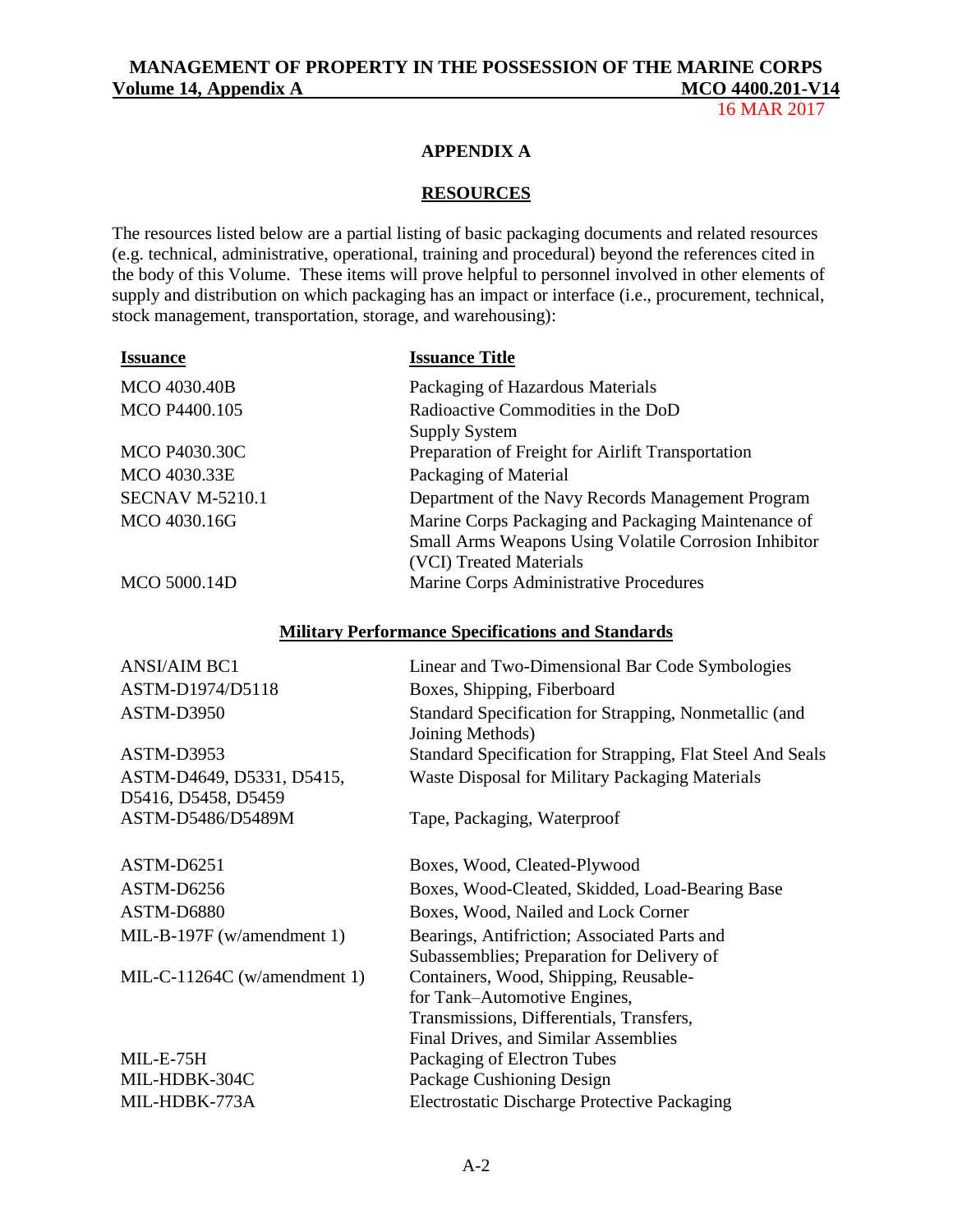## APPENDIX A

## RESOURCES

The resources listed below are a partial listing of basic packaging documents and related resources (e.g. technical, administrative, operational, training and procedural) beyond the references cited in the body of this Volume. These items will prove helpful to personnel involved in other elements of supply and distribution on which packaging has an impact or interface (i.e., procurement, technical, stock management, transportation, storage, and warehousing):

| Issuance | Issuance Title |
|---|---|
| MCO 4030.40B | Packaging of Hazardous Materials |
| MCO P4400.105 | Radioactive Commodities in the DoD Supply System |
| MCO P4030.30C | Preparation of Freight for Airlift Transportation |
| MCO 4030.33E | Packaging of Material |
| SECNAV M-5210.1 | Department of the Navy Records Management Program |
| MCO 4030.16G | Marine Corps Packaging and Packaging Maintenance of Small Arms Weapons Using Volatile Corrosion Inhibitor (VCI) Treated Materials |
| MCO 5000.14D | Marine Corps Administrative Procedures |

### Military Performance Specifications and Standards

| | |
|---|---|
| ANSI/AIM BC1 | Linear and Two-Dimensional Bar Code Symbologies |
| ASTM-D1974/D5118 | Boxes, Shipping, Fiberboard |
| ASTM-D3950 | Standard Specification for Strapping, Nonmetallic (and Joining Methods) |
| ASTM-D3953 | Standard Specification for Strapping, Flat Steel And Seals |
| ASTM-D4649, D5331, D5415, D5416, D5458, D5459 | Waste Disposal for Military Packaging Materials |
| ASTM-D5486/D5489M | Tape, Packaging, Waterproof |
| ASTM-D6251 | Boxes, Wood, Cleated-Plywood |
| ASTM-D6256 | Boxes, Wood-Cleated, Skidded, Load-Bearing Base |
| ASTM-D6880 | Boxes, Wood, Nailed and Lock Corner |
| MIL-B-197F (w/amendment 1) | Bearings, Antifriction; Associated Parts and Subassemblies; Preparation for Delivery of |
| MIL-C-11264C (w/amendment 1) | Containers, Wood, Shipping, Reusable- for Tank–Automotive Engines, Transmissions, Differentials, Transfers, Final Drives, and Similar Assemblies |
| MIL-E-75H | Packaging of Electron Tubes |
| MIL-HDBK-304C | Package Cushioning Design |
| MIL-HDBK-773A | Electrostatic Discharge Protective Packaging |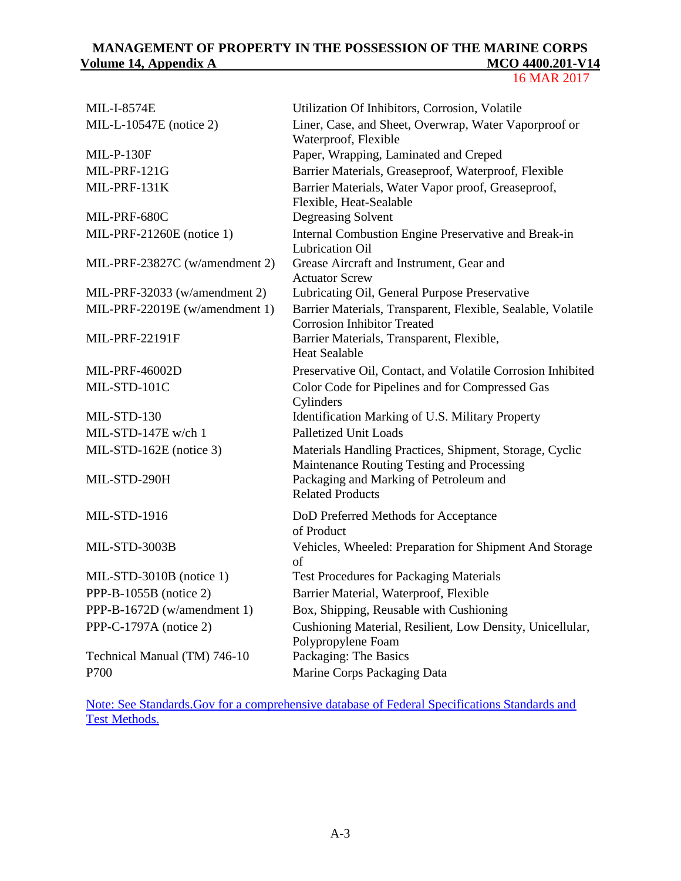| | |
|---|---|
| MIL-I-8574E | Utilization Of Inhibitors, Corrosion, Volatile |
| MIL-L-10547E (notice 2) | Liner, Case, and Sheet, Overwrap, Water Vaporproof or Waterproof, Flexible |
| MIL-P-130F | Paper, Wrapping, Laminated and Creped |
| MIL-PRF-121G | Barrier Materials, Greaseproof, Waterproof, Flexible |
| MIL-PRF-131K | Barrier Materials, Water Vapor proof, Greaseproof, Flexible, Heat-Sealable |
| MIL-PRF-680C | Degreasing Solvent |
| MIL-PRF-21260E (notice 1) | Internal Combustion Engine Preservative and Break-in Lubrication Oil |
| MIL-PRF-23827C (w/amendment 2) | Grease Aircraft and Instrument, Gear and Actuator Screw |
| MIL-PRF-32033 (w/amendment 2) | Lubricating Oil, General Purpose Preservative |
| MIL-PRF-22019E (w/amendment 1) | Barrier Materials, Transparent, Flexible, Sealable, Volatile Corrosion Inhibitor Treated |
| MIL-PRF-22191F | Barrier Materials, Transparent, Flexible, Heat Sealable |
| MIL-PRF-46002D | Preservative Oil, Contact, and Volatile Corrosion Inhibited |
| MIL-STD-101C | Color Code for Pipelines and for Compressed Gas Cylinders |
| MIL-STD-130 | Identification Marking of U.S. Military Property |
| MIL-STD-147E w/ch 1 | Palletized Unit Loads |
| MIL-STD-162E (notice 3) | Materials Handling Practices, Shipment, Storage, Cyclic Maintenance Routing Testing and Processing |
| MIL-STD-290H | Packaging and Marking of Petroleum and Related Products |
| MIL-STD-1916 | DoD Preferred Methods for Acceptance of Product |
| MIL-STD-3003B | Vehicles, Wheeled: Preparation for Shipment And Storage of |
| MIL-STD-3010B (notice 1) | Test Procedures for Packaging Materials |
| PPP-B-1055B (notice 2) | Barrier Material, Waterproof, Flexible |
| PPP-B-1672D (w/amendment 1) | Box, Shipping, Reusable with Cushioning |
| PPP-C-1797A (notice 2) | Cushioning Material, Resilient, Low Density, Unicellular, Polypropylene Foam |
| Technical Manual (TM) 746-10 | Packaging: The Basics |
| P700 | Marine Corps Packaging Data |

Note: See Standards.Gov for a comprehensive database of Federal Specifications Standards and Test Methods.